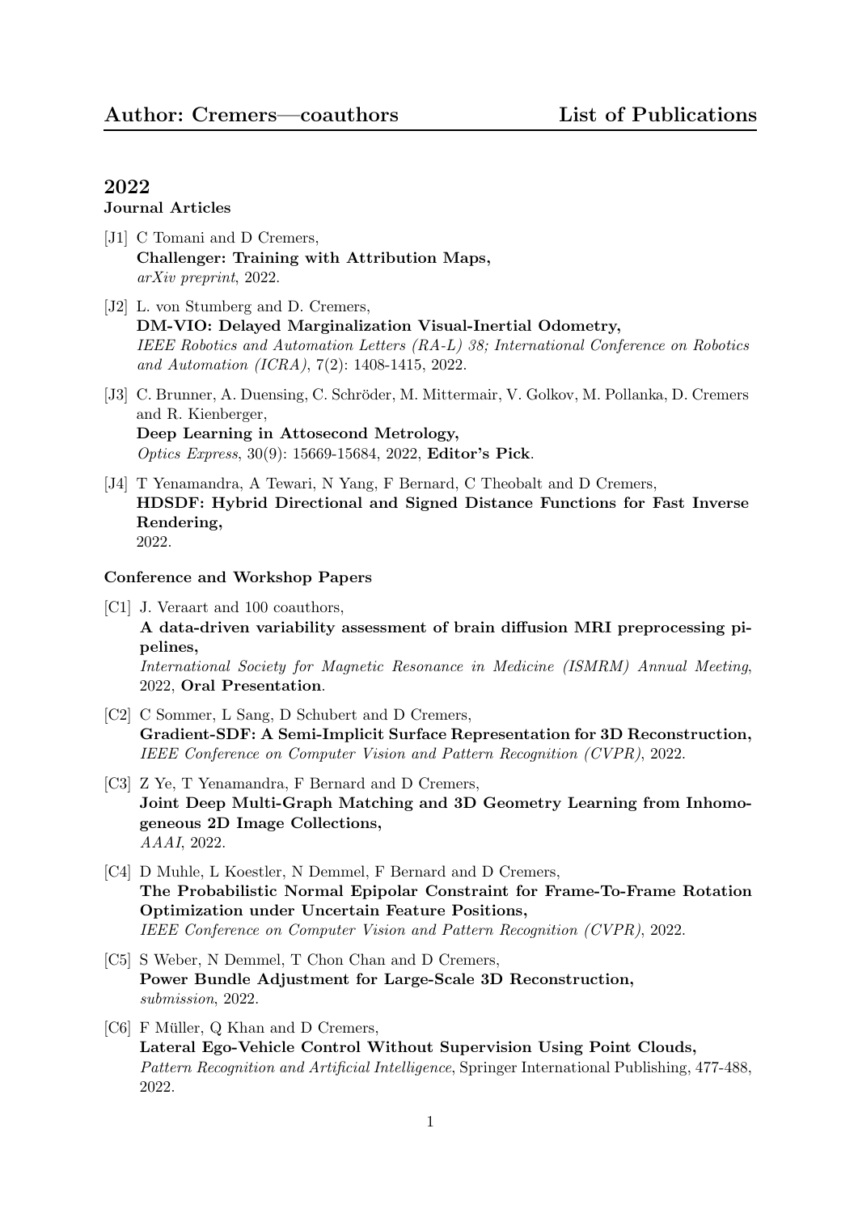## 2022

### Journal Articles

[J1] C Tomani and D Cremers,
**Challenger: Training with Attribution Maps,**
*arXiv preprint*, 2022.

[J2] L. von Stumberg and D. Cremers,
**DM-VIO: Delayed Marginalization Visual-Inertial Odometry,**
*IEEE Robotics and Automation Letters (RA-L) 38; International Conference on Robotics and Automation (ICRA)*, 7(2): 1408-1415, 2022.

[J3] C. Brunner, A. Duensing, C. Schröder, M. Mittermair, V. Golkov, M. Pollanka, D. Cremers and R. Kienberger,
**Deep Learning in Attosecond Metrology,**
*Optics Express*, 30(9): 15669-15684, 2022, **Editor's Pick**.

[J4] T Yenamandra, A Tewari, N Yang, F Bernard, C Theobalt and D Cremers,
**HDSDF: Hybrid Directional and Signed Distance Functions for Fast Inverse Rendering,**
2022.

### Conference and Workshop Papers

[C1] J. Veraart and 100 coauthors,
**A data-driven variability assessment of brain diffusion MRI preprocessing pipelines,**
*International Society for Magnetic Resonance in Medicine (ISMRM) Annual Meeting*, 2022, **Oral Presentation**.

[C2] C Sommer, L Sang, D Schubert and D Cremers,
**Gradient-SDF: A Semi-Implicit Surface Representation for 3D Reconstruction,**
*IEEE Conference on Computer Vision and Pattern Recognition (CVPR)*, 2022.

[C3] Z Ye, T Yenamandra, F Bernard and D Cremers,
**Joint Deep Multi-Graph Matching and 3D Geometry Learning from Inhomogeneous 2D Image Collections,**
*AAAI*, 2022.

[C4] D Muhle, L Koestler, N Demmel, F Bernard and D Cremers,
**The Probabilistic Normal Epipolar Constraint for Frame-To-Frame Rotation Optimization under Uncertain Feature Positions,**
*IEEE Conference on Computer Vision and Pattern Recognition (CVPR)*, 2022.

[C5] S Weber, N Demmel, T Chon Chan and D Cremers,
**Power Bundle Adjustment for Large-Scale 3D Reconstruction,**
*submission*, 2022.

[C6] F Müller, Q Khan and D Cremers,
**Lateral Ego-Vehicle Control Without Supervision Using Point Clouds,**
*Pattern Recognition and Artificial Intelligence*, Springer International Publishing, 477-488, 2022.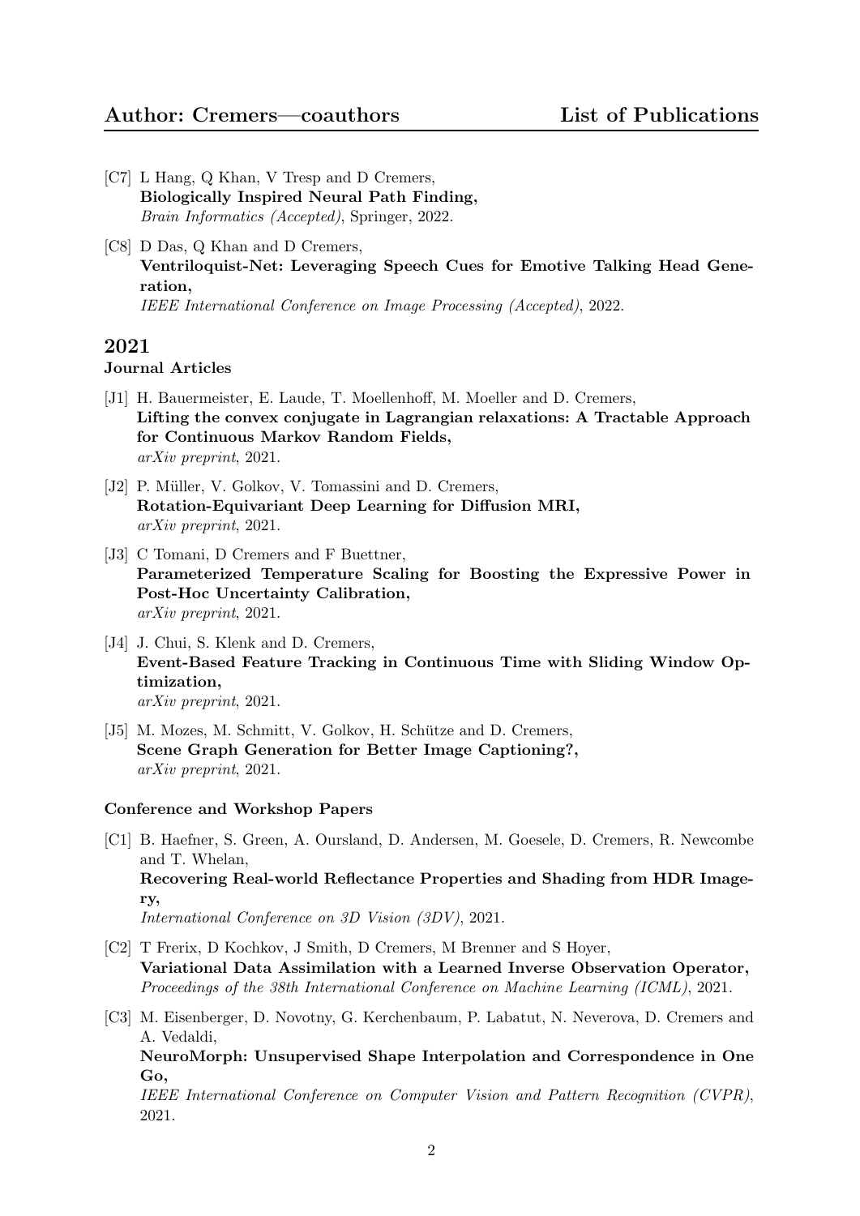[C7] L Hang, Q Khan, V Tresp and D Cremers,
**Biologically Inspired Neural Path Finding,**
*Brain Informatics (Accepted)*, Springer, 2022.

[C8] D Das, Q Khan and D Cremers,
**Ventriloquist-Net: Leveraging Speech Cues for Emotive Talking Head Generation,**
*IEEE International Conference on Image Processing (Accepted)*, 2022.

## 2021

### Journal Articles

[J1] H. Bauermeister, E. Laude, T. Moellenhoff, M. Moeller and D. Cremers,
**Lifting the convex conjugate in Lagrangian relaxations: A Tractable Approach for Continuous Markov Random Fields,**
*arXiv preprint*, 2021.

[J2] P. Müller, V. Golkov, V. Tomassini and D. Cremers,
**Rotation-Equivariant Deep Learning for Diffusion MRI,**
*arXiv preprint*, 2021.

[J3] C Tomani, D Cremers and F Buettner,
**Parameterized Temperature Scaling for Boosting the Expressive Power in Post-Hoc Uncertainty Calibration,**
*arXiv preprint*, 2021.

[J4] J. Chui, S. Klenk and D. Cremers,
**Event-Based Feature Tracking in Continuous Time with Sliding Window Optimization,**
*arXiv preprint*, 2021.

[J5] M. Mozes, M. Schmitt, V. Golkov, H. Schütze and D. Cremers,
**Scene Graph Generation for Better Image Captioning?,**
*arXiv preprint*, 2021.

### Conference and Workshop Papers

[C1] B. Haefner, S. Green, A. Oursland, D. Andersen, M. Goesele, D. Cremers, R. Newcombe and T. Whelan,
**Recovering Real-world Reflectance Properties and Shading from HDR Imagery,**
*International Conference on 3D Vision (3DV)*, 2021.

[C2] T Frerix, D Kochkov, J Smith, D Cremers, M Brenner and S Hoyer,
**Variational Data Assimilation with a Learned Inverse Observation Operator,**
*Proceedings of the 38th International Conference on Machine Learning (ICML)*, 2021.

[C3] M. Eisenberger, D. Novotny, G. Kerchenbaum, P. Labatut, N. Neverova, D. Cremers and A. Vedaldi,
**NeuroMorph: Unsupervised Shape Interpolation and Correspondence in One Go,**
*IEEE International Conference on Computer Vision and Pattern Recognition (CVPR)*, 2021.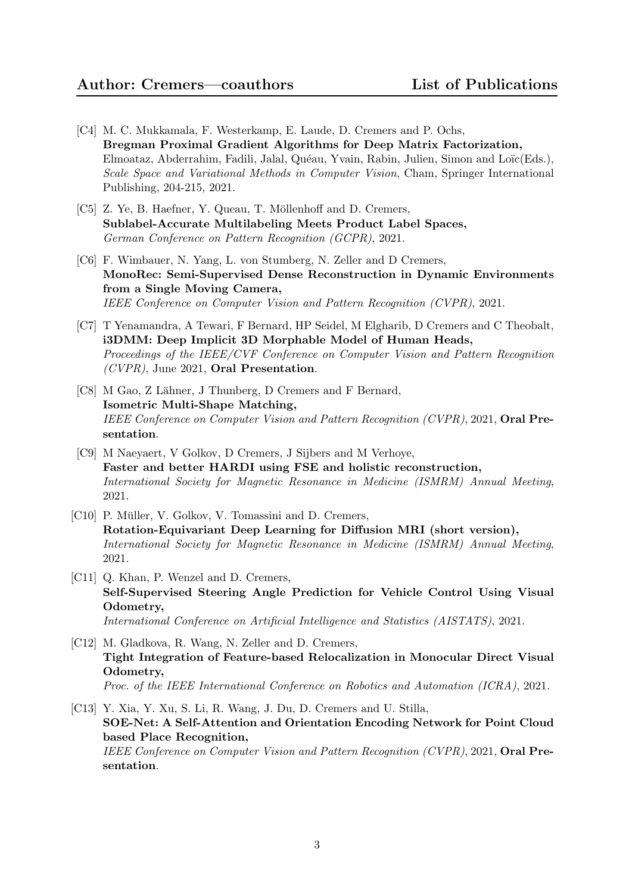[C4] M. C. Mukkamala, F. Westerkamp, E. Laude, D. Cremers and P. Ochs,
**Bregman Proximal Gradient Algorithms for Deep Matrix Factorization,**
Elmoataz, Abderrahim, Fadili, Jalal, Quéau, Yvain, Rabin, Julien, Simon and Loïc(Eds.), *Scale Space and Variational Methods in Computer Vision*, Cham, Springer International Publishing, 204-215, 2021.

[C5] Z. Ye, B. Haefner, Y. Queau, T. Möllenhoff and D. Cremers,
**Sublabel-Accurate Multilabeling Meets Product Label Spaces,**
*German Conference on Pattern Recognition (GCPR)*, 2021.

[C6] F. Wimbauer, N. Yang, L. von Stumberg, N. Zeller and D Cremers,
**MonoRec: Semi-Supervised Dense Reconstruction in Dynamic Environments from a Single Moving Camera,**
*IEEE Conference on Computer Vision and Pattern Recognition (CVPR)*, 2021.

[C7] T Yenamandra, A Tewari, F Bernard, HP Seidel, M Elgharib, D Cremers and C Theobalt,
**i3DMM: Deep Implicit 3D Morphable Model of Human Heads,**
*Proceedings of the IEEE/CVF Conference on Computer Vision and Pattern Recognition (CVPR)*, June 2021, **Oral Presentation**.

[C8] M Gao, Z Lähner, J Thunberg, D Cremers and F Bernard,
**Isometric Multi-Shape Matching,**
*IEEE Conference on Computer Vision and Pattern Recognition (CVPR)*, 2021, **Oral Presentation**.

[C9] M Naeyaert, V Golkov, D Cremers, J Sijbers and M Verhoye,
**Faster and better HARDI using FSE and holistic reconstruction,**
*International Society for Magnetic Resonance in Medicine (ISMRM) Annual Meeting*, 2021.

[C10] P. Müller, V. Golkov, V. Tomassini and D. Cremers,
**Rotation-Equivariant Deep Learning for Diffusion MRI (short version),**
*International Society for Magnetic Resonance in Medicine (ISMRM) Annual Meeting*, 2021.

[C11] Q. Khan, P. Wenzel and D. Cremers,
**Self-Supervised Steering Angle Prediction for Vehicle Control Using Visual Odometry,**
*International Conference on Artificial Intelligence and Statistics (AISTATS)*, 2021.

[C12] M. Gladkova, R. Wang, N. Zeller and D. Cremers,
**Tight Integration of Feature-based Relocalization in Monocular Direct Visual Odometry,**
*Proc. of the IEEE International Conference on Robotics and Automation (ICRA)*, 2021.

[C13] Y. Xia, Y. Xu, S. Li, R. Wang, J. Du, D. Cremers and U. Stilla,
**SOE-Net: A Self-Attention and Orientation Encoding Network for Point Cloud based Place Recognition,**
*IEEE Conference on Computer Vision and Pattern Recognition (CVPR)*, 2021, **Oral Presentation**.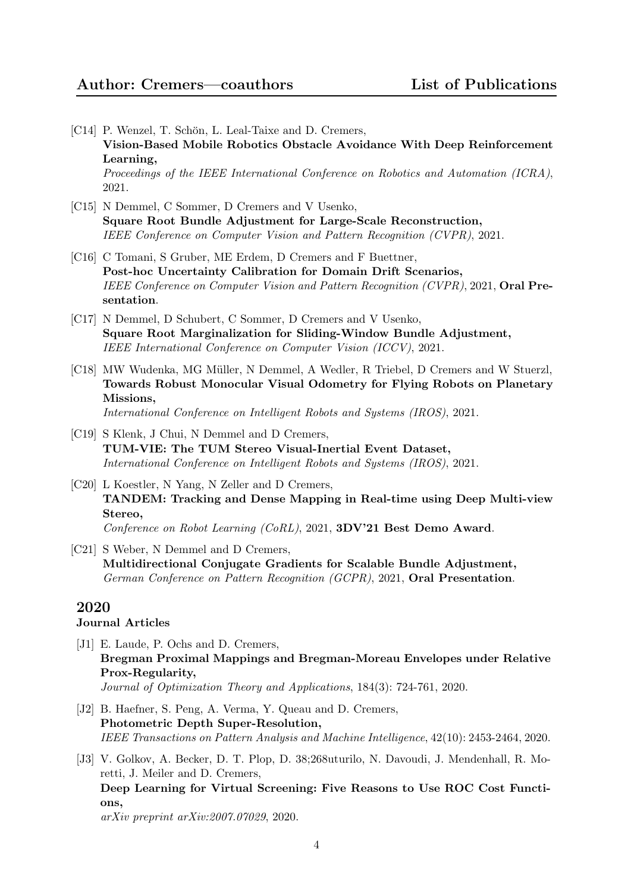[C14] P. Wenzel, T. Schön, L. Leal-Taixe and D. Cremers,
**Vision-Based Mobile Robotics Obstacle Avoidance With Deep Reinforcement Learning,**
*Proceedings of the IEEE International Conference on Robotics and Automation (ICRA)*, 2021.

[C15] N Demmel, C Sommer, D Cremers and V Usenko,
**Square Root Bundle Adjustment for Large-Scale Reconstruction,**
*IEEE Conference on Computer Vision and Pattern Recognition (CVPR)*, 2021.

[C16] C Tomani, S Gruber, ME Erdem, D Cremers and F Buettner,
**Post-hoc Uncertainty Calibration for Domain Drift Scenarios,**
*IEEE Conference on Computer Vision and Pattern Recognition (CVPR)*, 2021, **Oral Presentation**.

[C17] N Demmel, D Schubert, C Sommer, D Cremers and V Usenko,
**Square Root Marginalization for Sliding-Window Bundle Adjustment,**
*IEEE International Conference on Computer Vision (ICCV)*, 2021.

[C18] MW Wudenka, MG Müller, N Demmel, A Wedler, R Triebel, D Cremers and W Stuerzl,
**Towards Robust Monocular Visual Odometry for Flying Robots on Planetary Missions,**
*International Conference on Intelligent Robots and Systems (IROS)*, 2021.

[C19] S Klenk, J Chui, N Demmel and D Cremers,
**TUM-VIE: The TUM Stereo Visual-Inertial Event Dataset,**
*International Conference on Intelligent Robots and Systems (IROS)*, 2021.

[C20] L Koestler, N Yang, N Zeller and D Cremers,
**TANDEM: Tracking and Dense Mapping in Real-time using Deep Multi-view Stereo,**
*Conference on Robot Learning (CoRL)*, 2021, **3DV'21 Best Demo Award**.

[C21] S Weber, N Demmel and D Cremers,
**Multidirectional Conjugate Gradients for Scalable Bundle Adjustment,**
*German Conference on Pattern Recognition (GCPR)*, 2021, **Oral Presentation**.

## 2020

### Journal Articles

[J1] E. Laude, P. Ochs and D. Cremers,
**Bregman Proximal Mappings and Bregman-Moreau Envelopes under Relative Prox-Regularity,**
*Journal of Optimization Theory and Applications*, 184(3): 724-761, 2020.

[J2] B. Haefner, S. Peng, A. Verma, Y. Queau and D. Cremers,
**Photometric Depth Super-Resolution,**
*IEEE Transactions on Pattern Analysis and Machine Intelligence*, 42(10): 2453-2464, 2020.

[J3] V. Golkov, A. Becker, D. T. Plop, D. 38;268uturilo, N. Davoudi, J. Mendenhall, R. Moretti, J. Meiler and D. Cremers,
**Deep Learning for Virtual Screening: Five Reasons to Use ROC Cost Functions,**
*arXiv preprint arXiv:2007.07029*, 2020.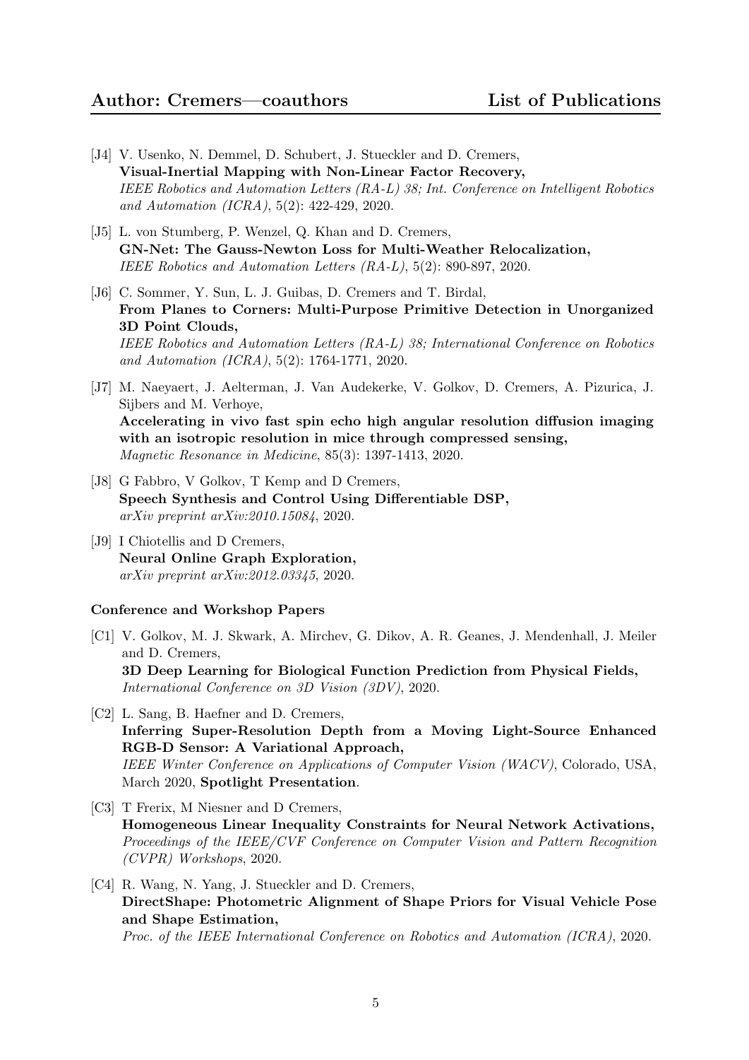[J4] V. Usenko, N. Demmel, D. Schubert, J. Stueckler and D. Cremers,
**Visual-Inertial Mapping with Non-Linear Factor Recovery,**
*IEEE Robotics and Automation Letters (RA-L) 38; Int. Conference on Intelligent Robotics and Automation (ICRA)*, 5(2): 422-429, 2020.

[J5] L. von Stumberg, P. Wenzel, Q. Khan and D. Cremers,
**GN-Net: The Gauss-Newton Loss for Multi-Weather Relocalization,**
*IEEE Robotics and Automation Letters (RA-L)*, 5(2): 890-897, 2020.

[J6] C. Sommer, Y. Sun, L. J. Guibas, D. Cremers and T. Birdal,
**From Planes to Corners: Multi-Purpose Primitive Detection in Unorganized 3D Point Clouds,**
*IEEE Robotics and Automation Letters (RA-L) 38; International Conference on Robotics and Automation (ICRA)*, 5(2): 1764-1771, 2020.

[J7] M. Naeyaert, J. Aelterman, J. Van Audekerke, V. Golkov, D. Cremers, A. Pizurica, J. Sijbers and M. Verhoye,
**Accelerating in vivo fast spin echo high angular resolution diffusion imaging with an isotropic resolution in mice through compressed sensing,**
*Magnetic Resonance in Medicine*, 85(3): 1397-1413, 2020.

[J8] G Fabbro, V Golkov, T Kemp and D Cremers,
**Speech Synthesis and Control Using Differentiable DSP,**
*arXiv preprint arXiv:2010.15084*, 2020.

[J9] I Chiotellis and D Cremers,
**Neural Online Graph Exploration,**
*arXiv preprint arXiv:2012.03345*, 2020.

#### Conference and Workshop Papers

[C1] V. Golkov, M. J. Skwark, A. Mirchev, G. Dikov, A. R. Geanes, J. Mendenhall, J. Meiler and D. Cremers,
**3D Deep Learning for Biological Function Prediction from Physical Fields,**
*International Conference on 3D Vision (3DV)*, 2020.

[C2] L. Sang, B. Haefner and D. Cremers,
**Inferring Super-Resolution Depth from a Moving Light-Source Enhanced RGB-D Sensor: A Variational Approach,**
*IEEE Winter Conference on Applications of Computer Vision (WACV)*, Colorado, USA, March 2020, **Spotlight Presentation**.

[C3] T Frerix, M Niesner and D Cremers,
**Homogeneous Linear Inequality Constraints for Neural Network Activations,**
*Proceedings of the IEEE/CVF Conference on Computer Vision and Pattern Recognition (CVPR) Workshops*, 2020.

[C4] R. Wang, N. Yang, J. Stueckler and D. Cremers,
**DirectShape: Photometric Alignment of Shape Priors for Visual Vehicle Pose and Shape Estimation,**
*Proc. of the IEEE International Conference on Robotics and Automation (ICRA)*, 2020.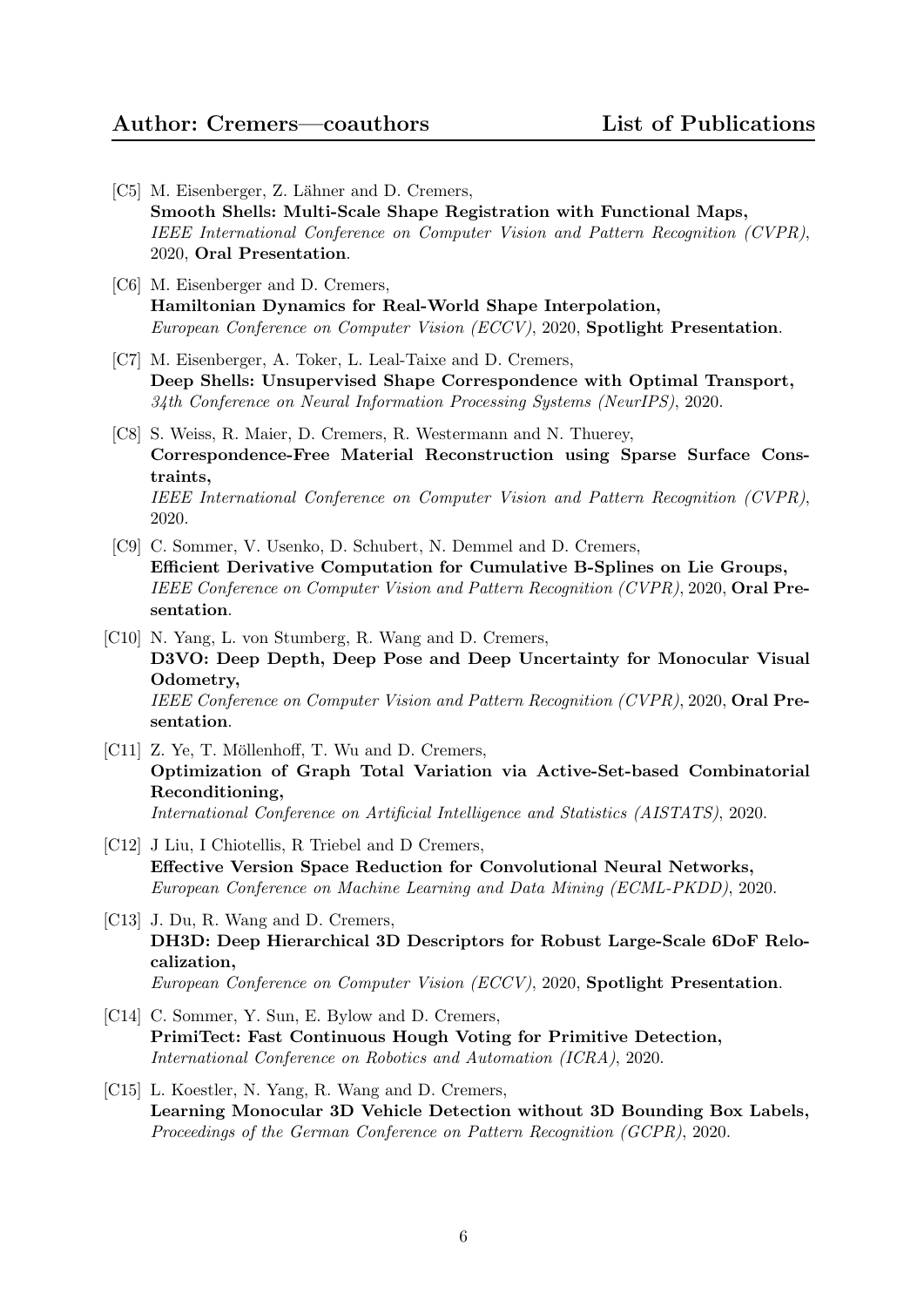[C5] M. Eisenberger, Z. Lähner and D. Cremers,
**Smooth Shells: Multi-Scale Shape Registration with Functional Maps,**
*IEEE International Conference on Computer Vision and Pattern Recognition (CVPR)*, 2020, **Oral Presentation**.

[C6] M. Eisenberger and D. Cremers,
**Hamiltonian Dynamics for Real-World Shape Interpolation,**
*European Conference on Computer Vision (ECCV)*, 2020, **Spotlight Presentation**.

[C7] M. Eisenberger, A. Toker, L. Leal-Taixe and D. Cremers,
**Deep Shells: Unsupervised Shape Correspondence with Optimal Transport,**
*34th Conference on Neural Information Processing Systems (NeurIPS)*, 2020.

[C8] S. Weiss, R. Maier, D. Cremers, R. Westermann and N. Thuerey,
**Correspondence-Free Material Reconstruction using Sparse Surface Constraints,**
*IEEE International Conference on Computer Vision and Pattern Recognition (CVPR)*, 2020.

[C9] C. Sommer, V. Usenko, D. Schubert, N. Demmel and D. Cremers,
**Efficient Derivative Computation for Cumulative B-Splines on Lie Groups,**
*IEEE Conference on Computer Vision and Pattern Recognition (CVPR)*, 2020, **Oral Presentation**.

[C10] N. Yang, L. von Stumberg, R. Wang and D. Cremers,
**D3VO: Deep Depth, Deep Pose and Deep Uncertainty for Monocular Visual Odometry,**
*IEEE Conference on Computer Vision and Pattern Recognition (CVPR)*, 2020, **Oral Presentation**.

[C11] Z. Ye, T. Möllenhoff, T. Wu and D. Cremers,
**Optimization of Graph Total Variation via Active-Set-based Combinatorial Reconditioning,**
*International Conference on Artificial Intelligence and Statistics (AISTATS)*, 2020.

[C12] J Liu, I Chiotellis, R Triebel and D Cremers,
**Effective Version Space Reduction for Convolutional Neural Networks,**
*European Conference on Machine Learning and Data Mining (ECML-PKDD)*, 2020.

[C13] J. Du, R. Wang and D. Cremers,
**DH3D: Deep Hierarchical 3D Descriptors for Robust Large-Scale 6DoF Relocalization,**
*European Conference on Computer Vision (ECCV)*, 2020, **Spotlight Presentation**.

[C14] C. Sommer, Y. Sun, E. Bylow and D. Cremers,
**PrimiTect: Fast Continuous Hough Voting for Primitive Detection,**
*International Conference on Robotics and Automation (ICRA)*, 2020.

[C15] L. Koestler, N. Yang, R. Wang and D. Cremers,
**Learning Monocular 3D Vehicle Detection without 3D Bounding Box Labels,**
*Proceedings of the German Conference on Pattern Recognition (GCPR)*, 2020.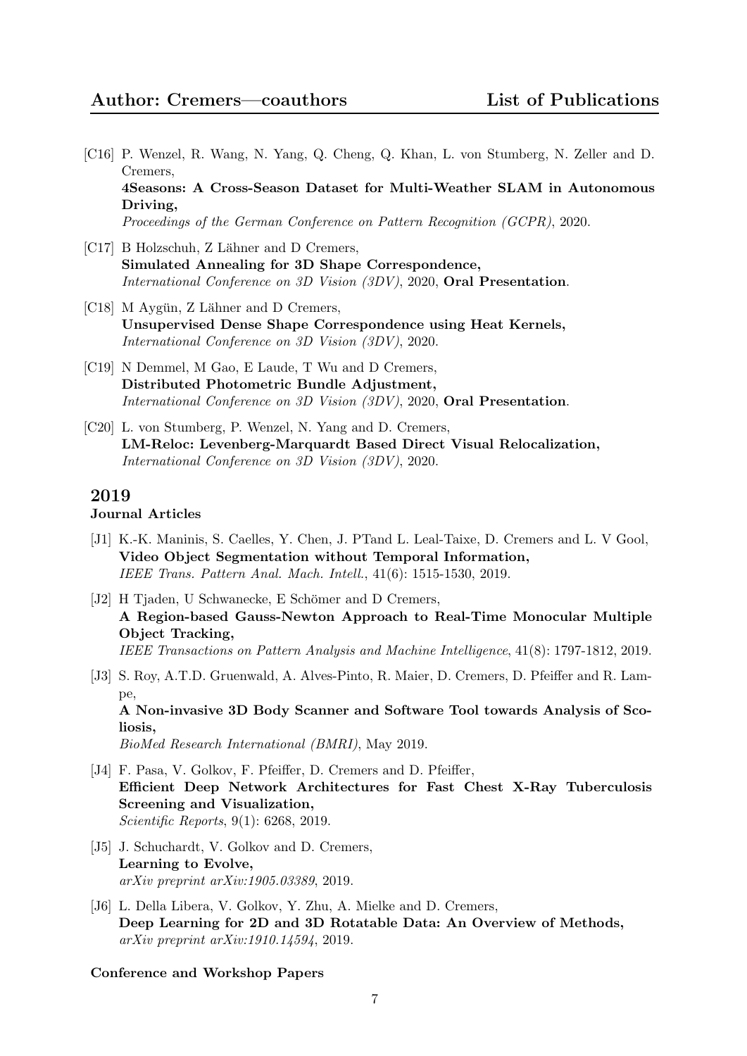[C16] P. Wenzel, R. Wang, N. Yang, Q. Cheng, Q. Khan, L. von Stumberg, N. Zeller and D. Cremers,
**4Seasons: A Cross-Season Dataset for Multi-Weather SLAM in Autonomous Driving,**
*Proceedings of the German Conference on Pattern Recognition (GCPR)*, 2020.

[C17] B Holzschuh, Z Lähner and D Cremers,
**Simulated Annealing for 3D Shape Correspondence,**
*International Conference on 3D Vision (3DV)*, 2020, **Oral Presentation**.

[C18] M Aygün, Z Lähner and D Cremers,
**Unsupervised Dense Shape Correspondence using Heat Kernels,**
*International Conference on 3D Vision (3DV)*, 2020.

[C19] N Demmel, M Gao, E Laude, T Wu and D Cremers,
**Distributed Photometric Bundle Adjustment,**
*International Conference on 3D Vision (3DV)*, 2020, **Oral Presentation**.

[C20] L. von Stumberg, P. Wenzel, N. Yang and D. Cremers,
**LM-Reloc: Levenberg-Marquardt Based Direct Visual Relocalization,**
*International Conference on 3D Vision (3DV)*, 2020.

## 2019

### Journal Articles

[J1] K.-K. Maninis, S. Caelles, Y. Chen, J. PTand L. Leal-Taixe, D. Cremers and L. V Gool,
**Video Object Segmentation without Temporal Information,**
*IEEE Trans. Pattern Anal. Mach. Intell.*, 41(6): 1515-1530, 2019.

[J2] H Tjaden, U Schwanecke, E Schömer and D Cremers,
**A Region-based Gauss-Newton Approach to Real-Time Monocular Multiple Object Tracking,**
*IEEE Transactions on Pattern Analysis and Machine Intelligence*, 41(8): 1797-1812, 2019.

[J3] S. Roy, A.T.D. Gruenwald, A. Alves-Pinto, R. Maier, D. Cremers, D. Pfeiffer and R. Lampe,
**A Non-invasive 3D Body Scanner and Software Tool towards Analysis of Scoliosis,**
*BioMed Research International (BMRI)*, May 2019.

[J4] F. Pasa, V. Golkov, F. Pfeiffer, D. Cremers and D. Pfeiffer,
**Efficient Deep Network Architectures for Fast Chest X-Ray Tuberculosis Screening and Visualization,**
*Scientific Reports*, 9(1): 6268, 2019.

[J5] J. Schuchardt, V. Golkov and D. Cremers,
**Learning to Evolve,**
*arXiv preprint arXiv:1905.03389*, 2019.

[J6] L. Della Libera, V. Golkov, Y. Zhu, A. Mielke and D. Cremers,
**Deep Learning for 2D and 3D Rotatable Data: An Overview of Methods,**
*arXiv preprint arXiv:1910.14594*, 2019.

### Conference and Workshop Papers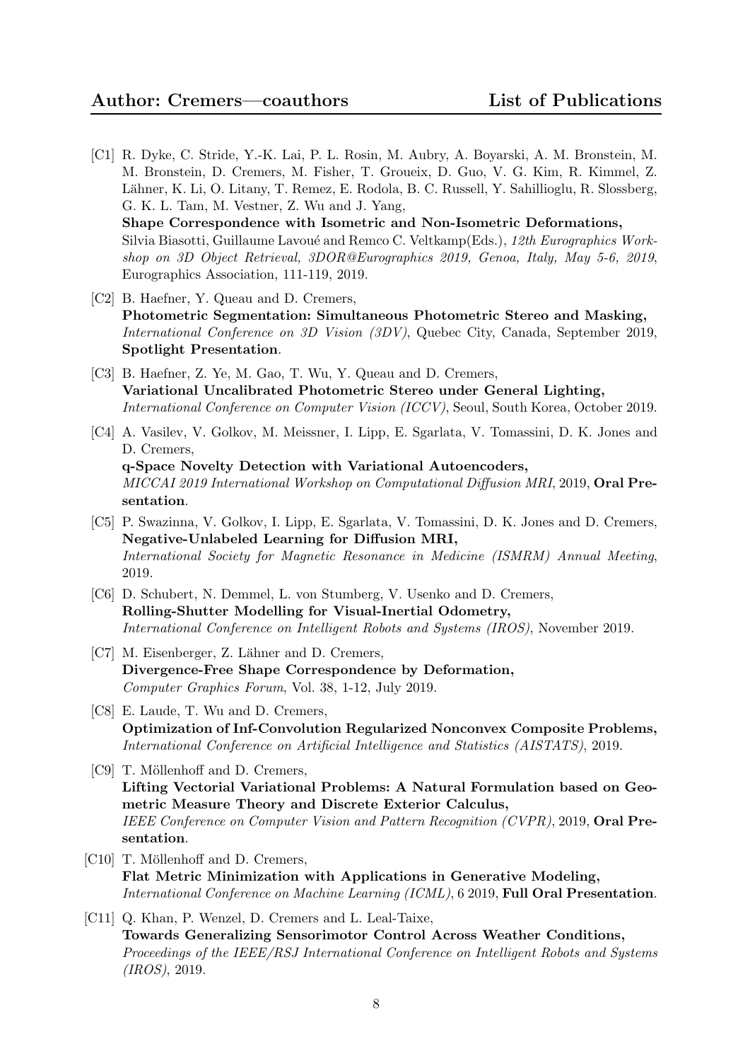[C1] R. Dyke, C. Stride, Y.-K. Lai, P. L. Rosin, M. Aubry, A. Boyarski, A. M. Bronstein, M. M. Bronstein, D. Cremers, M. Fisher, T. Groueix, D. Guo, V. G. Kim, R. Kimmel, Z. Lähner, K. Li, O. Litany, T. Remez, E. Rodola, B. C. Russell, Y. Sahillioglu, R. Slossberg, G. K. L. Tam, M. Vestner, Z. Wu and J. Yang,
**Shape Correspondence with Isometric and Non-Isometric Deformations,**
Silvia Biasotti, Guillaume Lavoué and Remco C. Veltkamp(Eds.), *12th Eurographics Workshop on 3D Object Retrieval, 3DOR@Eurographics 2019, Genoa, Italy, May 5-6, 2019*, Eurographics Association, 111-119, 2019.

[C2] B. Haefner, Y. Queau and D. Cremers,
**Photometric Segmentation: Simultaneous Photometric Stereo and Masking,**
*International Conference on 3D Vision (3DV)*, Quebec City, Canada, September 2019, **Spotlight Presentation**.

[C3] B. Haefner, Z. Ye, M. Gao, T. Wu, Y. Queau and D. Cremers,
**Variational Uncalibrated Photometric Stereo under General Lighting,**
*International Conference on Computer Vision (ICCV)*, Seoul, South Korea, October 2019.

[C4] A. Vasilev, V. Golkov, M. Meissner, I. Lipp, E. Sgarlata, V. Tomassini, D. K. Jones and D. Cremers,
**q-Space Novelty Detection with Variational Autoencoders,**
*MICCAI 2019 International Workshop on Computational Diffusion MRI*, 2019, **Oral Presentation**.

[C5] P. Swazinna, V. Golkov, I. Lipp, E. Sgarlata, V. Tomassini, D. K. Jones and D. Cremers,
**Negative-Unlabeled Learning for Diffusion MRI,**
*International Society for Magnetic Resonance in Medicine (ISMRM) Annual Meeting*, 2019.

[C6] D. Schubert, N. Demmel, L. von Stumberg, V. Usenko and D. Cremers,
**Rolling-Shutter Modelling for Visual-Inertial Odometry,**
*International Conference on Intelligent Robots and Systems (IROS)*, November 2019.

[C7] M. Eisenberger, Z. Lähner and D. Cremers,
**Divergence-Free Shape Correspondence by Deformation,**
*Computer Graphics Forum*, Vol. 38, 1-12, July 2019.

[C8] E. Laude, T. Wu and D. Cremers,
**Optimization of Inf-Convolution Regularized Nonconvex Composite Problems,**
*International Conference on Artificial Intelligence and Statistics (AISTATS)*, 2019.

[C9] T. Möllenhoff and D. Cremers,
**Lifting Vectorial Variational Problems: A Natural Formulation based on Geometric Measure Theory and Discrete Exterior Calculus,**
*IEEE Conference on Computer Vision and Pattern Recognition (CVPR)*, 2019, **Oral Presentation**.

[C10] T. Möllenhoff and D. Cremers,
**Flat Metric Minimization with Applications in Generative Modeling,**
*International Conference on Machine Learning (ICML)*, 6 2019, **Full Oral Presentation**.

[C11] Q. Khan, P. Wenzel, D. Cremers and L. Leal-Taixe,
**Towards Generalizing Sensorimotor Control Across Weather Conditions,**
*Proceedings of the IEEE/RSJ International Conference on Intelligent Robots and Systems (IROS)*, 2019.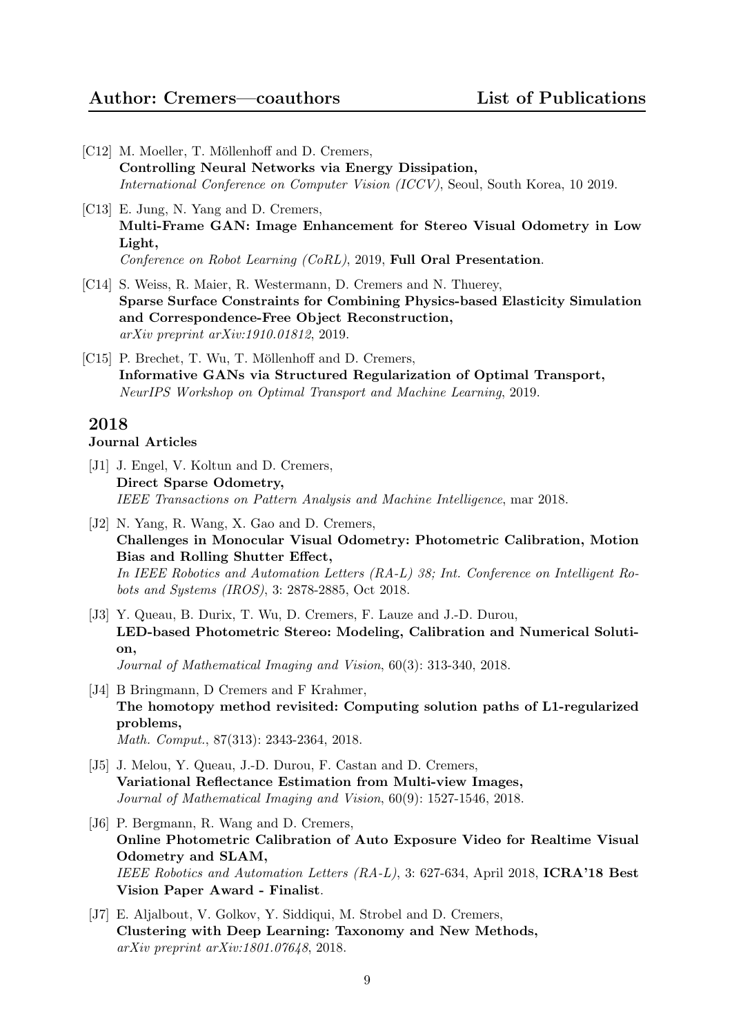[C12] M. Moeller, T. Möllenhoff and D. Cremers,
**Controlling Neural Networks via Energy Dissipation,**
*International Conference on Computer Vision (ICCV)*, Seoul, South Korea, 10 2019.

[C13] E. Jung, N. Yang and D. Cremers,
**Multi-Frame GAN: Image Enhancement for Stereo Visual Odometry in Low Light,**
*Conference on Robot Learning (CoRL)*, 2019, **Full Oral Presentation**.

[C14] S. Weiss, R. Maier, R. Westermann, D. Cremers and N. Thuerey,
**Sparse Surface Constraints for Combining Physics-based Elasticity Simulation and Correspondence-Free Object Reconstruction,**
*arXiv preprint arXiv:1910.01812*, 2019.

[C15] P. Brechet, T. Wu, T. Möllenhoff and D. Cremers,
**Informative GANs via Structured Regularization of Optimal Transport,**
*NeurIPS Workshop on Optimal Transport and Machine Learning*, 2019.

## 2018

### Journal Articles

[J1] J. Engel, V. Koltun and D. Cremers,
**Direct Sparse Odometry,**
*IEEE Transactions on Pattern Analysis and Machine Intelligence*, mar 2018.

[J2] N. Yang, R. Wang, X. Gao and D. Cremers,
**Challenges in Monocular Visual Odometry: Photometric Calibration, Motion Bias and Rolling Shutter Effect,**
*In IEEE Robotics and Automation Letters (RA-L) 38; Int. Conference on Intelligent Robots and Systems (IROS)*, 3: 2878-2885, Oct 2018.

[J3] Y. Queau, B. Durix, T. Wu, D. Cremers, F. Lauze and J.-D. Durou,
**LED-based Photometric Stereo: Modeling, Calibration and Numerical Solution,**
*Journal of Mathematical Imaging and Vision*, 60(3): 313-340, 2018.

[J4] B Bringmann, D Cremers and F Krahmer,
**The homotopy method revisited: Computing solution paths of L1-regularized problems,**
*Math. Comput.*, 87(313): 2343-2364, 2018.

[J5] J. Melou, Y. Queau, J.-D. Durou, F. Castan and D. Cremers,
**Variational Reflectance Estimation from Multi-view Images,**
*Journal of Mathematical Imaging and Vision*, 60(9): 1527-1546, 2018.

[J6] P. Bergmann, R. Wang and D. Cremers,
**Online Photometric Calibration of Auto Exposure Video for Realtime Visual Odometry and SLAM,**
*IEEE Robotics and Automation Letters (RA-L)*, 3: 627-634, April 2018, **ICRA'18 Best Vision Paper Award - Finalist**.

[J7] E. Aljalbout, V. Golkov, Y. Siddiqui, M. Strobel and D. Cremers,
**Clustering with Deep Learning: Taxonomy and New Methods,**
*arXiv preprint arXiv:1801.07648*, 2018.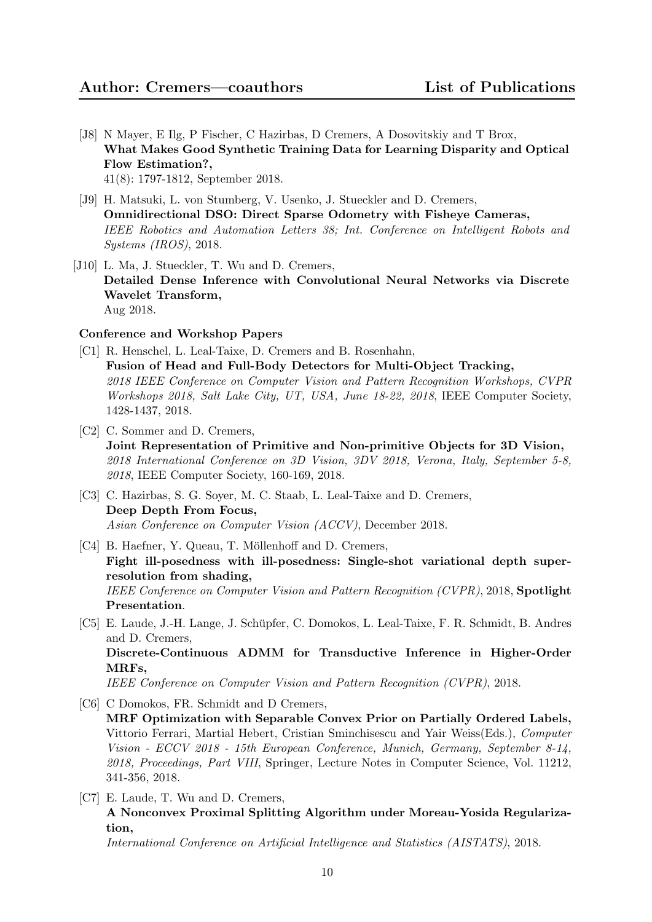[J8] N Mayer, E Ilg, P Fischer, C Hazirbas, D Cremers, A Dosovitskiy and T Brox,
**What Makes Good Synthetic Training Data for Learning Disparity and Optical Flow Estimation?,**
41(8): 1797-1812, September 2018.

[J9] H. Matsuki, L. von Stumberg, V. Usenko, J. Stueckler and D. Cremers,
**Omnidirectional DSO: Direct Sparse Odometry with Fisheye Cameras,**
*IEEE Robotics and Automation Letters 38; Int. Conference on Intelligent Robots and Systems (IROS)*, 2018.

[J10] L. Ma, J. Stueckler, T. Wu and D. Cremers,
**Detailed Dense Inference with Convolutional Neural Networks via Discrete Wavelet Transform,**
Aug 2018.

**Conference and Workshop Papers**

[C1] R. Henschel, L. Leal-Taixe, D. Cremers and B. Rosenhahn,
**Fusion of Head and Full-Body Detectors for Multi-Object Tracking,**
*2018 IEEE Conference on Computer Vision and Pattern Recognition Workshops, CVPR Workshops 2018, Salt Lake City, UT, USA, June 18-22, 2018*, IEEE Computer Society, 1428-1437, 2018.

[C2] C. Sommer and D. Cremers,
**Joint Representation of Primitive and Non-primitive Objects for 3D Vision,**
*2018 International Conference on 3D Vision, 3DV 2018, Verona, Italy, September 5-8, 2018*, IEEE Computer Society, 160-169, 2018.

[C3] C. Hazirbas, S. G. Soyer, M. C. Staab, L. Leal-Taixe and D. Cremers,
**Deep Depth From Focus,**
*Asian Conference on Computer Vision (ACCV)*, December 2018.

[C4] B. Haefner, Y. Queau, T. Möllenhoff and D. Cremers,
**Fight ill-posedness with ill-posedness: Single-shot variational depth super-resolution from shading,**
*IEEE Conference on Computer Vision and Pattern Recognition (CVPR)*, 2018, **Spotlight Presentation**.

[C5] E. Laude, J.-H. Lange, J. Schüpfer, C. Domokos, L. Leal-Taixe, F. R. Schmidt, B. Andres and D. Cremers,
**Discrete-Continuous ADMM for Transductive Inference in Higher-Order MRFs,**
*IEEE Conference on Computer Vision and Pattern Recognition (CVPR)*, 2018.

[C6] C Domokos, FR. Schmidt and D Cremers,
**MRF Optimization with Separable Convex Prior on Partially Ordered Labels,**
Vittorio Ferrari, Martial Hebert, Cristian Sminchisescu and Yair Weiss(Eds.), *Computer Vision - ECCV 2018 - 15th European Conference, Munich, Germany, September 8-14, 2018, Proceedings, Part VIII*, Springer, Lecture Notes in Computer Science, Vol. 11212, 341-356, 2018.

[C7] E. Laude, T. Wu and D. Cremers,
**A Nonconvex Proximal Splitting Algorithm under Moreau-Yosida Regularization,**
*International Conference on Artificial Intelligence and Statistics (AISTATS)*, 2018.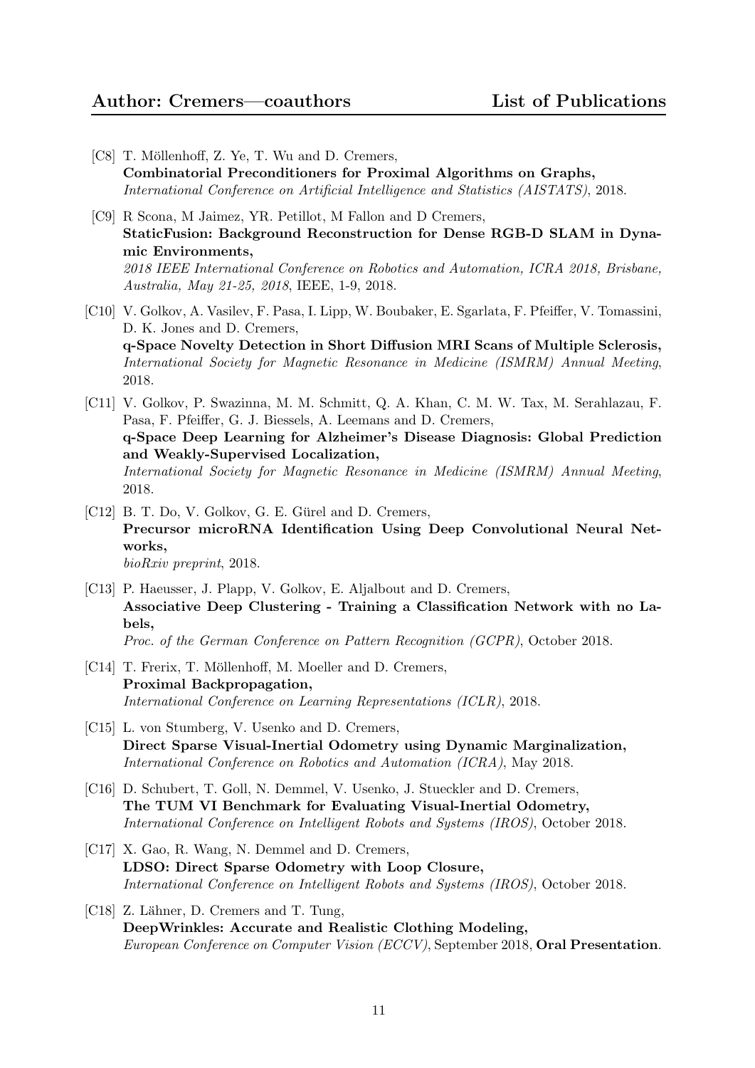[C8] T. Möllenhoff, Z. Ye, T. Wu and D. Cremers,
**Combinatorial Preconditioners for Proximal Algorithms on Graphs,**
*International Conference on Artificial Intelligence and Statistics (AISTATS)*, 2018.

[C9] R Scona, M Jaimez, YR. Petillot, M Fallon and D Cremers,
**StaticFusion: Background Reconstruction for Dense RGB-D SLAM in Dynamic Environments,**
*2018 IEEE International Conference on Robotics and Automation, ICRA 2018, Brisbane, Australia, May 21-25, 2018*, IEEE, 1-9, 2018.

[C10] V. Golkov, A. Vasilev, F. Pasa, I. Lipp, W. Boubaker, E. Sgarlata, F. Pfeiffer, V. Tomassini, D. K. Jones and D. Cremers,
**q-Space Novelty Detection in Short Diffusion MRI Scans of Multiple Sclerosis,**
*International Society for Magnetic Resonance in Medicine (ISMRM) Annual Meeting*, 2018.

[C11] V. Golkov, P. Swazinna, M. M. Schmitt, Q. A. Khan, C. M. W. Tax, M. Serahlazau, F. Pasa, F. Pfeiffer, G. J. Biessels, A. Leemans and D. Cremers,
**q-Space Deep Learning for Alzheimer's Disease Diagnosis: Global Prediction and Weakly-Supervised Localization,**
*International Society for Magnetic Resonance in Medicine (ISMRM) Annual Meeting*, 2018.

[C12] B. T. Do, V. Golkov, G. E. Gürel and D. Cremers,
**Precursor microRNA Identification Using Deep Convolutional Neural Networks,**
*bioRxiv preprint*, 2018.

[C13] P. Haeusser, J. Plapp, V. Golkov, E. Aljalbout and D. Cremers,
**Associative Deep Clustering - Training a Classification Network with no Labels,**
*Proc. of the German Conference on Pattern Recognition (GCPR)*, October 2018.

[C14] T. Frerix, T. Möllenhoff, M. Moeller and D. Cremers,
**Proximal Backpropagation,**
*International Conference on Learning Representations (ICLR)*, 2018.

[C15] L. von Stumberg, V. Usenko and D. Cremers,
**Direct Sparse Visual-Inertial Odometry using Dynamic Marginalization,**
*International Conference on Robotics and Automation (ICRA)*, May 2018.

[C16] D. Schubert, T. Goll, N. Demmel, V. Usenko, J. Stueckler and D. Cremers,
**The TUM VI Benchmark for Evaluating Visual-Inertial Odometry,**
*International Conference on Intelligent Robots and Systems (IROS)*, October 2018.

[C17] X. Gao, R. Wang, N. Demmel and D. Cremers,
**LDSO: Direct Sparse Odometry with Loop Closure,**
*International Conference on Intelligent Robots and Systems (IROS)*, October 2018.

[C18] Z. Lähner, D. Cremers and T. Tung,
**DeepWrinkles: Accurate and Realistic Clothing Modeling,**
*European Conference on Computer Vision (ECCV)*, September 2018, **Oral Presentation**.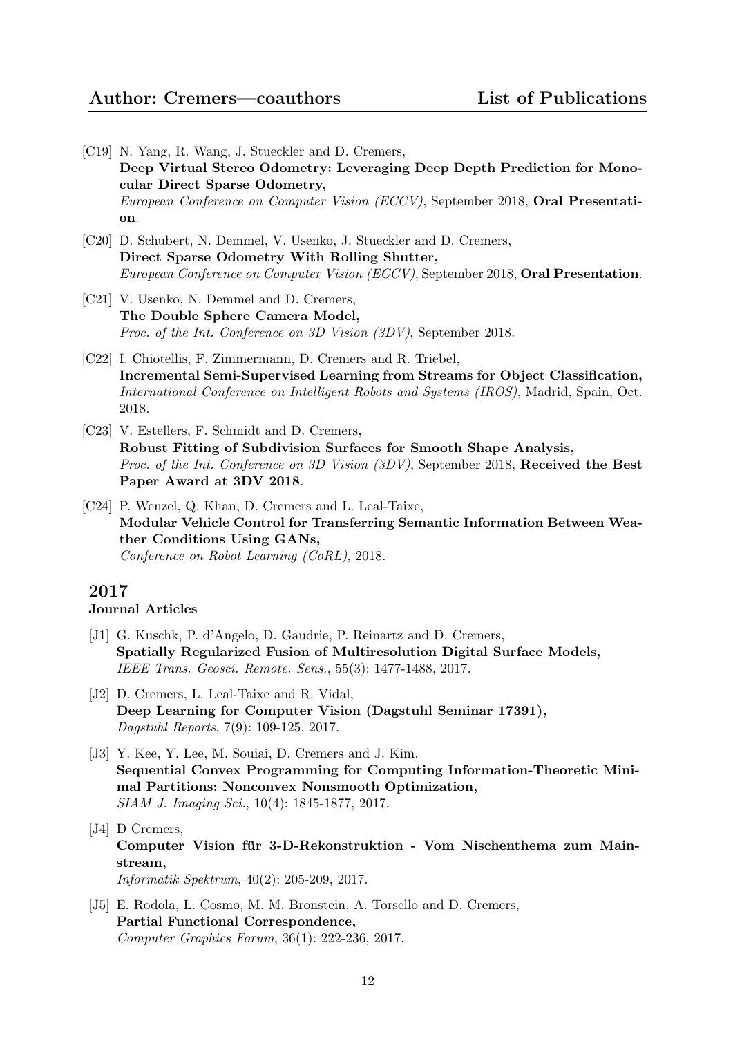[C19] N. Yang, R. Wang, J. Stueckler and D. Cremers,
**Deep Virtual Stereo Odometry: Leveraging Deep Depth Prediction for Monocular Direct Sparse Odometry,**
*European Conference on Computer Vision (ECCV)*, September 2018, **Oral Presentation**.

[C20] D. Schubert, N. Demmel, V. Usenko, J. Stueckler and D. Cremers,
**Direct Sparse Odometry With Rolling Shutter,**
*European Conference on Computer Vision (ECCV)*, September 2018, **Oral Presentation**.

[C21] V. Usenko, N. Demmel and D. Cremers,
**The Double Sphere Camera Model,**
*Proc. of the Int. Conference on 3D Vision (3DV)*, September 2018.

[C22] I. Chiotellis, F. Zimmermann, D. Cremers and R. Triebel,
**Incremental Semi-Supervised Learning from Streams for Object Classification,**
*International Conference on Intelligent Robots and Systems (IROS)*, Madrid, Spain, Oct. 2018.

[C23] V. Estellers, F. Schmidt and D. Cremers,
**Robust Fitting of Subdivision Surfaces for Smooth Shape Analysis,**
*Proc. of the Int. Conference on 3D Vision (3DV)*, September 2018, **Received the Best Paper Award at 3DV 2018**.

[C24] P. Wenzel, Q. Khan, D. Cremers and L. Leal-Taixe,
**Modular Vehicle Control for Transferring Semantic Information Between Weather Conditions Using GANs,**
*Conference on Robot Learning (CoRL)*, 2018.

## 2017

### Journal Articles

[J1] G. Kuschk, P. d'Angelo, D. Gaudrie, P. Reinartz and D. Cremers,
**Spatially Regularized Fusion of Multiresolution Digital Surface Models,**
*IEEE Trans. Geosci. Remote. Sens.*, 55(3): 1477-1488, 2017.

[J2] D. Cremers, L. Leal-Taixe and R. Vidal,
**Deep Learning for Computer Vision (Dagstuhl Seminar 17391),**
*Dagstuhl Reports*, 7(9): 109-125, 2017.

[J3] Y. Kee, Y. Lee, M. Souiai, D. Cremers and J. Kim,
**Sequential Convex Programming for Computing Information-Theoretic Minimal Partitions: Nonconvex Nonsmooth Optimization,**
*SIAM J. Imaging Sci.*, 10(4): 1845-1877, 2017.

[J4] D Cremers,
**Computer Vision für 3-D-Rekonstruktion - Vom Nischenthema zum Mainstream,**
*Informatik Spektrum*, 40(2): 205-209, 2017.

[J5] E. Rodola, L. Cosmo, M. M. Bronstein, A. Torsello and D. Cremers,
**Partial Functional Correspondence,**
*Computer Graphics Forum*, 36(1): 222-236, 2017.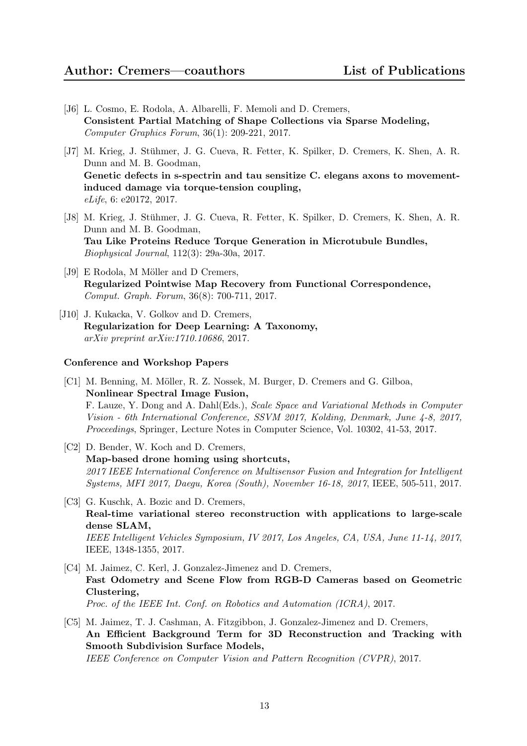[J6] L. Cosmo, E. Rodola, A. Albarelli, F. Memoli and D. Cremers,
**Consistent Partial Matching of Shape Collections via Sparse Modeling,**
*Computer Graphics Forum*, 36(1): 209-221, 2017.

[J7] M. Krieg, J. Stühmer, J. G. Cueva, R. Fetter, K. Spilker, D. Cremers, K. Shen, A. R. Dunn and M. B. Goodman,
**Genetic defects in s-spectrin and tau sensitize C. elegans axons to movement-induced damage via torque-tension coupling,**
*eLife*, 6: e20172, 2017.

[J8] M. Krieg, J. Stühmer, J. G. Cueva, R. Fetter, K. Spilker, D. Cremers, K. Shen, A. R. Dunn and M. B. Goodman,
**Tau Like Proteins Reduce Torque Generation in Microtubule Bundles,**
*Biophysical Journal*, 112(3): 29a-30a, 2017.

[J9] E Rodola, M Möller and D Cremers,
**Regularized Pointwise Map Recovery from Functional Correspondence,**
*Comput. Graph. Forum*, 36(8): 700-711, 2017.

[J10] J. Kukacka, V. Golkov and D. Cremers,
**Regularization for Deep Learning: A Taxonomy,**
*arXiv preprint arXiv:1710.10686*, 2017.

**Conference and Workshop Papers**

[C1] M. Benning, M. Möller, R. Z. Nossek, M. Burger, D. Cremers and G. Gilboa,
**Nonlinear Spectral Image Fusion,**
F. Lauze, Y. Dong and A. Dahl(Eds.), *Scale Space and Variational Methods in Computer Vision - 6th International Conference, SSVM 2017, Kolding, Denmark, June 4-8, 2017, Proceedings*, Springer, Lecture Notes in Computer Science, Vol. 10302, 41-53, 2017.

[C2] D. Bender, W. Koch and D. Cremers,
**Map-based drone homing using shortcuts,**
*2017 IEEE International Conference on Multisensor Fusion and Integration for Intelligent Systems, MFI 2017, Daegu, Korea (South), November 16-18, 2017*, IEEE, 505-511, 2017.

[C3] G. Kuschk, A. Bozic and D. Cremers,
**Real-time variational stereo reconstruction with applications to large-scale dense SLAM,**
*IEEE Intelligent Vehicles Symposium, IV 2017, Los Angeles, CA, USA, June 11-14, 2017*, IEEE, 1348-1355, 2017.

[C4] M. Jaimez, C. Kerl, J. Gonzalez-Jimenez and D. Cremers,
**Fast Odometry and Scene Flow from RGB-D Cameras based on Geometric Clustering,**
*Proc. of the IEEE Int. Conf. on Robotics and Automation (ICRA)*, 2017.

[C5] M. Jaimez, T. J. Cashman, A. Fitzgibbon, J. Gonzalez-Jimenez and D. Cremers,
**An Efficient Background Term for 3D Reconstruction and Tracking with Smooth Subdivision Surface Models,**
*IEEE Conference on Computer Vision and Pattern Recognition (CVPR)*, 2017.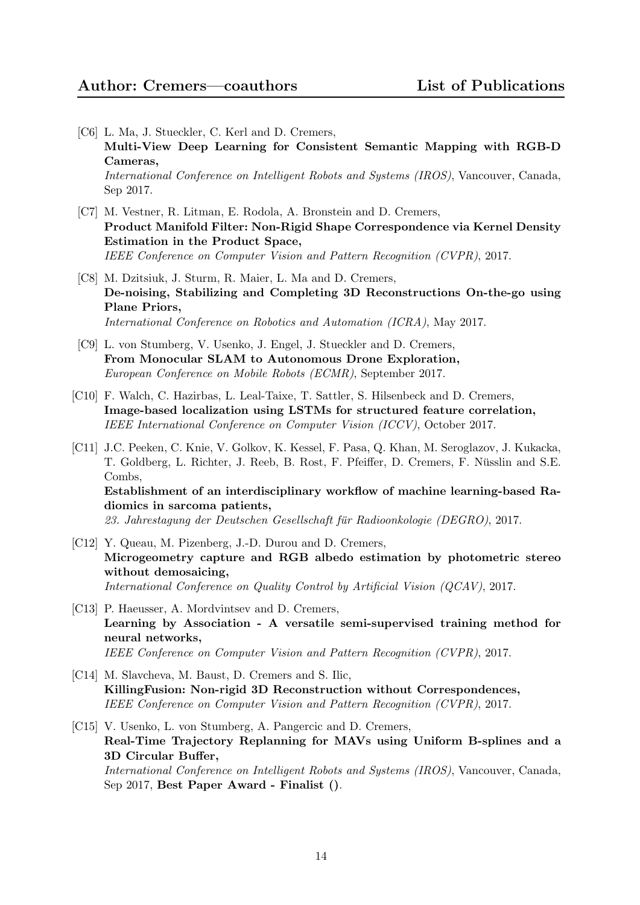[C6] L. Ma, J. Stueckler, C. Kerl and D. Cremers,
**Multi-View Deep Learning for Consistent Semantic Mapping with RGB-D Cameras,**
*International Conference on Intelligent Robots and Systems (IROS)*, Vancouver, Canada, Sep 2017.

[C7] M. Vestner, R. Litman, E. Rodola, A. Bronstein and D. Cremers,
**Product Manifold Filter: Non-Rigid Shape Correspondence via Kernel Density Estimation in the Product Space,**
*IEEE Conference on Computer Vision and Pattern Recognition (CVPR)*, 2017.

[C8] M. Dzitsiuk, J. Sturm, R. Maier, L. Ma and D. Cremers,
**De-noising, Stabilizing and Completing 3D Reconstructions On-the-go using Plane Priors,**
*International Conference on Robotics and Automation (ICRA)*, May 2017.

[C9] L. von Stumberg, V. Usenko, J. Engel, J. Stueckler and D. Cremers,
**From Monocular SLAM to Autonomous Drone Exploration,**
*European Conference on Mobile Robots (ECMR)*, September 2017.

[C10] F. Walch, C. Hazirbas, L. Leal-Taixe, T. Sattler, S. Hilsenbeck and D. Cremers,
**Image-based localization using LSTMs for structured feature correlation,**
*IEEE International Conference on Computer Vision (ICCV)*, October 2017.

[C11] J.C. Peeken, C. Knie, V. Golkov, K. Kessel, F. Pasa, Q. Khan, M. Seroglazov, J. Kukacka, T. Goldberg, L. Richter, J. Reeb, B. Rost, F. Pfeiffer, D. Cremers, F. Nüsslin and S.E. Combs,
**Establishment of an interdisciplinary workflow of machine learning-based Radiomics in sarcoma patients,**
*23. Jahrestagung der Deutschen Gesellschaft für Radioonkologie (DEGRO)*, 2017.

[C12] Y. Queau, M. Pizenberg, J.-D. Durou and D. Cremers,
**Microgeometry capture and RGB albedo estimation by photometric stereo without demosaicing,**
*International Conference on Quality Control by Artificial Vision (QCAV)*, 2017.

[C13] P. Haeusser, A. Mordvintsev and D. Cremers,
**Learning by Association - A versatile semi-supervised training method for neural networks,**
*IEEE Conference on Computer Vision and Pattern Recognition (CVPR)*, 2017.

[C14] M. Slavcheva, M. Baust, D. Cremers and S. Ilic,
**KillingFusion: Non-rigid 3D Reconstruction without Correspondences,**
*IEEE Conference on Computer Vision and Pattern Recognition (CVPR)*, 2017.

[C15] V. Usenko, L. von Stumberg, A. Pangercic and D. Cremers,
**Real-Time Trajectory Replanning for MAVs using Uniform B-splines and a 3D Circular Buffer,**
*International Conference on Intelligent Robots and Systems (IROS)*, Vancouver, Canada, Sep 2017, **Best Paper Award - Finalist ()**.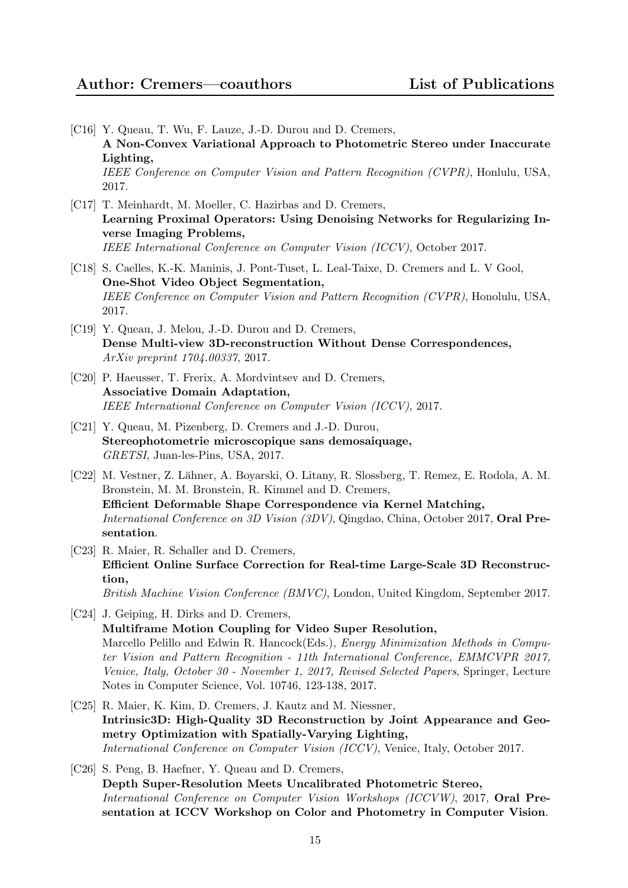[C16] Y. Queau, T. Wu, F. Lauze, J.-D. Durou and D. Cremers,
**A Non-Convex Variational Approach to Photometric Stereo under Inaccurate Lighting,**
*IEEE Conference on Computer Vision and Pattern Recognition (CVPR)*, Honlulu, USA, 2017.

[C17] T. Meinhardt, M. Moeller, C. Hazirbas and D. Cremers,
**Learning Proximal Operators: Using Denoising Networks for Regularizing Inverse Imaging Problems,**
*IEEE International Conference on Computer Vision (ICCV)*, October 2017.

[C18] S. Caelles, K.-K. Maninis, J. Pont-Tuset, L. Leal-Taixe, D. Cremers and L. V Gool,
**One-Shot Video Object Segmentation,**
*IEEE Conference on Computer Vision and Pattern Recognition (CVPR)*, Honolulu, USA, 2017.

[C19] Y. Queau, J. Melou, J.-D. Durou and D. Cremers,
**Dense Multi-view 3D-reconstruction Without Dense Correspondences,**
*ArXiv preprint 1704.00337*, 2017.

[C20] P. Haeusser, T. Frerix, A. Mordvintsev and D. Cremers,
**Associative Domain Adaptation,**
*IEEE International Conference on Computer Vision (ICCV)*, 2017.

[C21] Y. Queau, M. Pizenberg, D. Cremers and J.-D. Durou,
**Stereophotometrie microscopique sans demosaiquage,**
*GRETSI*, Juan-les-Pins, USA, 2017.

[C22] M. Vestner, Z. Lähner, A. Boyarski, O. Litany, R. Slossberg, T. Remez, E. Rodola, A. M. Bronstein, M. M. Bronstein, R. Kimmel and D. Cremers,
**Efficient Deformable Shape Correspondence via Kernel Matching,**
*International Conference on 3D Vision (3DV)*, Qingdao, China, October 2017, **Oral Presentation**.

[C23] R. Maier, R. Schaller and D. Cremers,
**Efficient Online Surface Correction for Real-time Large-Scale 3D Reconstruction,**
*British Machine Vision Conference (BMVC)*, London, United Kingdom, September 2017.

[C24] J. Geiping, H. Dirks and D. Cremers,
**Multiframe Motion Coupling for Video Super Resolution,**
Marcello Pelillo and Edwin R. Hancock(Eds.), *Energy Minimization Methods in Computer Vision and Pattern Recognition - 11th International Conference, EMMCVPR 2017, Venice, Italy, October 30 - November 1, 2017, Revised Selected Papers*, Springer, Lecture Notes in Computer Science, Vol. 10746, 123-138, 2017.

[C25] R. Maier, K. Kim, D. Cremers, J. Kautz and M. Niessner,
**Intrinsic3D: High-Quality 3D Reconstruction by Joint Appearance and Geometry Optimization with Spatially-Varying Lighting,**
*International Conference on Computer Vision (ICCV)*, Venice, Italy, October 2017.

[C26] S. Peng, B. Haefner, Y. Queau and D. Cremers,
**Depth Super-Resolution Meets Uncalibrated Photometric Stereo,**
*International Conference on Computer Vision Workshops (ICCVW)*, 2017, **Oral Presentation at ICCV Workshop on Color and Photometry in Computer Vision**.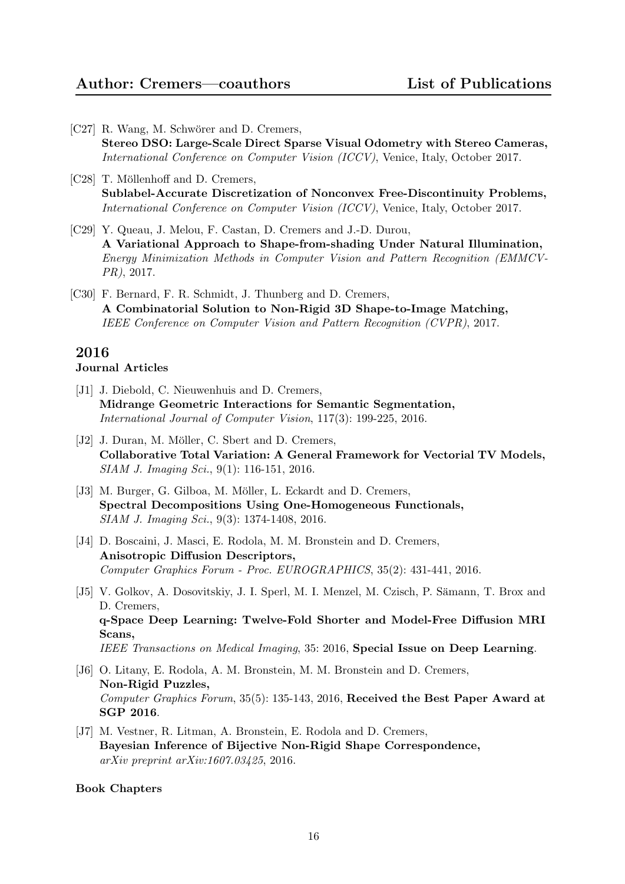[C27] R. Wang, M. Schwörer and D. Cremers,
**Stereo DSO: Large-Scale Direct Sparse Visual Odometry with Stereo Cameras,**
*International Conference on Computer Vision (ICCV)*, Venice, Italy, October 2017.

[C28] T. Möllenhoff and D. Cremers,
**Sublabel-Accurate Discretization of Nonconvex Free-Discontinuity Problems,**
*International Conference on Computer Vision (ICCV)*, Venice, Italy, October 2017.

[C29] Y. Queau, J. Melou, F. Castan, D. Cremers and J.-D. Durou,
**A Variational Approach to Shape-from-shading Under Natural Illumination,**
*Energy Minimization Methods in Computer Vision and Pattern Recognition (EMMCVPR)*, 2017.

[C30] F. Bernard, F. R. Schmidt, J. Thunberg and D. Cremers,
**A Combinatorial Solution to Non-Rigid 3D Shape-to-Image Matching,**
*IEEE Conference on Computer Vision and Pattern Recognition (CVPR)*, 2017.

## 2016

### Journal Articles

[J1] J. Diebold, C. Nieuwenhuis and D. Cremers,
**Midrange Geometric Interactions for Semantic Segmentation,**
*International Journal of Computer Vision*, 117(3): 199-225, 2016.

[J2] J. Duran, M. Möller, C. Sbert and D. Cremers,
**Collaborative Total Variation: A General Framework for Vectorial TV Models,**
*SIAM J. Imaging Sci.*, 9(1): 116-151, 2016.

[J3] M. Burger, G. Gilboa, M. Möller, L. Eckardt and D. Cremers,
**Spectral Decompositions Using One-Homogeneous Functionals,**
*SIAM J. Imaging Sci.*, 9(3): 1374-1408, 2016.

[J4] D. Boscaini, J. Masci, E. Rodola, M. M. Bronstein and D. Cremers,
**Anisotropic Diffusion Descriptors,**
*Computer Graphics Forum - Proc. EUROGRAPHICS*, 35(2): 431-441, 2016.

[J5] V. Golkov, A. Dosovitskiy, J. I. Sperl, M. I. Menzel, M. Czisch, P. Sämann, T. Brox and D. Cremers,
**q-Space Deep Learning: Twelve-Fold Shorter and Model-Free Diffusion MRI Scans,**
*IEEE Transactions on Medical Imaging*, 35: 2016, **Special Issue on Deep Learning**.

[J6] O. Litany, E. Rodola, A. M. Bronstein, M. M. Bronstein and D. Cremers,
**Non-Rigid Puzzles,**
*Computer Graphics Forum*, 35(5): 135-143, 2016, **Received the Best Paper Award at SGP 2016**.

[J7] M. Vestner, R. Litman, A. Bronstein, E. Rodola and D. Cremers,
**Bayesian Inference of Bijective Non-Rigid Shape Correspondence,**
*arXiv preprint arXiv:1607.03425*, 2016.

### Book Chapters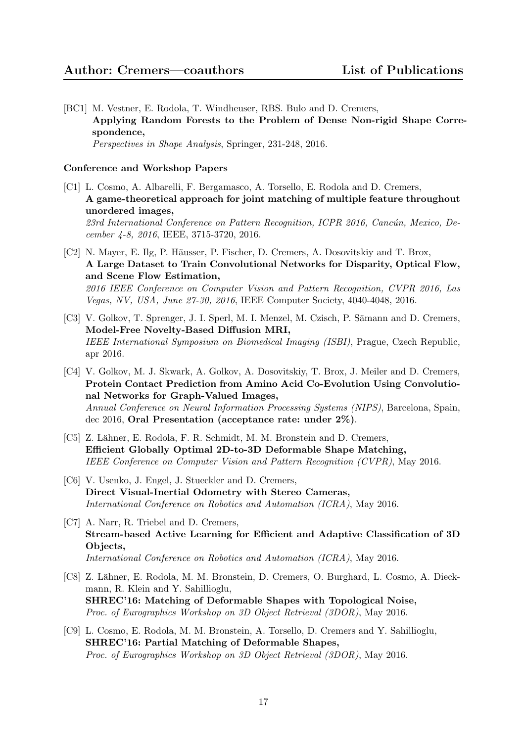[BC1] M. Vestner, E. Rodola, T. Windheuser, RBS. Bulo and D. Cremers,
**Applying Random Forests to the Problem of Dense Non-rigid Shape Correspondence,**
*Perspectives in Shape Analysis*, Springer, 231-248, 2016.

**Conference and Workshop Papers**

[C1] L. Cosmo, A. Albarelli, F. Bergamasco, A. Torsello, E. Rodola and D. Cremers,
**A game-theoretical approach for joint matching of multiple feature throughout unordered images,**
*23rd International Conference on Pattern Recognition, ICPR 2016, Cancún, Mexico, December 4-8, 2016*, IEEE, 3715-3720, 2016.

[C2] N. Mayer, E. Ilg, P. Häusser, P. Fischer, D. Cremers, A. Dosovitskiy and T. Brox,
**A Large Dataset to Train Convolutional Networks for Disparity, Optical Flow, and Scene Flow Estimation,**
*2016 IEEE Conference on Computer Vision and Pattern Recognition, CVPR 2016, Las Vegas, NV, USA, June 27-30, 2016*, IEEE Computer Society, 4040-4048, 2016.

[C3] V. Golkov, T. Sprenger, J. I. Sperl, M. I. Menzel, M. Czisch, P. Sämann and D. Cremers,
**Model-Free Novelty-Based Diffusion MRI,**
*IEEE International Symposium on Biomedical Imaging (ISBI)*, Prague, Czech Republic, apr 2016.

[C4] V. Golkov, M. J. Skwark, A. Golkov, A. Dosovitskiy, T. Brox, J. Meiler and D. Cremers,
**Protein Contact Prediction from Amino Acid Co-Evolution Using Convolutional Networks for Graph-Valued Images,**
*Annual Conference on Neural Information Processing Systems (NIPS)*, Barcelona, Spain, dec 2016, **Oral Presentation (acceptance rate: under 2%)**.

[C5] Z. Lähner, E. Rodola, F. R. Schmidt, M. M. Bronstein and D. Cremers,
**Efficient Globally Optimal 2D-to-3D Deformable Shape Matching,**
*IEEE Conference on Computer Vision and Pattern Recognition (CVPR)*, May 2016.

[C6] V. Usenko, J. Engel, J. Stueckler and D. Cremers,
**Direct Visual-Inertial Odometry with Stereo Cameras,**
*International Conference on Robotics and Automation (ICRA)*, May 2016.

[C7] A. Narr, R. Triebel and D. Cremers,
**Stream-based Active Learning for Efficient and Adaptive Classification of 3D Objects,**
*International Conference on Robotics and Automation (ICRA)*, May 2016.

[C8] Z. Lähner, E. Rodola, M. M. Bronstein, D. Cremers, O. Burghard, L. Cosmo, A. Dieckmann, R. Klein and Y. Sahillioglu,
**SHREC'16: Matching of Deformable Shapes with Topological Noise,**
*Proc. of Eurographics Workshop on 3D Object Retrieval (3DOR)*, May 2016.

[C9] L. Cosmo, E. Rodola, M. M. Bronstein, A. Torsello, D. Cremers and Y. Sahillioglu,
**SHREC'16: Partial Matching of Deformable Shapes,**
*Proc. of Eurographics Workshop on 3D Object Retrieval (3DOR)*, May 2016.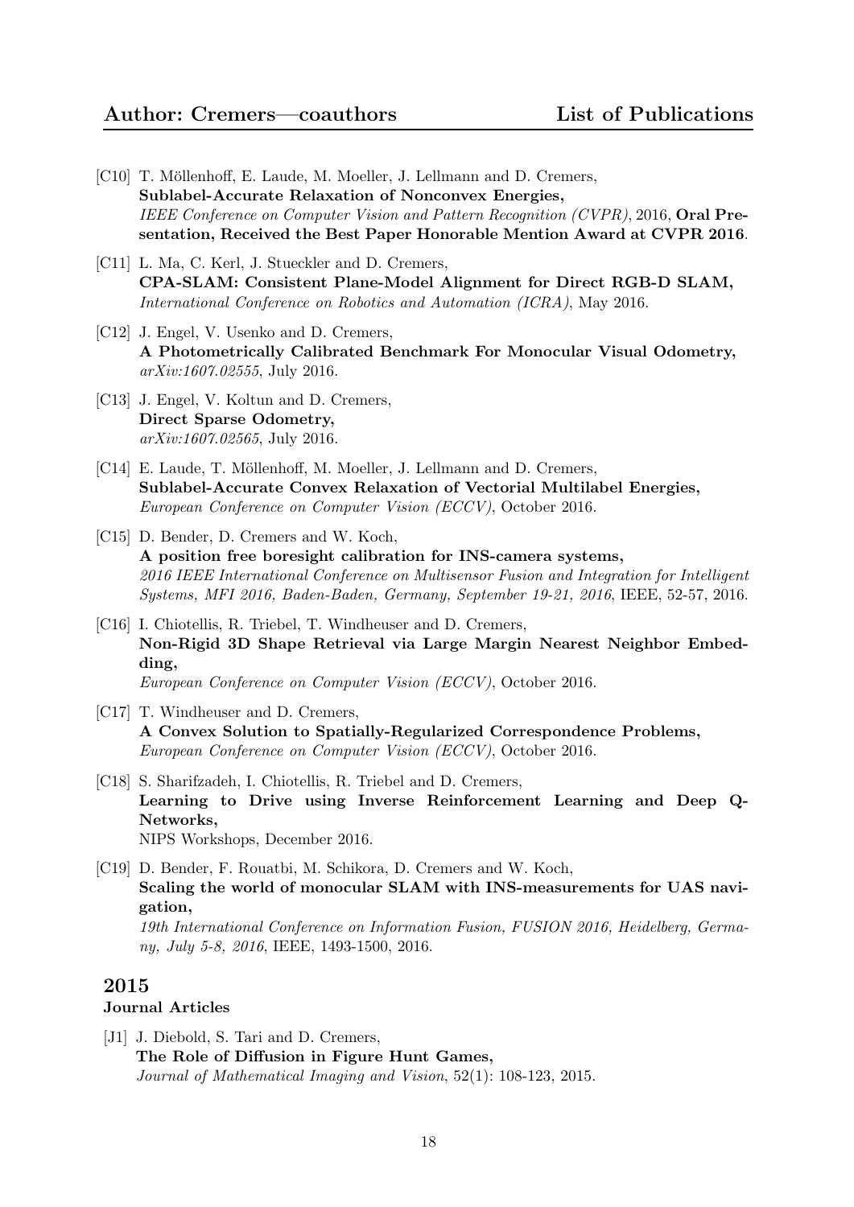[C10] T. Möllenhoff, E. Laude, M. Moeller, J. Lellmann and D. Cremers,
**Sublabel-Accurate Relaxation of Nonconvex Energies,**
*IEEE Conference on Computer Vision and Pattern Recognition (CVPR)*, 2016, **Oral Presentation, Received the Best Paper Honorable Mention Award at CVPR 2016**.

[C11] L. Ma, C. Kerl, J. Stueckler and D. Cremers,
**CPA-SLAM: Consistent Plane-Model Alignment for Direct RGB-D SLAM,**
*International Conference on Robotics and Automation (ICRA)*, May 2016.

[C12] J. Engel, V. Usenko and D. Cremers,
**A Photometrically Calibrated Benchmark For Monocular Visual Odometry,**
*arXiv:1607.02555*, July 2016.

[C13] J. Engel, V. Koltun and D. Cremers,
**Direct Sparse Odometry,**
*arXiv:1607.02565*, July 2016.

[C14] E. Laude, T. Möllenhoff, M. Moeller, J. Lellmann and D. Cremers,
**Sublabel-Accurate Convex Relaxation of Vectorial Multilabel Energies,**
*European Conference on Computer Vision (ECCV)*, October 2016.

[C15] D. Bender, D. Cremers and W. Koch,
**A position free boresight calibration for INS-camera systems,**
*2016 IEEE International Conference on Multisensor Fusion and Integration for Intelligent Systems, MFI 2016, Baden-Baden, Germany, September 19-21, 2016*, IEEE, 52-57, 2016.

[C16] I. Chiotellis, R. Triebel, T. Windheuser and D. Cremers,
**Non-Rigid 3D Shape Retrieval via Large Margin Nearest Neighbor Embedding,**
*European Conference on Computer Vision (ECCV)*, October 2016.

[C17] T. Windheuser and D. Cremers,
**A Convex Solution to Spatially-Regularized Correspondence Problems,**
*European Conference on Computer Vision (ECCV)*, October 2016.

[C18] S. Sharifzadeh, I. Chiotellis, R. Triebel and D. Cremers,
**Learning to Drive using Inverse Reinforcement Learning and Deep Q-Networks,**
NIPS Workshops, December 2016.

[C19] D. Bender, F. Rouatbi, M. Schikora, D. Cremers and W. Koch,
**Scaling the world of monocular SLAM with INS-measurements for UAS navigation,**
*19th International Conference on Information Fusion, FUSION 2016, Heidelberg, Germany, July 5-8, 2016*, IEEE, 1493-1500, 2016.

## 2015

### Journal Articles

[J1] J. Diebold, S. Tari and D. Cremers,
**The Role of Diffusion in Figure Hunt Games,**
*Journal of Mathematical Imaging and Vision*, 52(1): 108-123, 2015.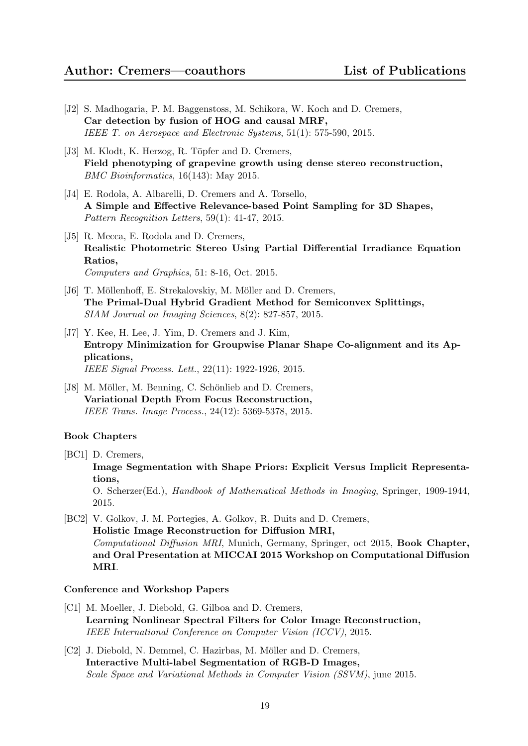[J2] S. Madhogaria, P. M. Baggenstoss, M. Schikora, W. Koch and D. Cremers,
**Car detection by fusion of HOG and causal MRF,**
*IEEE T. on Aerospace and Electronic Systems*, 51(1): 575-590, 2015.

[J3] M. Klodt, K. Herzog, R. Töpfer and D. Cremers,
**Field phenotyping of grapevine growth using dense stereo reconstruction,**
*BMC Bioinformatics*, 16(143): May 2015.

[J4] E. Rodola, A. Albarelli, D. Cremers and A. Torsello,
**A Simple and Effective Relevance-based Point Sampling for 3D Shapes,**
*Pattern Recognition Letters*, 59(1): 41-47, 2015.

[J5] R. Mecca, E. Rodola and D. Cremers,
**Realistic Photometric Stereo Using Partial Differential Irradiance Equation Ratios,**
*Computers and Graphics*, 51: 8-16, Oct. 2015.

[J6] T. Möllenhoff, E. Strekalovskiy, M. Möller and D. Cremers,
**The Primal-Dual Hybrid Gradient Method for Semiconvex Splittings,**
*SIAM Journal on Imaging Sciences*, 8(2): 827-857, 2015.

[J7] Y. Kee, H. Lee, J. Yim, D. Cremers and J. Kim,
**Entropy Minimization for Groupwise Planar Shape Co-alignment and its Applications,**
*IEEE Signal Process. Lett.*, 22(11): 1922-1926, 2015.

[J8] M. Möller, M. Benning, C. Schönlieb and D. Cremers,
**Variational Depth From Focus Reconstruction,**
*IEEE Trans. Image Process.*, 24(12): 5369-5378, 2015.

#### Book Chapters

[BC1] D. Cremers,
**Image Segmentation with Shape Priors: Explicit Versus Implicit Representations,**
O. Scherzer(Ed.), *Handbook of Mathematical Methods in Imaging*, Springer, 1909-1944, 2015.

[BC2] V. Golkov, J. M. Portegies, A. Golkov, R. Duits and D. Cremers,
**Holistic Image Reconstruction for Diffusion MRI,**
*Computational Diffusion MRI*, Munich, Germany, Springer, oct 2015, **Book Chapter, and Oral Presentation at MICCAI 2015 Workshop on Computational Diffusion MRI**.

#### Conference and Workshop Papers

[C1] M. Moeller, J. Diebold, G. Gilboa and D. Cremers,
**Learning Nonlinear Spectral Filters for Color Image Reconstruction,**
*IEEE International Conference on Computer Vision (ICCV)*, 2015.

[C2] J. Diebold, N. Demmel, C. Hazirbas, M. Möller and D. Cremers,
**Interactive Multi-label Segmentation of RGB-D Images,**
*Scale Space and Variational Methods in Computer Vision (SSVM)*, june 2015.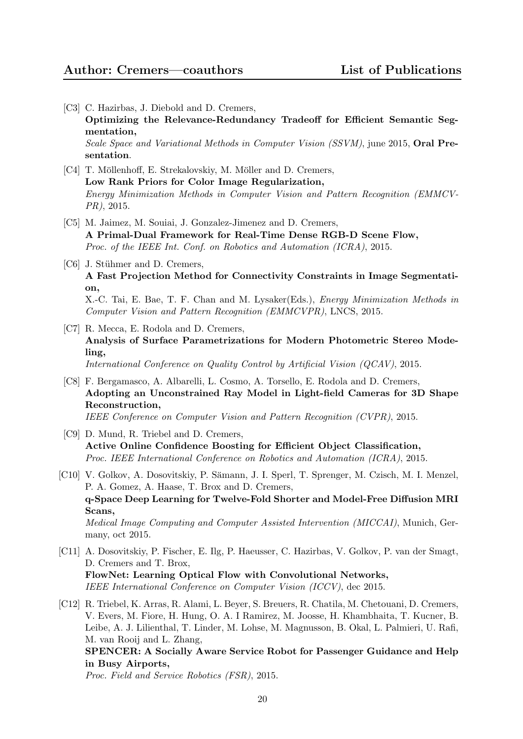[C3] C. Hazirbas, J. Diebold and D. Cremers,
**Optimizing the Relevance-Redundancy Tradeoff for Efficient Semantic Segmentation,**
*Scale Space and Variational Methods in Computer Vision (SSVM)*, june 2015, **Oral Presentation**.

[C4] T. Möllenhoff, E. Strekalovskiy, M. Möller and D. Cremers,
**Low Rank Priors for Color Image Regularization,**
*Energy Minimization Methods in Computer Vision and Pattern Recognition (EMMCVPR)*, 2015.

[C5] M. Jaimez, M. Souiai, J. Gonzalez-Jimenez and D. Cremers,
**A Primal-Dual Framework for Real-Time Dense RGB-D Scene Flow,**
*Proc. of the IEEE Int. Conf. on Robotics and Automation (ICRA)*, 2015.

[C6] J. Stühmer and D. Cremers,
**A Fast Projection Method for Connectivity Constraints in Image Segmentation,**
X.-C. Tai, E. Bae, T. F. Chan and M. Lysaker(Eds.), *Energy Minimization Methods in Computer Vision and Pattern Recognition (EMMCVPR)*, LNCS, 2015.

[C7] R. Mecca, E. Rodola and D. Cremers,
**Analysis of Surface Parametrizations for Modern Photometric Stereo Modeling,**
*International Conference on Quality Control by Artificial Vision (QCAV)*, 2015.

[C8] F. Bergamasco, A. Albarelli, L. Cosmo, A. Torsello, E. Rodola and D. Cremers,
**Adopting an Unconstrained Ray Model in Light-field Cameras for 3D Shape Reconstruction,**
*IEEE Conference on Computer Vision and Pattern Recognition (CVPR)*, 2015.

[C9] D. Mund, R. Triebel and D. Cremers,
**Active Online Confidence Boosting for Efficient Object Classification,**
*Proc. IEEE International Conference on Robotics and Automation (ICRA)*, 2015.

[C10] V. Golkov, A. Dosovitskiy, P. Sämann, J. I. Sperl, T. Sprenger, M. Czisch, M. I. Menzel, P. A. Gomez, A. Haase, T. Brox and D. Cremers,
**q-Space Deep Learning for Twelve-Fold Shorter and Model-Free Diffusion MRI Scans,**
*Medical Image Computing and Computer Assisted Intervention (MICCAI)*, Munich, Germany, oct 2015.

[C11] A. Dosovitskiy, P. Fischer, E. Ilg, P. Haeusser, C. Hazirbas, V. Golkov, P. van der Smagt, D. Cremers and T. Brox,
**FlowNet: Learning Optical Flow with Convolutional Networks,**
*IEEE International Conference on Computer Vision (ICCV)*, dec 2015.

[C12] R. Triebel, K. Arras, R. Alami, L. Beyer, S. Breuers, R. Chatila, M. Chetouani, D. Cremers, V. Evers, M. Fiore, H. Hung, O. A. I Ramirez, M. Joosse, H. Khambhaita, T. Kucner, B. Leibe, A. J. Lilienthal, T. Linder, M. Lohse, M. Magnusson, B. Okal, L. Palmieri, U. Rafi, M. van Rooij and L. Zhang,
**SPENCER: A Socially Aware Service Robot for Passenger Guidance and Help in Busy Airports,**
*Proc. Field and Service Robotics (FSR)*, 2015.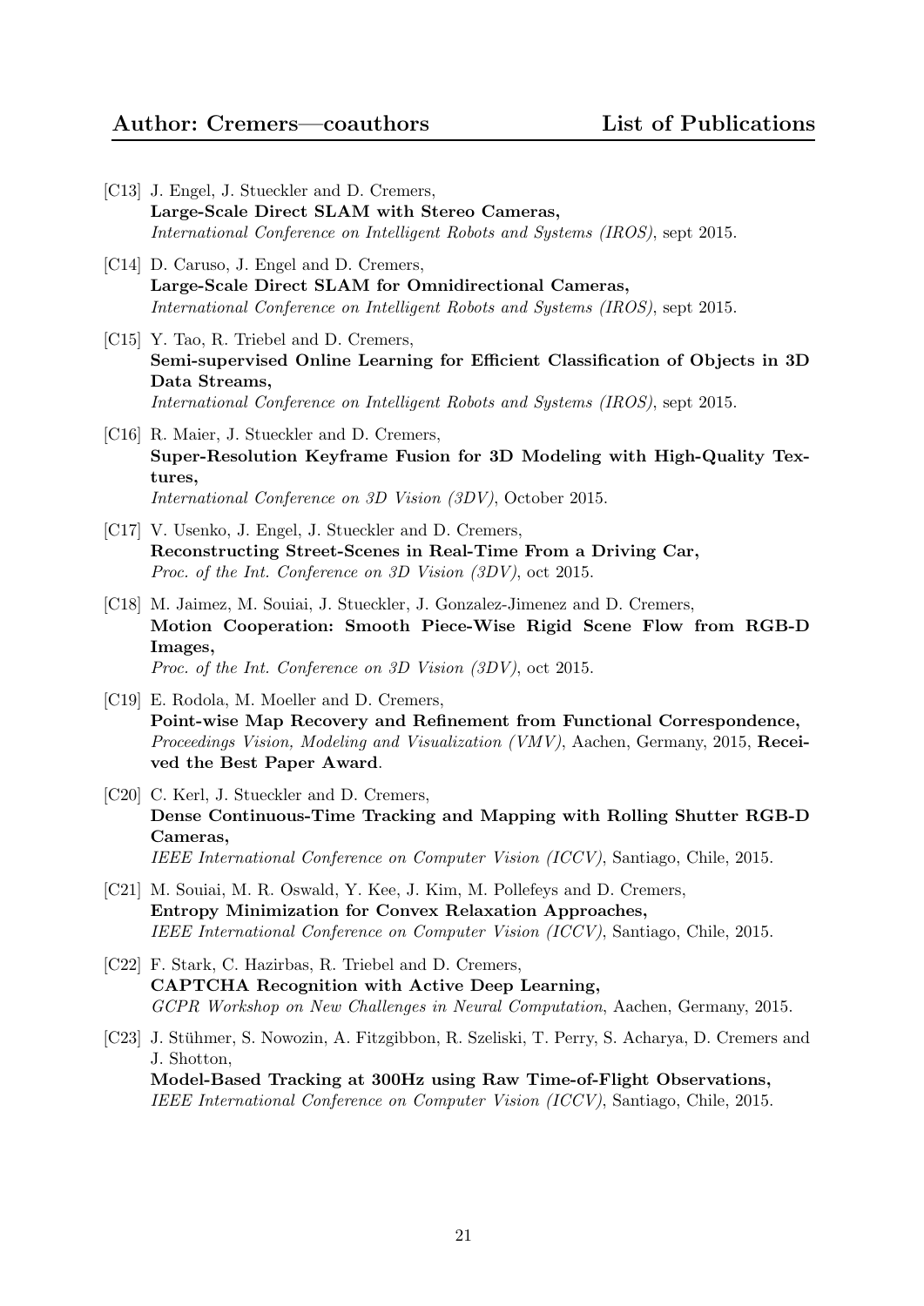[C13] J. Engel, J. Stueckler and D. Cremers,
**Large-Scale Direct SLAM with Stereo Cameras,**
*International Conference on Intelligent Robots and Systems (IROS)*, sept 2015.

[C14] D. Caruso, J. Engel and D. Cremers,
**Large-Scale Direct SLAM for Omnidirectional Cameras,**
*International Conference on Intelligent Robots and Systems (IROS)*, sept 2015.

[C15] Y. Tao, R. Triebel and D. Cremers,
**Semi-supervised Online Learning for Efficient Classification of Objects in 3D Data Streams,**
*International Conference on Intelligent Robots and Systems (IROS)*, sept 2015.

[C16] R. Maier, J. Stueckler and D. Cremers,
**Super-Resolution Keyframe Fusion for 3D Modeling with High-Quality Textures,**
*International Conference on 3D Vision (3DV)*, October 2015.

[C17] V. Usenko, J. Engel, J. Stueckler and D. Cremers,
**Reconstructing Street-Scenes in Real-Time From a Driving Car,**
*Proc. of the Int. Conference on 3D Vision (3DV)*, oct 2015.

[C18] M. Jaimez, M. Souiai, J. Stueckler, J. Gonzalez-Jimenez and D. Cremers,
**Motion Cooperation: Smooth Piece-Wise Rigid Scene Flow from RGB-D Images,**
*Proc. of the Int. Conference on 3D Vision (3DV)*, oct 2015.

[C19] E. Rodola, M. Moeller and D. Cremers,
**Point-wise Map Recovery and Refinement from Functional Correspondence,**
*Proceedings Vision, Modeling and Visualization (VMV)*, Aachen, Germany, 2015, **Received the Best Paper Award**.

[C20] C. Kerl, J. Stueckler and D. Cremers,
**Dense Continuous-Time Tracking and Mapping with Rolling Shutter RGB-D Cameras,**
*IEEE International Conference on Computer Vision (ICCV)*, Santiago, Chile, 2015.

[C21] M. Souiai, M. R. Oswald, Y. Kee, J. Kim, M. Pollefeys and D. Cremers,
**Entropy Minimization for Convex Relaxation Approaches,**
*IEEE International Conference on Computer Vision (ICCV)*, Santiago, Chile, 2015.

[C22] F. Stark, C. Hazirbas, R. Triebel and D. Cremers,
**CAPTCHA Recognition with Active Deep Learning,**
*GCPR Workshop on New Challenges in Neural Computation*, Aachen, Germany, 2015.

[C23] J. Stühmer, S. Nowozin, A. Fitzgibbon, R. Szeliski, T. Perry, S. Acharya, D. Cremers and J. Shotton,
**Model-Based Tracking at 300Hz using Raw Time-of-Flight Observations,**
*IEEE International Conference on Computer Vision (ICCV)*, Santiago, Chile, 2015.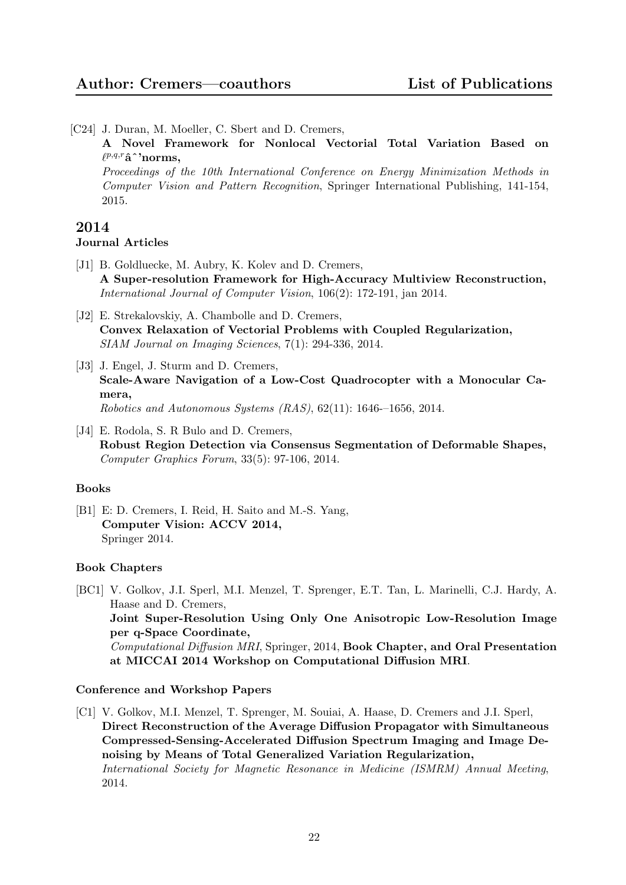[C24] J. Duran, M. Moeller, C. Sbert and D. Cremers,
**A Novel Framework for Nonlocal Vectorial Total Variation Based on $\ell^{p,q,r}$â^'norms,**
*Proceedings of the 10th International Conference on Energy Minimization Methods in Computer Vision and Pattern Recognition*, Springer International Publishing, 141-154, 2015.

## 2014

### Journal Articles

[J1] B. Goldluecke, M. Aubry, K. Kolev and D. Cremers,
**A Super-resolution Framework for High-Accuracy Multiview Reconstruction,**
*International Journal of Computer Vision*, 106(2): 172-191, jan 2014.

[J2] E. Strekalovskiy, A. Chambolle and D. Cremers,
**Convex Relaxation of Vectorial Problems with Coupled Regularization,**
*SIAM Journal on Imaging Sciences*, 7(1): 294-336, 2014.

[J3] J. Engel, J. Sturm and D. Cremers,
**Scale-Aware Navigation of a Low-Cost Quadrocopter with a Monocular Camera,**
*Robotics and Autonomous Systems (RAS)*, 62(11): 1646-–1656, 2014.

[J4] E. Rodola, S. R Bulo and D. Cremers,
**Robust Region Detection via Consensus Segmentation of Deformable Shapes,**
*Computer Graphics Forum*, 33(5): 97-106, 2014.

### Books

[B1] E: D. Cremers, I. Reid, H. Saito and M.-S. Yang,
**Computer Vision: ACCV 2014,**
Springer 2014.

### Book Chapters

[BC1] V. Golkov, J.I. Sperl, M.I. Menzel, T. Sprenger, E.T. Tan, L. Marinelli, C.J. Hardy, A. Haase and D. Cremers,
**Joint Super-Resolution Using Only One Anisotropic Low-Resolution Image per q-Space Coordinate,**
*Computational Diffusion MRI*, Springer, 2014, **Book Chapter, and Oral Presentation at MICCAI 2014 Workshop on Computational Diffusion MRI**.

### Conference and Workshop Papers

[C1] V. Golkov, M.I. Menzel, T. Sprenger, M. Souiai, A. Haase, D. Cremers and J.I. Sperl,
**Direct Reconstruction of the Average Diffusion Propagator with Simultaneous Compressed-Sensing-Accelerated Diffusion Spectrum Imaging and Image Denoising by Means of Total Generalized Variation Regularization,**
*International Society for Magnetic Resonance in Medicine (ISMRM) Annual Meeting*, 2014.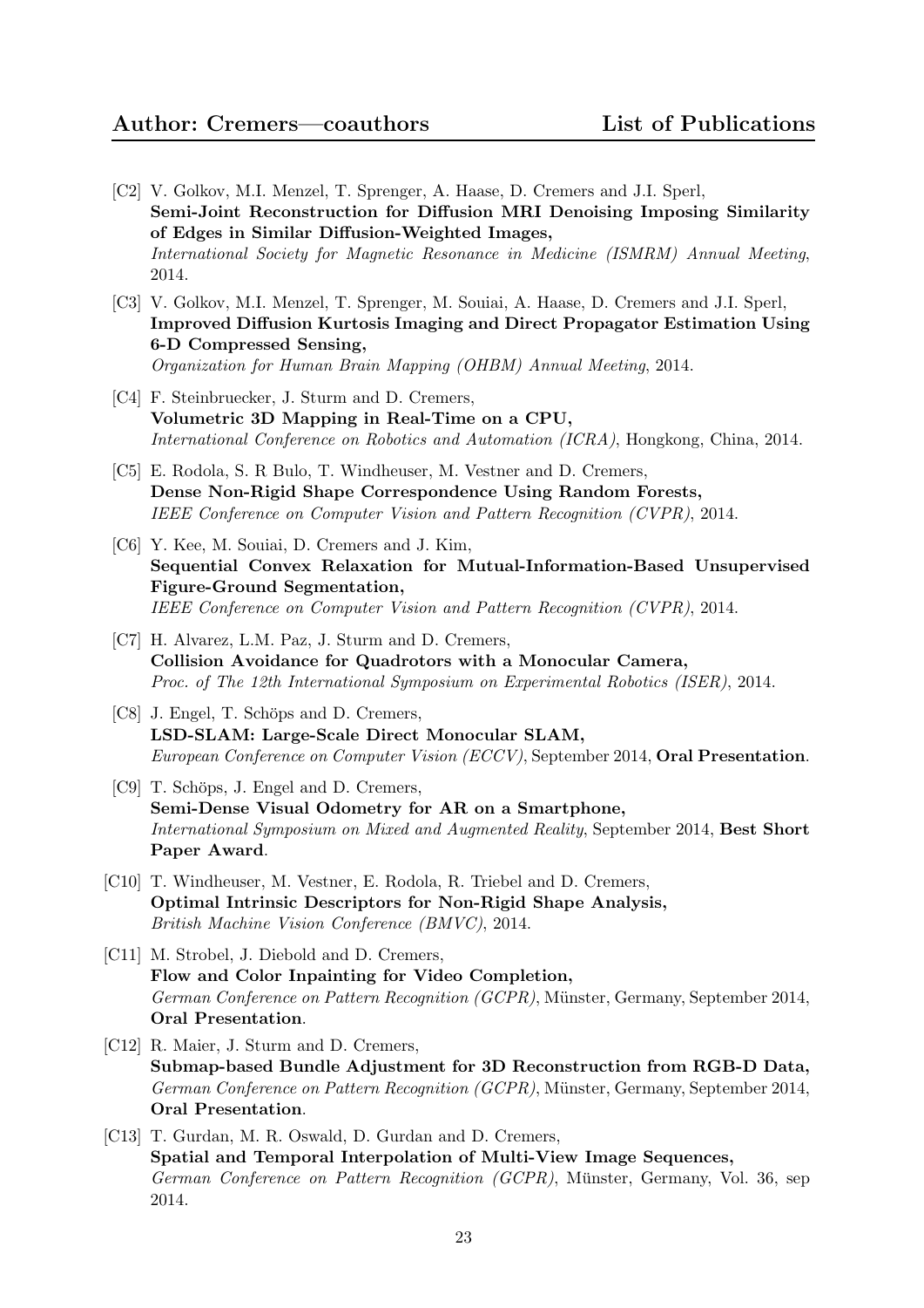- [C2] V. Golkov, M.I. Menzel, T. Sprenger, A. Haase, D. Cremers and J.I. Sperl, **Semi-Joint Reconstruction for Diffusion MRI Denoising Imposing Similarity of Edges in Similar Diffusion-Weighted Images,** *International Society for Magnetic Resonance in Medicine (ISMRM) Annual Meeting*, 2014.
- [C3] V. Golkov, M.I. Menzel, T. Sprenger, M. Souiai, A. Haase, D. Cremers and J.I. Sperl, **Improved Diffusion Kurtosis Imaging and Direct Propagator Estimation Using 6-D Compressed Sensing,** *Organization for Human Brain Mapping (OHBM) Annual Meeting*, 2014.
- [C4] F. Steinbruecker, J. Sturm and D. Cremers, **Volumetric 3D Mapping in Real-Time on a CPU,** *International Conference on Robotics and Automation (ICRA)*, Hongkong, China, 2014.
- [C5] E. Rodola, S. R Bulo, T. Windheuser, M. Vestner and D. Cremers, **Dense Non-Rigid Shape Correspondence Using Random Forests,** *IEEE Conference on Computer Vision and Pattern Recognition (CVPR)*, 2014.
- [C6] Y. Kee, M. Souiai, D. Cremers and J. Kim, **Sequential Convex Relaxation for Mutual-Information-Based Unsupervised Figure-Ground Segmentation,** *IEEE Conference on Computer Vision and Pattern Recognition (CVPR)*, 2014.
- [C7] H. Alvarez, L.M. Paz, J. Sturm and D. Cremers, **Collision Avoidance for Quadrotors with a Monocular Camera,** *Proc. of The 12th International Symposium on Experimental Robotics (ISER)*, 2014.
- [C8] J. Engel, T. Schöps and D. Cremers, **LSD-SLAM: Large-Scale Direct Monocular SLAM,** *European Conference on Computer Vision (ECCV)*, September 2014, **Oral Presentation**.
- [C9] T. Schöps, J. Engel and D. Cremers, **Semi-Dense Visual Odometry for AR on a Smartphone,** *International Symposium on Mixed and Augmented Reality*, September 2014, **Best Short Paper Award**.
- [C10] T. Windheuser, M. Vestner, E. Rodola, R. Triebel and D. Cremers, **Optimal Intrinsic Descriptors for Non-Rigid Shape Analysis,** *British Machine Vision Conference (BMVC)*, 2014.
- [C11] M. Strobel, J. Diebold and D. Cremers, **Flow and Color Inpainting for Video Completion,** *German Conference on Pattern Recognition (GCPR)*, Münster, Germany, September 2014, **Oral Presentation**.
- [C12] R. Maier, J. Sturm and D. Cremers, **Submap-based Bundle Adjustment for 3D Reconstruction from RGB-D Data,** *German Conference on Pattern Recognition (GCPR)*, Münster, Germany, September 2014, **Oral Presentation**.
- [C13] T. Gurdan, M. R. Oswald, D. Gurdan and D. Cremers, **Spatial and Temporal Interpolation of Multi-View Image Sequences,** *German Conference on Pattern Recognition (GCPR)*, Münster, Germany, Vol. 36, sep 2014.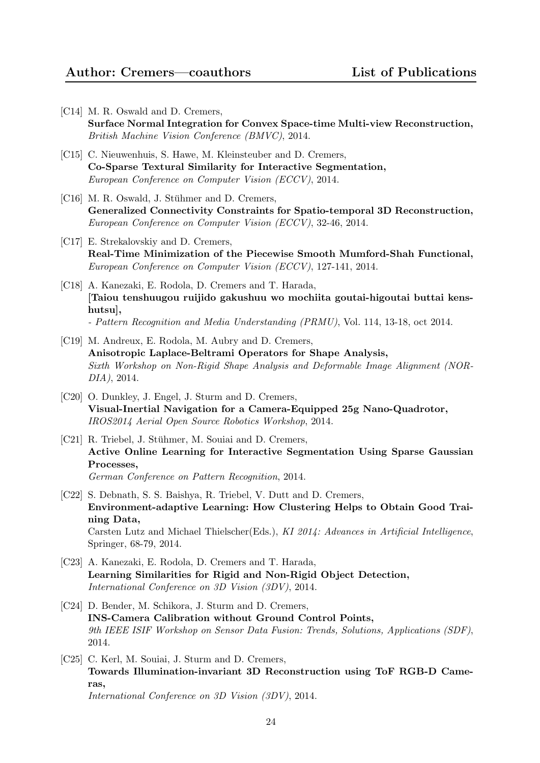[C14] M. R. Oswald and D. Cremers,
**Surface Normal Integration for Convex Space-time Multi-view Reconstruction,**
*British Machine Vision Conference (BMVC)*, 2014.

[C15] C. Nieuwenhuis, S. Hawe, M. Kleinsteuber and D. Cremers,
**Co-Sparse Textural Similarity for Interactive Segmentation,**
*European Conference on Computer Vision (ECCV)*, 2014.

[C16] M. R. Oswald, J. Stühmer and D. Cremers,
**Generalized Connectivity Constraints for Spatio-temporal 3D Reconstruction,**
*European Conference on Computer Vision (ECCV)*, 32-46, 2014.

[C17] E. Strekalovskiy and D. Cremers,
**Real-Time Minimization of the Piecewise Smooth Mumford-Shah Functional,**
*European Conference on Computer Vision (ECCV)*, 127-141, 2014.

[C18] A. Kanezaki, E. Rodola, D. Cremers and T. Harada,
**[Taiou tenshuugou ruijido gakushuu wo mochiita goutai-higoutai buttai kenshutsu],**
*- Pattern Recognition and Media Understanding (PRMU)*, Vol. 114, 13-18, oct 2014.

[C19] M. Andreux, E. Rodola, M. Aubry and D. Cremers,
**Anisotropic Laplace-Beltrami Operators for Shape Analysis,**
*Sixth Workshop on Non-Rigid Shape Analysis and Deformable Image Alignment (NORDIA)*, 2014.

[C20] O. Dunkley, J. Engel, J. Sturm and D. Cremers,
**Visual-Inertial Navigation for a Camera-Equipped 25g Nano-Quadrotor,**
*IROS2014 Aerial Open Source Robotics Workshop*, 2014.

[C21] R. Triebel, J. Stühmer, M. Souiai and D. Cremers,
**Active Online Learning for Interactive Segmentation Using Sparse Gaussian Processes,**
*German Conference on Pattern Recognition*, 2014.

[C22] S. Debnath, S. S. Baishya, R. Triebel, V. Dutt and D. Cremers,
**Environment-adaptive Learning: How Clustering Helps to Obtain Good Training Data,**
Carsten Lutz and Michael Thielscher(Eds.), *KI 2014: Advances in Artificial Intelligence*, Springer, 68-79, 2014.

[C23] A. Kanezaki, E. Rodola, D. Cremers and T. Harada,
**Learning Similarities for Rigid and Non-Rigid Object Detection,**
*International Conference on 3D Vision (3DV)*, 2014.

[C24] D. Bender, M. Schikora, J. Sturm and D. Cremers,
**INS-Camera Calibration without Ground Control Points,**
*9th IEEE ISIF Workshop on Sensor Data Fusion: Trends, Solutions, Applications (SDF)*, 2014.

[C25] C. Kerl, M. Souiai, J. Sturm and D. Cremers,
**Towards Illumination-invariant 3D Reconstruction using ToF RGB-D Cameras,**
*International Conference on 3D Vision (3DV)*, 2014.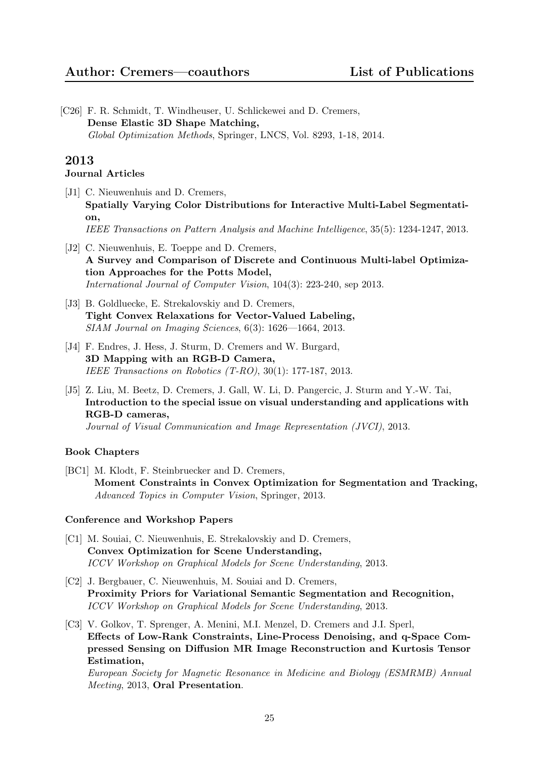[C26] F. R. Schmidt, T. Windheuser, U. Schlickewei and D. Cremers,
**Dense Elastic 3D Shape Matching,**
*Global Optimization Methods*, Springer, LNCS, Vol. 8293, 1-18, 2014.

## 2013

### Journal Articles

[J1] C. Nieuwenhuis and D. Cremers,
**Spatially Varying Color Distributions for Interactive Multi-Label Segmentation,**
*IEEE Transactions on Pattern Analysis and Machine Intelligence*, 35(5): 1234-1247, 2013.

[J2] C. Nieuwenhuis, E. Toeppe and D. Cremers,
**A Survey and Comparison of Discrete and Continuous Multi-label Optimization Approaches for the Potts Model,**
*International Journal of Computer Vision*, 104(3): 223-240, sep 2013.

[J3] B. Goldluecke, E. Strekalovskiy and D. Cremers,
**Tight Convex Relaxations for Vector-Valued Labeling,**
*SIAM Journal on Imaging Sciences*, 6(3): 1626—1664, 2013.

[J4] F. Endres, J. Hess, J. Sturm, D. Cremers and W. Burgard,
**3D Mapping with an RGB-D Camera,**
*IEEE Transactions on Robotics (T-RO)*, 30(1): 177-187, 2013.

[J5] Z. Liu, M. Beetz, D. Cremers, J. Gall, W. Li, D. Pangercic, J. Sturm and Y.-W. Tai,
**Introduction to the special issue on visual understanding and applications with RGB-D cameras,**
*Journal of Visual Communication and Image Representation (JVCI)*, 2013.

### Book Chapters

[BC1] M. Klodt, F. Steinbruecker and D. Cremers,
**Moment Constraints in Convex Optimization for Segmentation and Tracking,**
*Advanced Topics in Computer Vision*, Springer, 2013.

### Conference and Workshop Papers

[C1] M. Souiai, C. Nieuwenhuis, E. Strekalovskiy and D. Cremers,
**Convex Optimization for Scene Understanding,**
*ICCV Workshop on Graphical Models for Scene Understanding*, 2013.

[C2] J. Bergbauer, C. Nieuwenhuis, M. Souiai and D. Cremers,
**Proximity Priors for Variational Semantic Segmentation and Recognition,**
*ICCV Workshop on Graphical Models for Scene Understanding*, 2013.

[C3] V. Golkov, T. Sprenger, A. Menini, M.I. Menzel, D. Cremers and J.I. Sperl,
**Effects of Low-Rank Constraints, Line-Process Denoising, and q-Space Compressed Sensing on Diffusion MR Image Reconstruction and Kurtosis Tensor Estimation,**
*European Society for Magnetic Resonance in Medicine and Biology (ESMRMB) Annual Meeting*, 2013, **Oral Presentation**.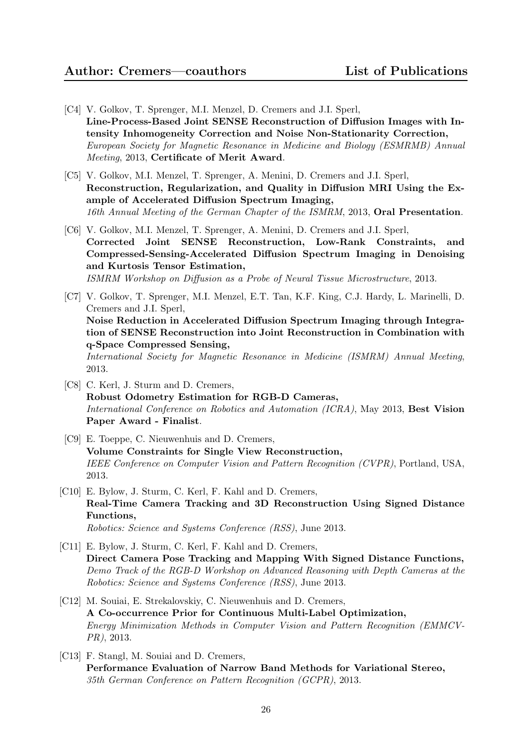[C4] V. Golkov, T. Sprenger, M.I. Menzel, D. Cremers and J.I. Sperl,
**Line-Process-Based Joint SENSE Reconstruction of Diffusion Images with Intensity Inhomogeneity Correction and Noise Non-Stationarity Correction,**
*European Society for Magnetic Resonance in Medicine and Biology (ESMRMB) Annual Meeting*, 2013, **Certificate of Merit Award**.

[C5] V. Golkov, M.I. Menzel, T. Sprenger, A. Menini, D. Cremers and J.I. Sperl,
**Reconstruction, Regularization, and Quality in Diffusion MRI Using the Example of Accelerated Diffusion Spectrum Imaging,**
*16th Annual Meeting of the German Chapter of the ISMRM*, 2013, **Oral Presentation**.

[C6] V. Golkov, M.I. Menzel, T. Sprenger, A. Menini, D. Cremers and J.I. Sperl,
**Corrected Joint SENSE Reconstruction, Low-Rank Constraints, and Compressed-Sensing-Accelerated Diffusion Spectrum Imaging in Denoising and Kurtosis Tensor Estimation,**
*ISMRM Workshop on Diffusion as a Probe of Neural Tissue Microstructure*, 2013.

[C7] V. Golkov, T. Sprenger, M.I. Menzel, E.T. Tan, K.F. King, C.J. Hardy, L. Marinelli, D. Cremers and J.I. Sperl,
**Noise Reduction in Accelerated Diffusion Spectrum Imaging through Integration of SENSE Reconstruction into Joint Reconstruction in Combination with q-Space Compressed Sensing,**
*International Society for Magnetic Resonance in Medicine (ISMRM) Annual Meeting*, 2013.

[C8] C. Kerl, J. Sturm and D. Cremers,
**Robust Odometry Estimation for RGB-D Cameras,**
*International Conference on Robotics and Automation (ICRA)*, May 2013, **Best Vision Paper Award - Finalist**.

[C9] E. Toeppe, C. Nieuwenhuis and D. Cremers,
**Volume Constraints for Single View Reconstruction,**
*IEEE Conference on Computer Vision and Pattern Recognition (CVPR)*, Portland, USA, 2013.

[C10] E. Bylow, J. Sturm, C. Kerl, F. Kahl and D. Cremers,
**Real-Time Camera Tracking and 3D Reconstruction Using Signed Distance Functions,**
*Robotics: Science and Systems Conference (RSS)*, June 2013.

[C11] E. Bylow, J. Sturm, C. Kerl, F. Kahl and D. Cremers,
**Direct Camera Pose Tracking and Mapping With Signed Distance Functions,**
*Demo Track of the RGB-D Workshop on Advanced Reasoning with Depth Cameras at the Robotics: Science and Systems Conference (RSS)*, June 2013.

[C12] M. Souiai, E. Strekalovskiy, C. Nieuwenhuis and D. Cremers,
**A Co-occurrence Prior for Continuous Multi-Label Optimization,**
*Energy Minimization Methods in Computer Vision and Pattern Recognition (EMMCVPR)*, 2013.

[C13] F. Stangl, M. Souiai and D. Cremers,
**Performance Evaluation of Narrow Band Methods for Variational Stereo,**
*35th German Conference on Pattern Recognition (GCPR)*, 2013.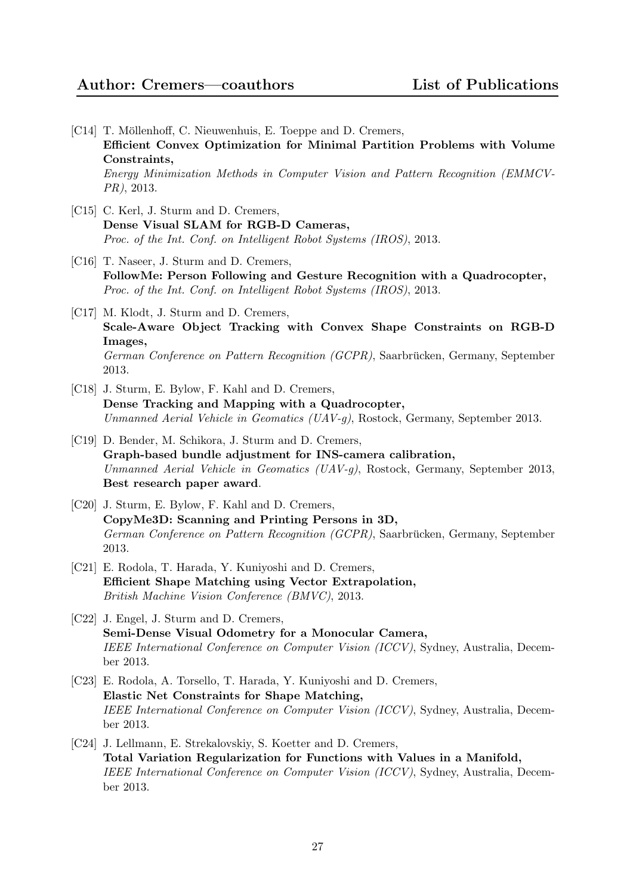[C14] T. Möllenhoff, C. Nieuwenhuis, E. Toeppe and D. Cremers,
**Efficient Convex Optimization for Minimal Partition Problems with Volume Constraints,**
*Energy Minimization Methods in Computer Vision and Pattern Recognition (EMMCVPR)*, 2013.

[C15] C. Kerl, J. Sturm and D. Cremers,
**Dense Visual SLAM for RGB-D Cameras,**
*Proc. of the Int. Conf. on Intelligent Robot Systems (IROS)*, 2013.

[C16] T. Naseer, J. Sturm and D. Cremers,
**FollowMe: Person Following and Gesture Recognition with a Quadrocopter,**
*Proc. of the Int. Conf. on Intelligent Robot Systems (IROS)*, 2013.

[C17] M. Klodt, J. Sturm and D. Cremers,
**Scale-Aware Object Tracking with Convex Shape Constraints on RGB-D Images,**
*German Conference on Pattern Recognition (GCPR)*, Saarbrücken, Germany, September 2013.

[C18] J. Sturm, E. Bylow, F. Kahl and D. Cremers,
**Dense Tracking and Mapping with a Quadrocopter,**
*Unmanned Aerial Vehicle in Geomatics (UAV-g)*, Rostock, Germany, September 2013.

[C19] D. Bender, M. Schikora, J. Sturm and D. Cremers,
**Graph-based bundle adjustment for INS-camera calibration,**
*Unmanned Aerial Vehicle in Geomatics (UAV-g)*, Rostock, Germany, September 2013, **Best research paper award**.

[C20] J. Sturm, E. Bylow, F. Kahl and D. Cremers,
**CopyMe3D: Scanning and Printing Persons in 3D,**
*German Conference on Pattern Recognition (GCPR)*, Saarbrücken, Germany, September 2013.

[C21] E. Rodola, T. Harada, Y. Kuniyoshi and D. Cremers,
**Efficient Shape Matching using Vector Extrapolation,**
*British Machine Vision Conference (BMVC)*, 2013.

[C22] J. Engel, J. Sturm and D. Cremers,
**Semi-Dense Visual Odometry for a Monocular Camera,**
*IEEE International Conference on Computer Vision (ICCV)*, Sydney, Australia, December 2013.

[C23] E. Rodola, A. Torsello, T. Harada, Y. Kuniyoshi and D. Cremers,
**Elastic Net Constraints for Shape Matching,**
*IEEE International Conference on Computer Vision (ICCV)*, Sydney, Australia, December 2013.

[C24] J. Lellmann, E. Strekalovskiy, S. Koetter and D. Cremers,
**Total Variation Regularization for Functions with Values in a Manifold,**
*IEEE International Conference on Computer Vision (ICCV)*, Sydney, Australia, December 2013.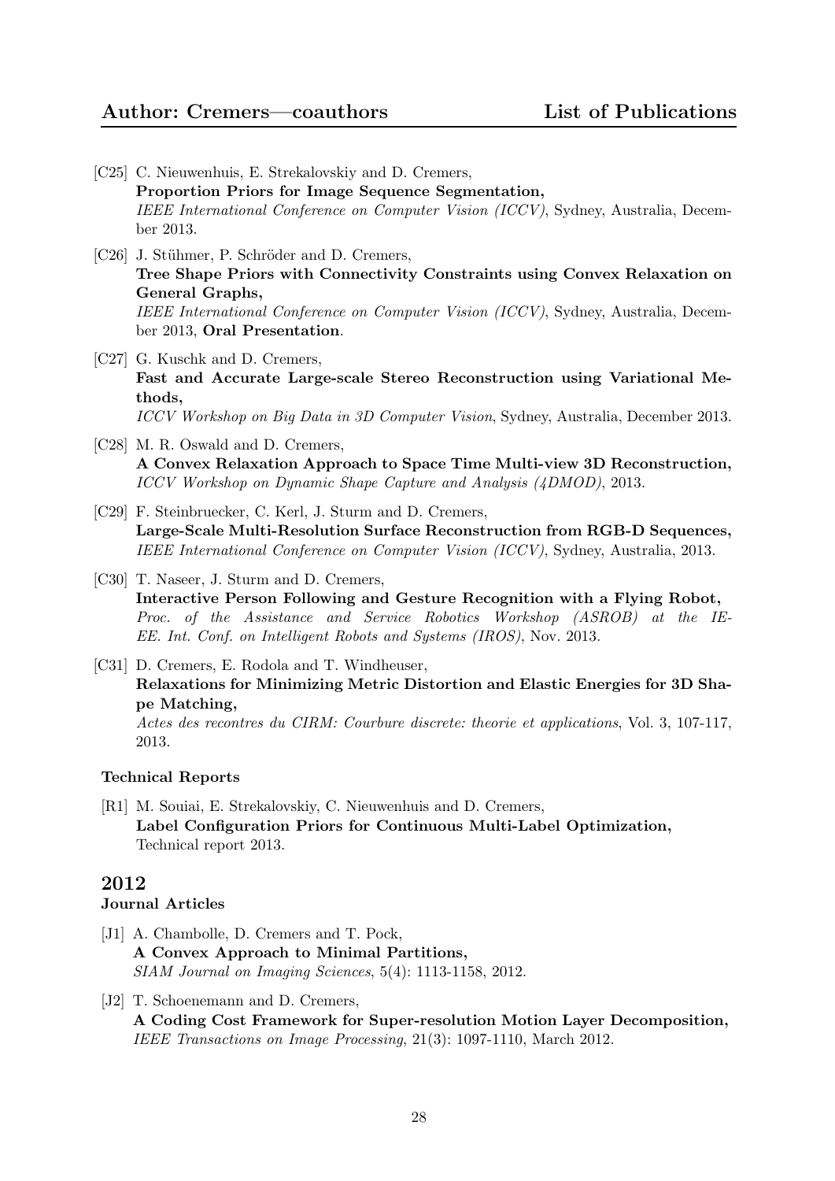[C25] C. Nieuwenhuis, E. Strekalovskiy and D. Cremers,
**Proportion Priors for Image Sequence Segmentation,**
*IEEE International Conference on Computer Vision (ICCV)*, Sydney, Australia, December 2013.

[C26] J. Stühmer, P. Schröder and D. Cremers,
**Tree Shape Priors with Connectivity Constraints using Convex Relaxation on General Graphs,**
*IEEE International Conference on Computer Vision (ICCV)*, Sydney, Australia, December 2013, **Oral Presentation**.

[C27] G. Kuschk and D. Cremers,
**Fast and Accurate Large-scale Stereo Reconstruction using Variational Methods,**
*ICCV Workshop on Big Data in 3D Computer Vision*, Sydney, Australia, December 2013.

[C28] M. R. Oswald and D. Cremers,
**A Convex Relaxation Approach to Space Time Multi-view 3D Reconstruction,**
*ICCV Workshop on Dynamic Shape Capture and Analysis (4DMOD)*, 2013.

[C29] F. Steinbruecker, C. Kerl, J. Sturm and D. Cremers,
**Large-Scale Multi-Resolution Surface Reconstruction from RGB-D Sequences,**
*IEEE International Conference on Computer Vision (ICCV)*, Sydney, Australia, 2013.

[C30] T. Naseer, J. Sturm and D. Cremers,
**Interactive Person Following and Gesture Recognition with a Flying Robot,**
*Proc. of the Assistance and Service Robotics Workshop (ASROB) at the IEEE. Int. Conf. on Intelligent Robots and Systems (IROS)*, Nov. 2013.

[C31] D. Cremers, E. Rodola and T. Windheuser,
**Relaxations for Minimizing Metric Distortion and Elastic Energies for 3D Shape Matching,**
*Actes des recontres du CIRM: Courbure discrete: theorie et applications*, Vol. 3, 107-117, 2013.

#### Technical Reports

[R1] M. Souiai, E. Strekalovskiy, C. Nieuwenhuis and D. Cremers,
**Label Configuration Priors for Continuous Multi-Label Optimization,**
Technical report 2013.

## 2012

#### Journal Articles

[J1] A. Chambolle, D. Cremers and T. Pock,
**A Convex Approach to Minimal Partitions,**
*SIAM Journal on Imaging Sciences*, 5(4): 1113-1158, 2012.

[J2] T. Schoenemann and D. Cremers,
**A Coding Cost Framework for Super-resolution Motion Layer Decomposition,**
*IEEE Transactions on Image Processing*, 21(3): 1097-1110, March 2012.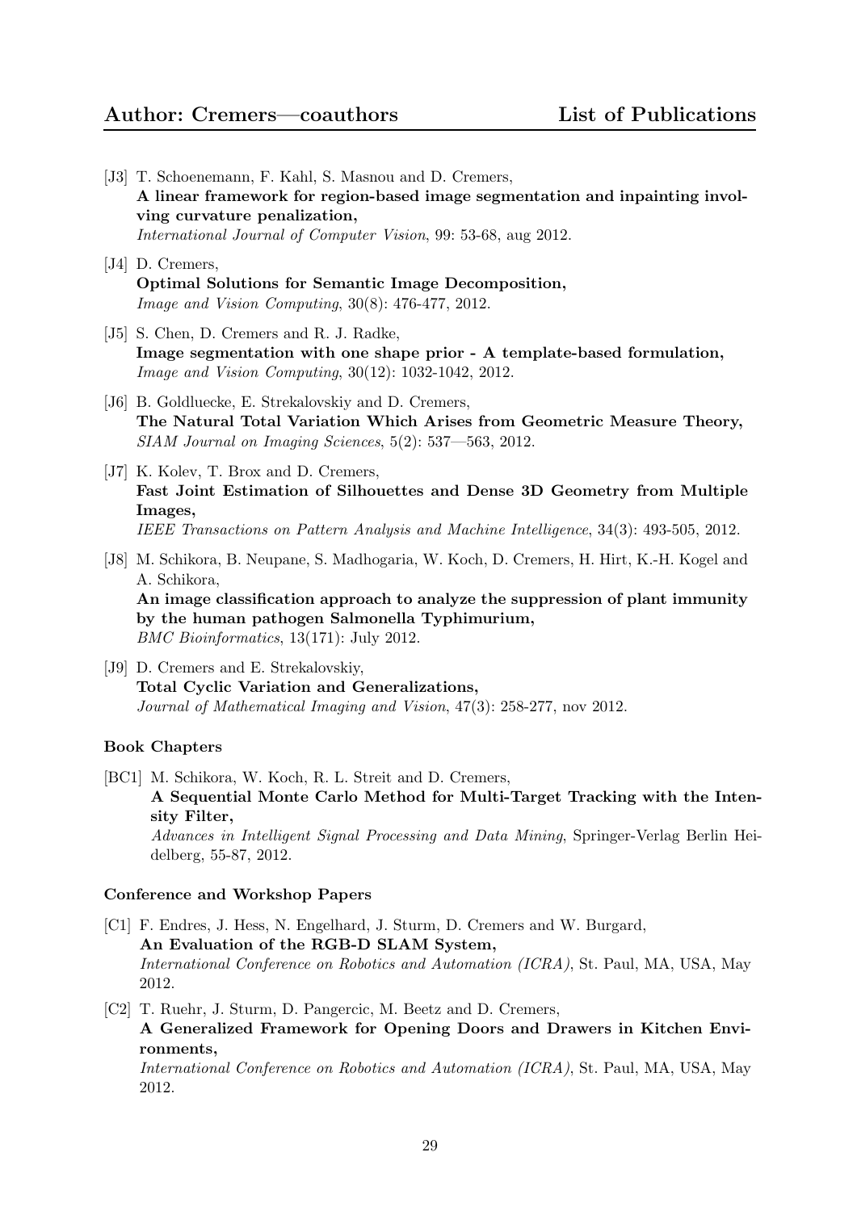[J3] T. Schoenemann, F. Kahl, S. Masnou and D. Cremers,
**A linear framework for region-based image segmentation and inpainting involving curvature penalization,**
*International Journal of Computer Vision*, 99: 53-68, aug 2012.

[J4] D. Cremers,
**Optimal Solutions for Semantic Image Decomposition,**
*Image and Vision Computing*, 30(8): 476-477, 2012.

[J5] S. Chen, D. Cremers and R. J. Radke,
**Image segmentation with one shape prior - A template-based formulation,**
*Image and Vision Computing*, 30(12): 1032-1042, 2012.

[J6] B. Goldluecke, E. Strekalovskiy and D. Cremers,
**The Natural Total Variation Which Arises from Geometric Measure Theory,**
*SIAM Journal on Imaging Sciences*, 5(2): 537—563, 2012.

[J7] K. Kolev, T. Brox and D. Cremers,
**Fast Joint Estimation of Silhouettes and Dense 3D Geometry from Multiple Images,**
*IEEE Transactions on Pattern Analysis and Machine Intelligence*, 34(3): 493-505, 2012.

[J8] M. Schikora, B. Neupane, S. Madhogaria, W. Koch, D. Cremers, H. Hirt, K.-H. Kogel and A. Schikora,
**An image classification approach to analyze the suppression of plant immunity by the human pathogen Salmonella Typhimurium,**
*BMC Bioinformatics*, 13(171): July 2012.

[J9] D. Cremers and E. Strekalovskiy,
**Total Cyclic Variation and Generalizations,**
*Journal of Mathematical Imaging and Vision*, 47(3): 258-277, nov 2012.

#### Book Chapters

[BC1] M. Schikora, W. Koch, R. L. Streit and D. Cremers,
**A Sequential Monte Carlo Method for Multi-Target Tracking with the Intensity Filter,**
*Advances in Intelligent Signal Processing and Data Mining*, Springer-Verlag Berlin Heidelberg, 55-87, 2012.

#### Conference and Workshop Papers

[C1] F. Endres, J. Hess, N. Engelhard, J. Sturm, D. Cremers and W. Burgard,
**An Evaluation of the RGB-D SLAM System,**
*International Conference on Robotics and Automation (ICRA)*, St. Paul, MA, USA, May 2012.

[C2] T. Ruehr, J. Sturm, D. Pangercic, M. Beetz and D. Cremers,
**A Generalized Framework for Opening Doors and Drawers in Kitchen Environments,**
*International Conference on Robotics and Automation (ICRA)*, St. Paul, MA, USA, May 2012.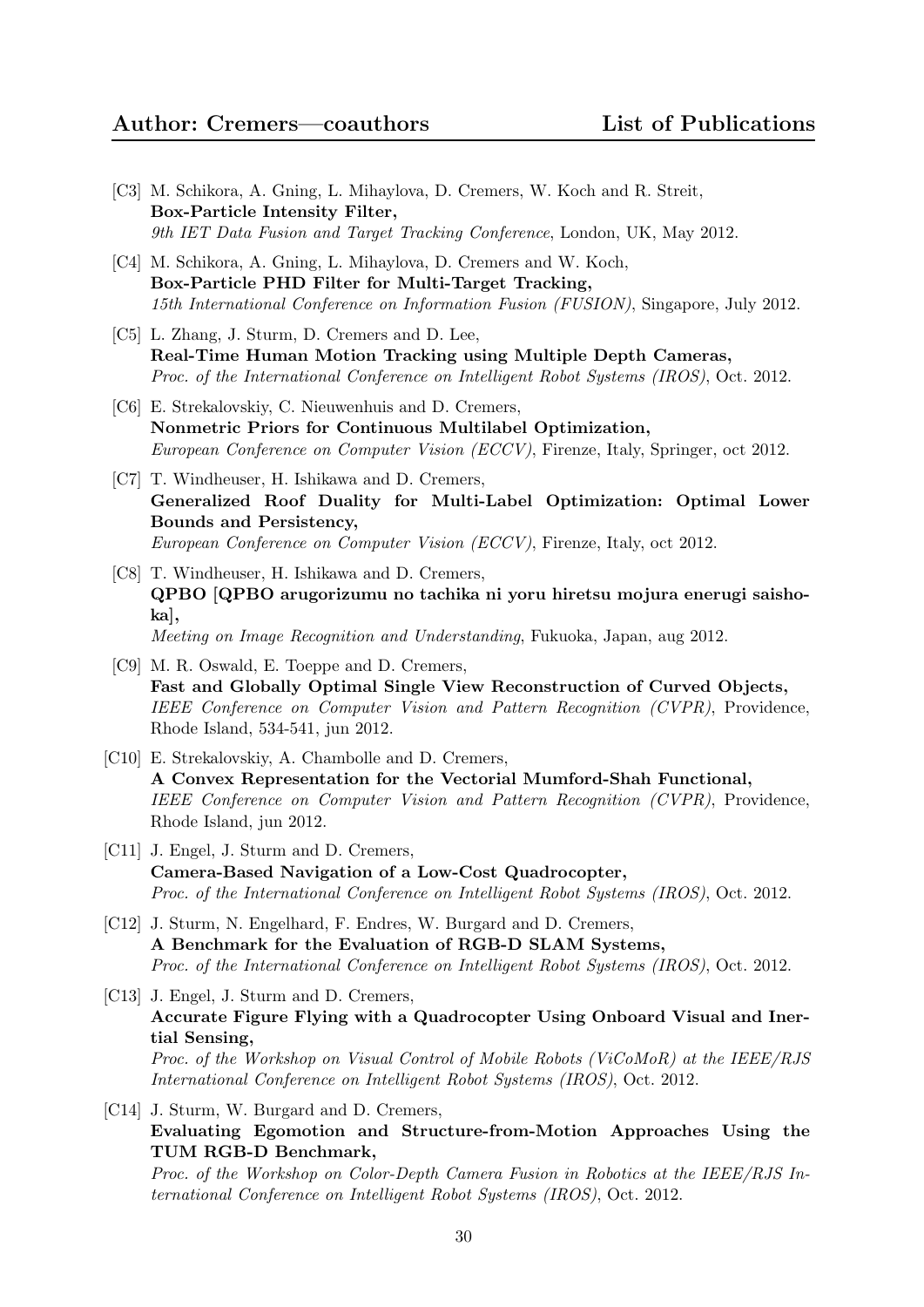[C3] M. Schikora, A. Gning, L. Mihaylova, D. Cremers, W. Koch and R. Streit,
**Box-Particle Intensity Filter,**
*9th IET Data Fusion and Target Tracking Conference*, London, UK, May 2012.

[C4] M. Schikora, A. Gning, L. Mihaylova, D. Cremers and W. Koch,
**Box-Particle PHD Filter for Multi-Target Tracking,**
*15th International Conference on Information Fusion (FUSION)*, Singapore, July 2012.

[C5] L. Zhang, J. Sturm, D. Cremers and D. Lee,
**Real-Time Human Motion Tracking using Multiple Depth Cameras,**
*Proc. of the International Conference on Intelligent Robot Systems (IROS)*, Oct. 2012.

[C6] E. Strekalovskiy, C. Nieuwenhuis and D. Cremers,
**Nonmetric Priors for Continuous Multilabel Optimization,**
*European Conference on Computer Vision (ECCV)*, Firenze, Italy, Springer, oct 2012.

[C7] T. Windheuser, H. Ishikawa and D. Cremers,
**Generalized Roof Duality for Multi-Label Optimization: Optimal Lower Bounds and Persistency,**
*European Conference on Computer Vision (ECCV)*, Firenze, Italy, oct 2012.

[C8] T. Windheuser, H. Ishikawa and D. Cremers,
**QPBO [QPBO arugorizumu no tachika ni yoru hiretsu mojura enerugi saishoka],**
*Meeting on Image Recognition and Understanding*, Fukuoka, Japan, aug 2012.

[C9] M. R. Oswald, E. Toeppe and D. Cremers,
**Fast and Globally Optimal Single View Reconstruction of Curved Objects,**
*IEEE Conference on Computer Vision and Pattern Recognition (CVPR)*, Providence, Rhode Island, 534-541, jun 2012.

[C10] E. Strekalovskiy, A. Chambolle and D. Cremers,
**A Convex Representation for the Vectorial Mumford-Shah Functional,**
*IEEE Conference on Computer Vision and Pattern Recognition (CVPR)*, Providence, Rhode Island, jun 2012.

[C11] J. Engel, J. Sturm and D. Cremers,
**Camera-Based Navigation of a Low-Cost Quadrocopter,**
*Proc. of the International Conference on Intelligent Robot Systems (IROS)*, Oct. 2012.

[C12] J. Sturm, N. Engelhard, F. Endres, W. Burgard and D. Cremers,
**A Benchmark for the Evaluation of RGB-D SLAM Systems,**
*Proc. of the International Conference on Intelligent Robot Systems (IROS)*, Oct. 2012.

[C13] J. Engel, J. Sturm and D. Cremers,
**Accurate Figure Flying with a Quadrocopter Using Onboard Visual and Inertial Sensing,**
*Proc. of the Workshop on Visual Control of Mobile Robots (ViCoMoR) at the IEEE/RJS International Conference on Intelligent Robot Systems (IROS)*, Oct. 2012.

[C14] J. Sturm, W. Burgard and D. Cremers,
**Evaluating Egomotion and Structure-from-Motion Approaches Using the TUM RGB-D Benchmark,**
*Proc. of the Workshop on Color-Depth Camera Fusion in Robotics at the IEEE/RJS International Conference on Intelligent Robot Systems (IROS)*, Oct. 2012.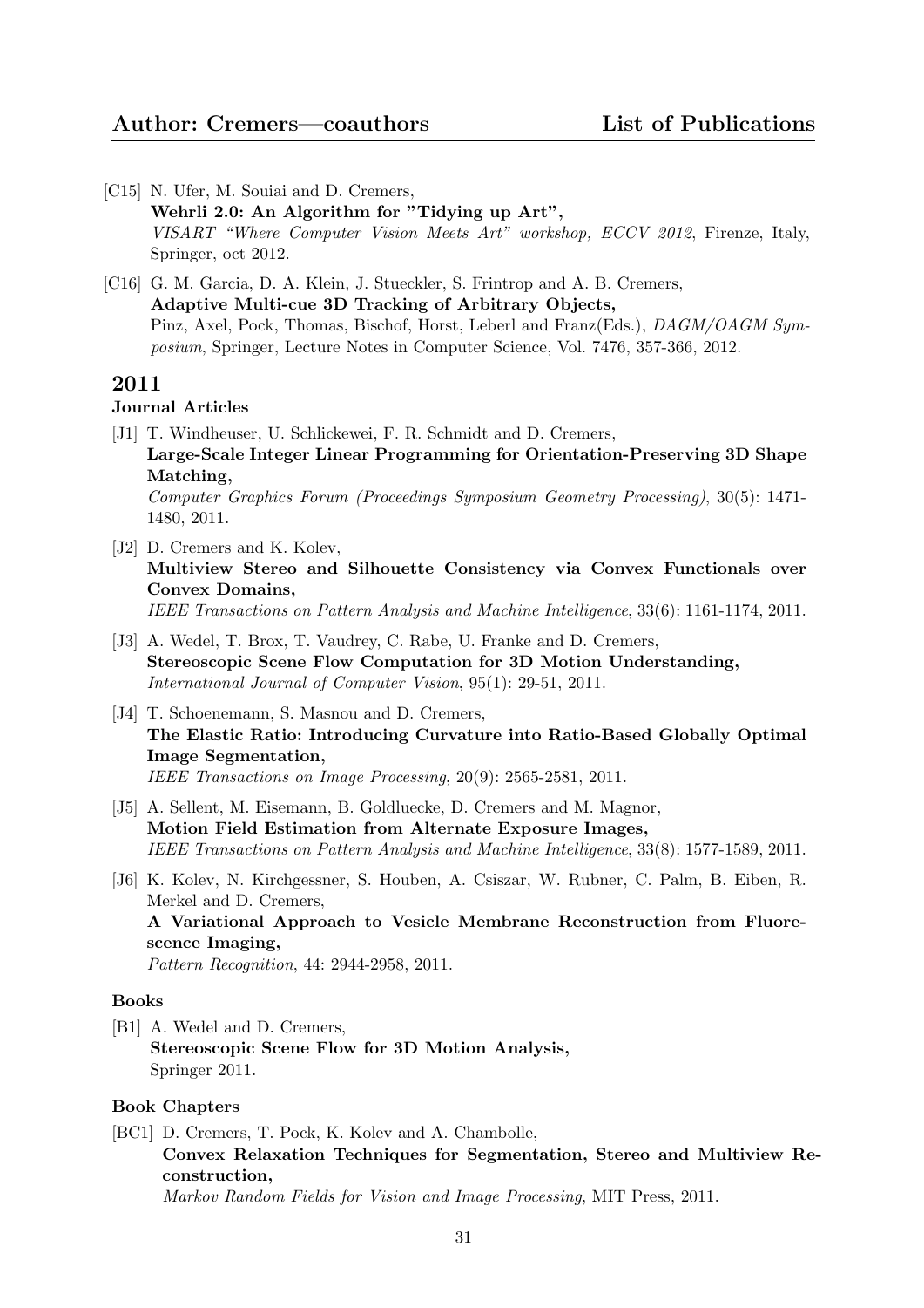[C15] N. Ufer, M. Souiai and D. Cremers,
**Wehrli 2.0: An Algorithm for "Tidying up Art",**
*VISART "Where Computer Vision Meets Art" workshop, ECCV 2012*, Firenze, Italy, Springer, oct 2012.

[C16] G. M. Garcia, D. A. Klein, J. Stueckler, S. Frintrop and A. B. Cremers,
**Adaptive Multi-cue 3D Tracking of Arbitrary Objects,**
Pinz, Axel, Pock, Thomas, Bischof, Horst, Leberl and Franz(Eds.), *DAGM/OAGM Symposium*, Springer, Lecture Notes in Computer Science, Vol. 7476, 357-366, 2012.

## 2011

### Journal Articles

[J1] T. Windheuser, U. Schlickewei, F. R. Schmidt and D. Cremers,
**Large-Scale Integer Linear Programming for Orientation-Preserving 3D Shape Matching,**
*Computer Graphics Forum (Proceedings Symposium Geometry Processing)*, 30(5): 1471-1480, 2011.

[J2] D. Cremers and K. Kolev,
**Multiview Stereo and Silhouette Consistency via Convex Functionals over Convex Domains,**
*IEEE Transactions on Pattern Analysis and Machine Intelligence*, 33(6): 1161-1174, 2011.

[J3] A. Wedel, T. Brox, T. Vaudrey, C. Rabe, U. Franke and D. Cremers,
**Stereoscopic Scene Flow Computation for 3D Motion Understanding,**
*International Journal of Computer Vision*, 95(1): 29-51, 2011.

[J4] T. Schoenemann, S. Masnou and D. Cremers,
**The Elastic Ratio: Introducing Curvature into Ratio-Based Globally Optimal Image Segmentation,**
*IEEE Transactions on Image Processing*, 20(9): 2565-2581, 2011.

[J5] A. Sellent, M. Eisemann, B. Goldluecke, D. Cremers and M. Magnor,
**Motion Field Estimation from Alternate Exposure Images,**
*IEEE Transactions on Pattern Analysis and Machine Intelligence*, 33(8): 1577-1589, 2011.

[J6] K. Kolev, N. Kirchgessner, S. Houben, A. Csiszar, W. Rubner, C. Palm, B. Eiben, R. Merkel and D. Cremers,
**A Variational Approach to Vesicle Membrane Reconstruction from Fluorescence Imaging,**
*Pattern Recognition*, 44: 2944-2958, 2011.

### Books

[B1] A. Wedel and D. Cremers,
**Stereoscopic Scene Flow for 3D Motion Analysis,**
Springer 2011.

### Book Chapters

[BC1] D. Cremers, T. Pock, K. Kolev and A. Chambolle,
**Convex Relaxation Techniques for Segmentation, Stereo and Multiview Reconstruction,**
*Markov Random Fields for Vision and Image Processing*, MIT Press, 2011.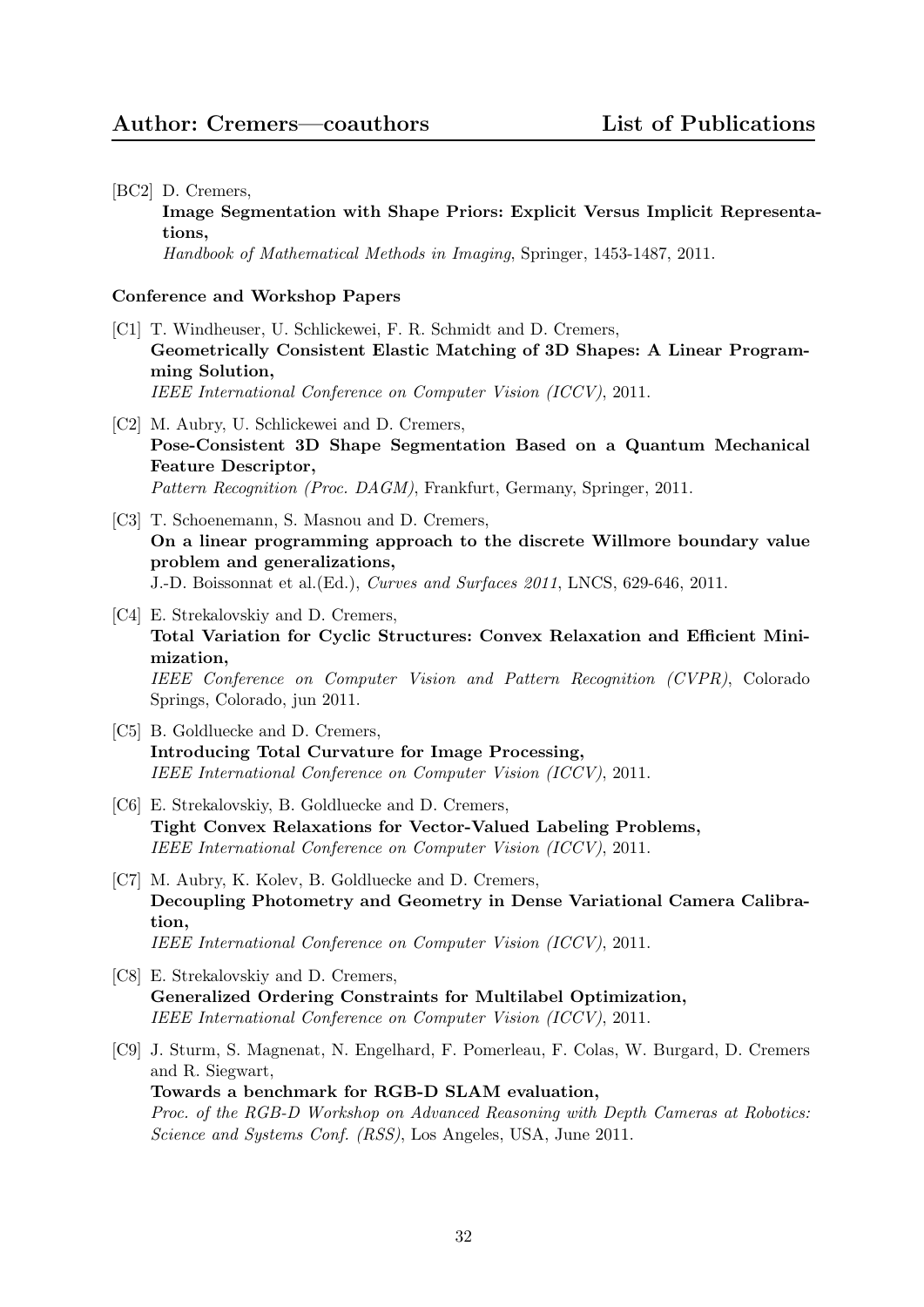[BC2] D. Cremers,
**Image Segmentation with Shape Priors: Explicit Versus Implicit Representations,**
*Handbook of Mathematical Methods in Imaging*, Springer, 1453-1487, 2011.

**Conference and Workshop Papers**

[C1] T. Windheuser, U. Schlickewei, F. R. Schmidt and D. Cremers,
**Geometrically Consistent Elastic Matching of 3D Shapes: A Linear Programming Solution,**
*IEEE International Conference on Computer Vision (ICCV)*, 2011.

[C2] M. Aubry, U. Schlickewei and D. Cremers,
**Pose-Consistent 3D Shape Segmentation Based on a Quantum Mechanical Feature Descriptor,**
*Pattern Recognition (Proc. DAGM)*, Frankfurt, Germany, Springer, 2011.

[C3] T. Schoenemann, S. Masnou and D. Cremers,
**On a linear programming approach to the discrete Willmore boundary value problem and generalizations,**
J.-D. Boissonnat et al.(Ed.), *Curves and Surfaces 2011*, LNCS, 629-646, 2011.

[C4] E. Strekalovskiy and D. Cremers,
**Total Variation for Cyclic Structures: Convex Relaxation and Efficient Minimization,**
*IEEE Conference on Computer Vision and Pattern Recognition (CVPR)*, Colorado Springs, Colorado, jun 2011.

[C5] B. Goldluecke and D. Cremers,
**Introducing Total Curvature for Image Processing,**
*IEEE International Conference on Computer Vision (ICCV)*, 2011.

[C6] E. Strekalovskiy, B. Goldluecke and D. Cremers,
**Tight Convex Relaxations for Vector-Valued Labeling Problems,**
*IEEE International Conference on Computer Vision (ICCV)*, 2011.

[C7] M. Aubry, K. Kolev, B. Goldluecke and D. Cremers,
**Decoupling Photometry and Geometry in Dense Variational Camera Calibration,**
*IEEE International Conference on Computer Vision (ICCV)*, 2011.

[C8] E. Strekalovskiy and D. Cremers,
**Generalized Ordering Constraints for Multilabel Optimization,**
*IEEE International Conference on Computer Vision (ICCV)*, 2011.

[C9] J. Sturm, S. Magnenat, N. Engelhard, F. Pomerleau, F. Colas, W. Burgard, D. Cremers and R. Siegwart,
**Towards a benchmark for RGB-D SLAM evaluation,**
*Proc. of the RGB-D Workshop on Advanced Reasoning with Depth Cameras at Robotics: Science and Systems Conf. (RSS)*, Los Angeles, USA, June 2011.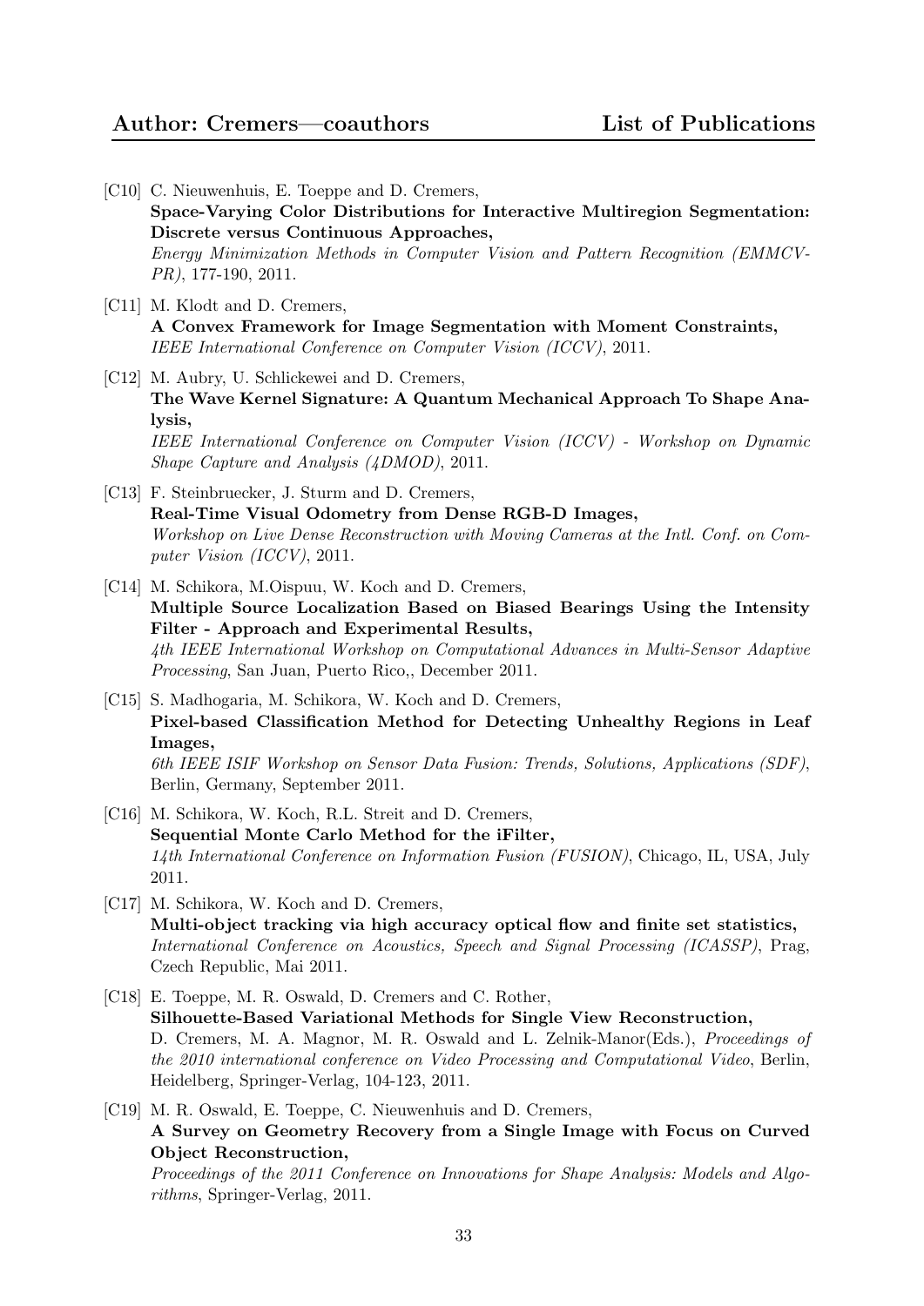[C10] C. Nieuwenhuis, E. Toeppe and D. Cremers,
**Space-Varying Color Distributions for Interactive Multiregion Segmentation: Discrete versus Continuous Approaches,**
*Energy Minimization Methods in Computer Vision and Pattern Recognition (EMMCVPR)*, 177-190, 2011.

[C11] M. Klodt and D. Cremers,
**A Convex Framework for Image Segmentation with Moment Constraints,**
*IEEE International Conference on Computer Vision (ICCV)*, 2011.

[C12] M. Aubry, U. Schlickewei and D. Cremers,
**The Wave Kernel Signature: A Quantum Mechanical Approach To Shape Analysis,**
*IEEE International Conference on Computer Vision (ICCV) - Workshop on Dynamic Shape Capture and Analysis (4DMOD)*, 2011.

[C13] F. Steinbruecker, J. Sturm and D. Cremers,
**Real-Time Visual Odometry from Dense RGB-D Images,**
*Workshop on Live Dense Reconstruction with Moving Cameras at the Intl. Conf. on Computer Vision (ICCV)*, 2011.

[C14] M. Schikora, M.Oispuu, W. Koch and D. Cremers,
**Multiple Source Localization Based on Biased Bearings Using the Intensity Filter - Approach and Experimental Results,**
*4th IEEE International Workshop on Computational Advances in Multi-Sensor Adaptive Processing*, San Juan, Puerto Rico,, December 2011.

[C15] S. Madhogaria, M. Schikora, W. Koch and D. Cremers,
**Pixel-based Classification Method for Detecting Unhealthy Regions in Leaf Images,**
*6th IEEE ISIF Workshop on Sensor Data Fusion: Trends, Solutions, Applications (SDF)*, Berlin, Germany, September 2011.

[C16] M. Schikora, W. Koch, R.L. Streit and D. Cremers,
**Sequential Monte Carlo Method for the iFilter,**
*14th International Conference on Information Fusion (FUSION)*, Chicago, IL, USA, July 2011.

[C17] M. Schikora, W. Koch and D. Cremers,
**Multi-object tracking via high accuracy optical flow and finite set statistics,**
*International Conference on Acoustics, Speech and Signal Processing (ICASSP)*, Prag, Czech Republic, Mai 2011.

[C18] E. Toeppe, M. R. Oswald, D. Cremers and C. Rother,
**Silhouette-Based Variational Methods for Single View Reconstruction,**
D. Cremers, M. A. Magnor, M. R. Oswald and L. Zelnik-Manor(Eds.), *Proceedings of the 2010 international conference on Video Processing and Computational Video*, Berlin, Heidelberg, Springer-Verlag, 104-123, 2011.

[C19] M. R. Oswald, E. Toeppe, C. Nieuwenhuis and D. Cremers,
**A Survey on Geometry Recovery from a Single Image with Focus on Curved Object Reconstruction,**
*Proceedings of the 2011 Conference on Innovations for Shape Analysis: Models and Algorithms*, Springer-Verlag, 2011.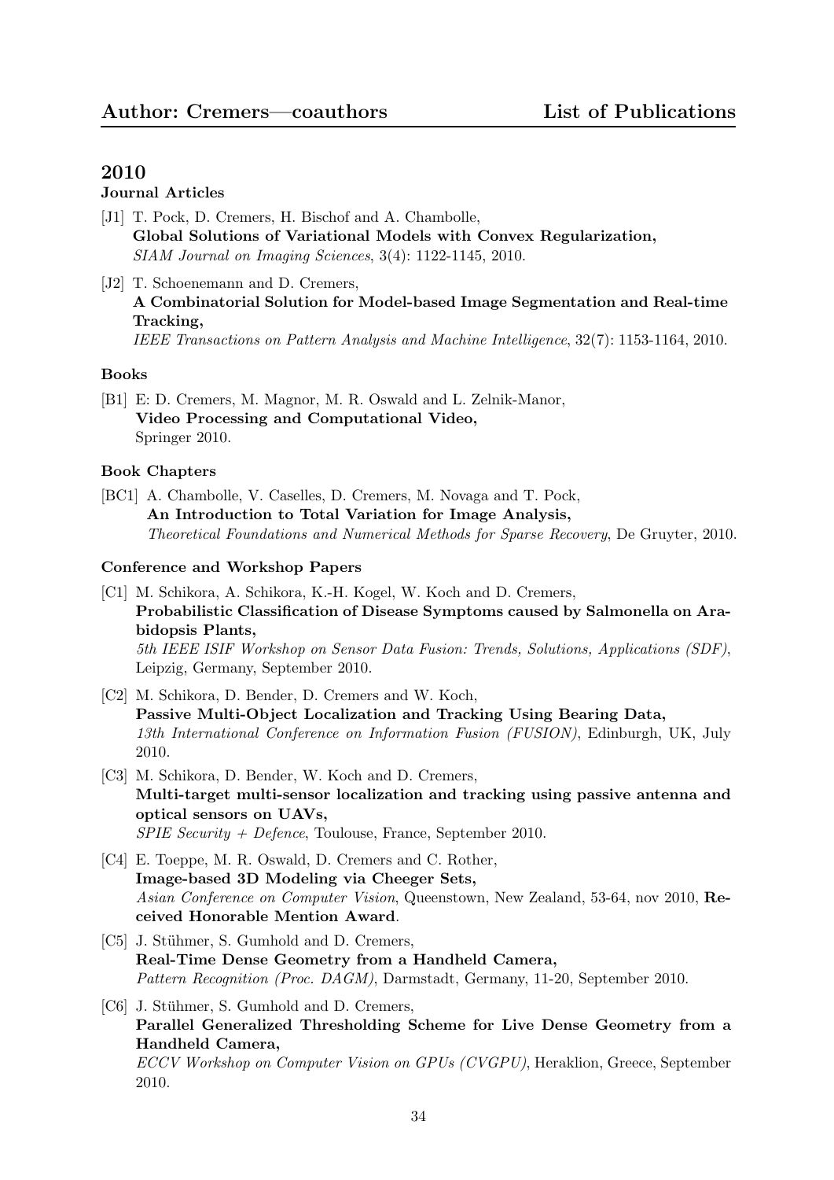## 2010

### Journal Articles

[J1] T. Pock, D. Cremers, H. Bischof and A. Chambolle,
**Global Solutions of Variational Models with Convex Regularization,**
*SIAM Journal on Imaging Sciences*, 3(4): 1122-1145, 2010.

[J2] T. Schoenemann and D. Cremers,
**A Combinatorial Solution for Model-based Image Segmentation and Real-time Tracking,**
*IEEE Transactions on Pattern Analysis and Machine Intelligence*, 32(7): 1153-1164, 2010.

### Books

[B1] E: D. Cremers, M. Magnor, M. R. Oswald and L. Zelnik-Manor,
**Video Processing and Computational Video,**
Springer 2010.

### Book Chapters

[BC1] A. Chambolle, V. Caselles, D. Cremers, M. Novaga and T. Pock,
**An Introduction to Total Variation for Image Analysis,**
*Theoretical Foundations and Numerical Methods for Sparse Recovery*, De Gruyter, 2010.

### Conference and Workshop Papers

[C1] M. Schikora, A. Schikora, K.-H. Kogel, W. Koch and D. Cremers,
**Probabilistic Classification of Disease Symptoms caused by Salmonella on Arabidopsis Plants,**
*5th IEEE ISIF Workshop on Sensor Data Fusion: Trends, Solutions, Applications (SDF)*, Leipzig, Germany, September 2010.

[C2] M. Schikora, D. Bender, D. Cremers and W. Koch,
**Passive Multi-Object Localization and Tracking Using Bearing Data,**
*13th International Conference on Information Fusion (FUSION)*, Edinburgh, UK, July 2010.

[C3] M. Schikora, D. Bender, W. Koch and D. Cremers,
**Multi-target multi-sensor localization and tracking using passive antenna and optical sensors on UAVs,**
*SPIE Security + Defence*, Toulouse, France, September 2010.

[C4] E. Toeppe, M. R. Oswald, D. Cremers and C. Rother,
**Image-based 3D Modeling via Cheeger Sets,**
*Asian Conference on Computer Vision*, Queenstown, New Zealand, 53-64, nov 2010, **Received Honorable Mention Award**.

[C5] J. Stühmer, S. Gumhold and D. Cremers,
**Real-Time Dense Geometry from a Handheld Camera,**
*Pattern Recognition (Proc. DAGM)*, Darmstadt, Germany, 11-20, September 2010.

[C6] J. Stühmer, S. Gumhold and D. Cremers,
**Parallel Generalized Thresholding Scheme for Live Dense Geometry from a Handheld Camera,**
*ECCV Workshop on Computer Vision on GPUs (CVGPU)*, Heraklion, Greece, September 2010.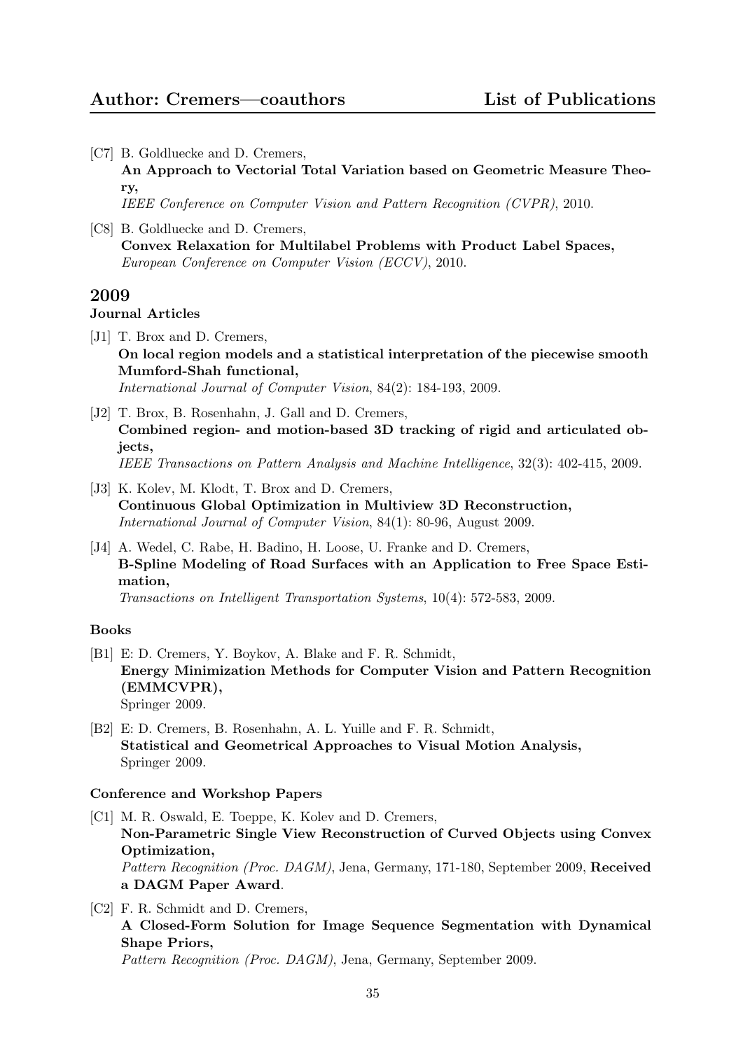- [C7] B. Goldluecke and D. Cremers,
  **An Approach to Vectorial Total Variation based on Geometric Measure Theory,**
  *IEEE Conference on Computer Vision and Pattern Recognition (CVPR)*, 2010.

- [C8] B. Goldluecke and D. Cremers,
  **Convex Relaxation for Multilabel Problems with Product Label Spaces,**
  *European Conference on Computer Vision (ECCV)*, 2010.

## 2009

### Journal Articles

- [J1] T. Brox and D. Cremers,
  **On local region models and a statistical interpretation of the piecewise smooth Mumford-Shah functional,**
  *International Journal of Computer Vision*, 84(2): 184-193, 2009.

- [J2] T. Brox, B. Rosenhahn, J. Gall and D. Cremers,
  **Combined region- and motion-based 3D tracking of rigid and articulated objects,**
  *IEEE Transactions on Pattern Analysis and Machine Intelligence*, 32(3): 402-415, 2009.

- [J3] K. Kolev, M. Klodt, T. Brox and D. Cremers,
  **Continuous Global Optimization in Multiview 3D Reconstruction,**
  *International Journal of Computer Vision*, 84(1): 80-96, August 2009.

- [J4] A. Wedel, C. Rabe, H. Badino, H. Loose, U. Franke and D. Cremers,
  **B-Spline Modeling of Road Surfaces with an Application to Free Space Estimation,**
  *Transactions on Intelligent Transportation Systems*, 10(4): 572-583, 2009.

### Books

- [B1] E: D. Cremers, Y. Boykov, A. Blake and F. R. Schmidt,
  **Energy Minimization Methods for Computer Vision and Pattern Recognition (EMMCVPR),**
  Springer 2009.

- [B2] E: D. Cremers, B. Rosenhahn, A. L. Yuille and F. R. Schmidt,
  **Statistical and Geometrical Approaches to Visual Motion Analysis,**
  Springer 2009.

### Conference and Workshop Papers

- [C1] M. R. Oswald, E. Toeppe, K. Kolev and D. Cremers,
  **Non-Parametric Single View Reconstruction of Curved Objects using Convex Optimization,**
  *Pattern Recognition (Proc. DAGM)*, Jena, Germany, 171-180, September 2009, **Received a DAGM Paper Award**.

- [C2] F. R. Schmidt and D. Cremers,
  **A Closed-Form Solution for Image Sequence Segmentation with Dynamical Shape Priors,**
  *Pattern Recognition (Proc. DAGM)*, Jena, Germany, September 2009.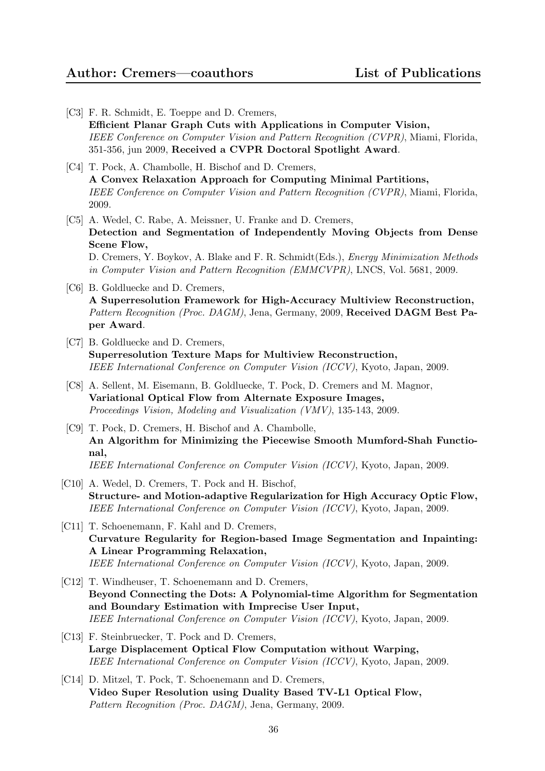- [C3] F. R. Schmidt, E. Toeppe and D. Cremers,
  **Efficient Planar Graph Cuts with Applications in Computer Vision,**
  *IEEE Conference on Computer Vision and Pattern Recognition (CVPR)*, Miami, Florida, 351-356, jun 2009, **Received a CVPR Doctoral Spotlight Award**.

- [C4] T. Pock, A. Chambolle, H. Bischof and D. Cremers,
  **A Convex Relaxation Approach for Computing Minimal Partitions,**
  *IEEE Conference on Computer Vision and Pattern Recognition (CVPR)*, Miami, Florida, 2009.

- [C5] A. Wedel, C. Rabe, A. Meissner, U. Franke and D. Cremers,
  **Detection and Segmentation of Independently Moving Objects from Dense Scene Flow,**
  D. Cremers, Y. Boykov, A. Blake and F. R. Schmidt(Eds.), *Energy Minimization Methods in Computer Vision and Pattern Recognition (EMMCVPR)*, LNCS, Vol. 5681, 2009.

- [C6] B. Goldluecke and D. Cremers,
  **A Superresolution Framework for High-Accuracy Multiview Reconstruction,**
  *Pattern Recognition (Proc. DAGM)*, Jena, Germany, 2009, **Received DAGM Best Paper Award**.

- [C7] B. Goldluecke and D. Cremers,
  **Superresolution Texture Maps for Multiview Reconstruction,**
  *IEEE International Conference on Computer Vision (ICCV)*, Kyoto, Japan, 2009.

- [C8] A. Sellent, M. Eisemann, B. Goldluecke, T. Pock, D. Cremers and M. Magnor,
  **Variational Optical Flow from Alternate Exposure Images,**
  *Proceedings Vision, Modeling and Visualization (VMV)*, 135-143, 2009.

- [C9] T. Pock, D. Cremers, H. Bischof and A. Chambolle,
  **An Algorithm for Minimizing the Piecewise Smooth Mumford-Shah Functional,**
  *IEEE International Conference on Computer Vision (ICCV)*, Kyoto, Japan, 2009.

- [C10] A. Wedel, D. Cremers, T. Pock and H. Bischof,
  **Structure- and Motion-adaptive Regularization for High Accuracy Optic Flow,**
  *IEEE International Conference on Computer Vision (ICCV)*, Kyoto, Japan, 2009.

- [C11] T. Schoenemann, F. Kahl and D. Cremers,
  **Curvature Regularity for Region-based Image Segmentation and Inpainting: A Linear Programming Relaxation,**
  *IEEE International Conference on Computer Vision (ICCV)*, Kyoto, Japan, 2009.

- [C12] T. Windheuser, T. Schoenemann and D. Cremers,
  **Beyond Connecting the Dots: A Polynomial-time Algorithm for Segmentation and Boundary Estimation with Imprecise User Input,**
  *IEEE International Conference on Computer Vision (ICCV)*, Kyoto, Japan, 2009.

- [C13] F. Steinbruecker, T. Pock and D. Cremers,
  **Large Displacement Optical Flow Computation without Warping,**
  *IEEE International Conference on Computer Vision (ICCV)*, Kyoto, Japan, 2009.

- [C14] D. Mitzel, T. Pock, T. Schoenemann and D. Cremers,
  **Video Super Resolution using Duality Based TV-L1 Optical Flow,**
  *Pattern Recognition (Proc. DAGM)*, Jena, Germany, 2009.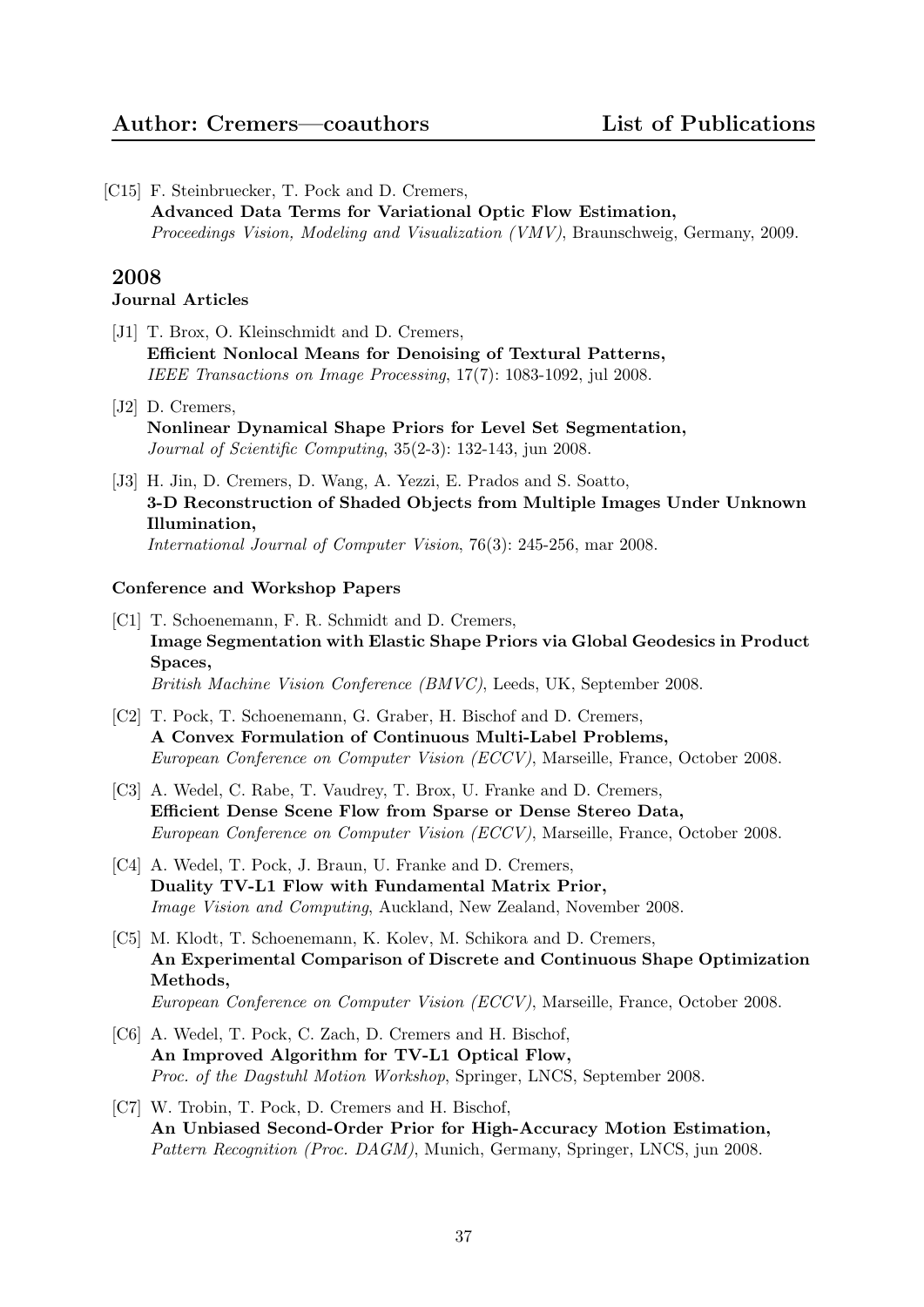[C15] F. Steinbruecker, T. Pock and D. Cremers,
**Advanced Data Terms for Variational Optic Flow Estimation,**
*Proceedings Vision, Modeling and Visualization (VMV)*, Braunschweig, Germany, 2009.

## 2008

### Journal Articles

[J1] T. Brox, O. Kleinschmidt and D. Cremers,
**Efficient Nonlocal Means for Denoising of Textural Patterns,**
*IEEE Transactions on Image Processing*, 17(7): 1083-1092, jul 2008.

[J2] D. Cremers,
**Nonlinear Dynamical Shape Priors for Level Set Segmentation,**
*Journal of Scientific Computing*, 35(2-3): 132-143, jun 2008.

[J3] H. Jin, D. Cremers, D. Wang, A. Yezzi, E. Prados and S. Soatto,
**3-D Reconstruction of Shaded Objects from Multiple Images Under Unknown Illumination,**
*International Journal of Computer Vision*, 76(3): 245-256, mar 2008.

### Conference and Workshop Papers

[C1] T. Schoenemann, F. R. Schmidt and D. Cremers,
**Image Segmentation with Elastic Shape Priors via Global Geodesics in Product Spaces,**
*British Machine Vision Conference (BMVC)*, Leeds, UK, September 2008.

[C2] T. Pock, T. Schoenemann, G. Graber, H. Bischof and D. Cremers,
**A Convex Formulation of Continuous Multi-Label Problems,**
*European Conference on Computer Vision (ECCV)*, Marseille, France, October 2008.

[C3] A. Wedel, C. Rabe, T. Vaudrey, T. Brox, U. Franke and D. Cremers,
**Efficient Dense Scene Flow from Sparse or Dense Stereo Data,**
*European Conference on Computer Vision (ECCV)*, Marseille, France, October 2008.

[C4] A. Wedel, T. Pock, J. Braun, U. Franke and D. Cremers,
**Duality TV-L1 Flow with Fundamental Matrix Prior,**
*Image Vision and Computing*, Auckland, New Zealand, November 2008.

[C5] M. Klodt, T. Schoenemann, K. Kolev, M. Schikora and D. Cremers,
**An Experimental Comparison of Discrete and Continuous Shape Optimization Methods,**
*European Conference on Computer Vision (ECCV)*, Marseille, France, October 2008.

[C6] A. Wedel, T. Pock, C. Zach, D. Cremers and H. Bischof,
**An Improved Algorithm for TV-L1 Optical Flow,**
*Proc. of the Dagstuhl Motion Workshop*, Springer, LNCS, September 2008.

[C7] W. Trobin, T. Pock, D. Cremers and H. Bischof,
**An Unbiased Second-Order Prior for High-Accuracy Motion Estimation,**
*Pattern Recognition (Proc. DAGM)*, Munich, Germany, Springer, LNCS, jun 2008.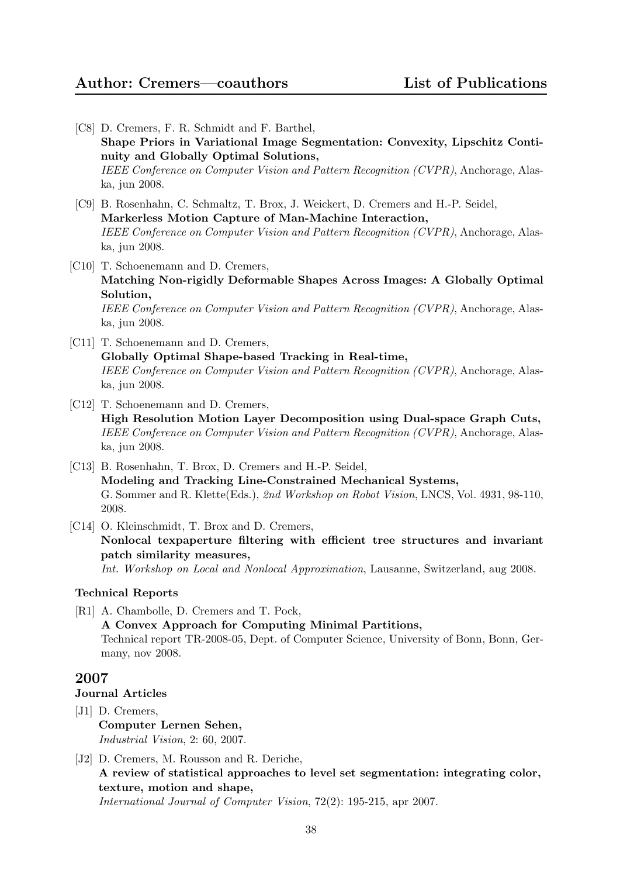[C8] D. Cremers, F. R. Schmidt and F. Barthel,
**Shape Priors in Variational Image Segmentation: Convexity, Lipschitz Continuity and Globally Optimal Solutions,**
*IEEE Conference on Computer Vision and Pattern Recognition (CVPR)*, Anchorage, Alaska, jun 2008.

[C9] B. Rosenhahn, C. Schmaltz, T. Brox, J. Weickert, D. Cremers and H.-P. Seidel,
**Markerless Motion Capture of Man-Machine Interaction,**
*IEEE Conference on Computer Vision and Pattern Recognition (CVPR)*, Anchorage, Alaska, jun 2008.

[C10] T. Schoenemann and D. Cremers,
**Matching Non-rigidly Deformable Shapes Across Images: A Globally Optimal Solution,**
*IEEE Conference on Computer Vision and Pattern Recognition (CVPR)*, Anchorage, Alaska, jun 2008.

[C11] T. Schoenemann and D. Cremers,
**Globally Optimal Shape-based Tracking in Real-time,**
*IEEE Conference on Computer Vision and Pattern Recognition (CVPR)*, Anchorage, Alaska, jun 2008.

[C12] T. Schoenemann and D. Cremers,
**High Resolution Motion Layer Decomposition using Dual-space Graph Cuts,**
*IEEE Conference on Computer Vision and Pattern Recognition (CVPR)*, Anchorage, Alaska, jun 2008.

[C13] B. Rosenhahn, T. Brox, D. Cremers and H.-P. Seidel,
**Modeling and Tracking Line-Constrained Mechanical Systems,**
G. Sommer and R. Klette(Eds.), *2nd Workshop on Robot Vision*, LNCS, Vol. 4931, 98-110, 2008.

[C14] O. Kleinschmidt, T. Brox and D. Cremers,
**Nonlocal texpaperture filtering with efficient tree structures and invariant patch similarity measures,**
*Int. Workshop on Local and Nonlocal Approximation*, Lausanne, Switzerland, aug 2008.

### Technical Reports

[R1] A. Chambolle, D. Cremers and T. Pock,
**A Convex Approach for Computing Minimal Partitions,**
Technical report TR-2008-05, Dept. of Computer Science, University of Bonn, Bonn, Germany, nov 2008.

## 2007

### Journal Articles

[J1] D. Cremers,
**Computer Lernen Sehen,**
*Industrial Vision*, 2: 60, 2007.

[J2] D. Cremers, M. Rousson and R. Deriche,
**A review of statistical approaches to level set segmentation: integrating color, texture, motion and shape,**
*International Journal of Computer Vision*, 72(2): 195-215, apr 2007.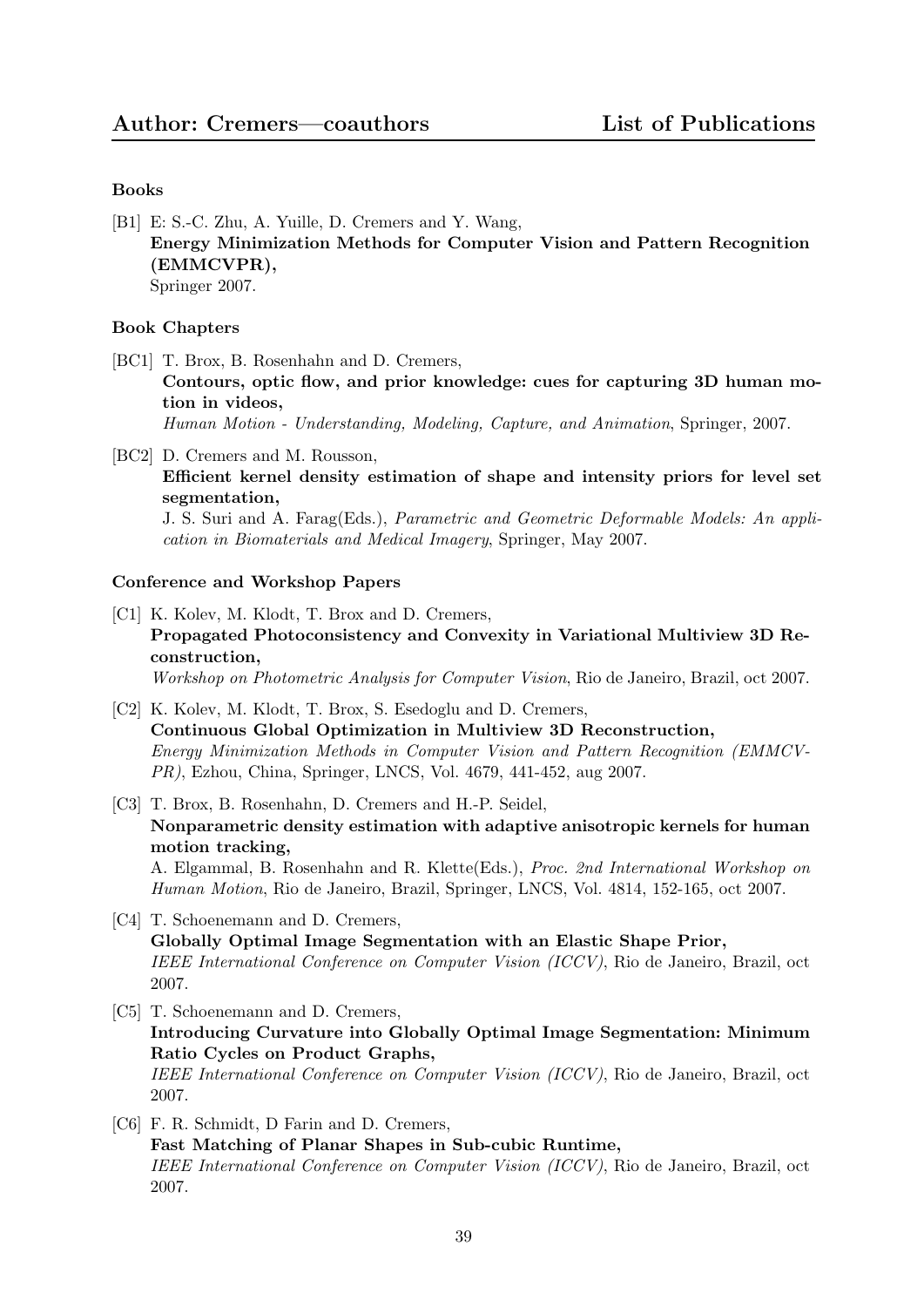### Books

[B1] E: S.-C. Zhu, A. Yuille, D. Cremers and Y. Wang,
**Energy Minimization Methods for Computer Vision and Pattern Recognition (EMMCVPR),**
Springer 2007.

### Book Chapters

[BC1] T. Brox, B. Rosenhahn and D. Cremers,
**Contours, optic flow, and prior knowledge: cues for capturing 3D human motion in videos,**
*Human Motion - Understanding, Modeling, Capture, and Animation*, Springer, 2007.

[BC2] D. Cremers and M. Rousson,
**Efficient kernel density estimation of shape and intensity priors for level set segmentation,**
J. S. Suri and A. Farag(Eds.), *Parametric and Geometric Deformable Models: An application in Biomaterials and Medical Imagery*, Springer, May 2007.

### Conference and Workshop Papers

[C1] K. Kolev, M. Klodt, T. Brox and D. Cremers,
**Propagated Photoconsistency and Convexity in Variational Multiview 3D Reconstruction,**
*Workshop on Photometric Analysis for Computer Vision*, Rio de Janeiro, Brazil, oct 2007.

[C2] K. Kolev, M. Klodt, T. Brox, S. Esedoglu and D. Cremers,
**Continuous Global Optimization in Multiview 3D Reconstruction,**
*Energy Minimization Methods in Computer Vision and Pattern Recognition (EMMCVPR)*, Ezhou, China, Springer, LNCS, Vol. 4679, 441-452, aug 2007.

[C3] T. Brox, B. Rosenhahn, D. Cremers and H.-P. Seidel,
**Nonparametric density estimation with adaptive anisotropic kernels for human motion tracking,**
A. Elgammal, B. Rosenhahn and R. Klette(Eds.), *Proc. 2nd International Workshop on Human Motion*, Rio de Janeiro, Brazil, Springer, LNCS, Vol. 4814, 152-165, oct 2007.

[C4] T. Schoenemann and D. Cremers,
**Globally Optimal Image Segmentation with an Elastic Shape Prior,**
*IEEE International Conference on Computer Vision (ICCV)*, Rio de Janeiro, Brazil, oct 2007.

[C5] T. Schoenemann and D. Cremers,
**Introducing Curvature into Globally Optimal Image Segmentation: Minimum Ratio Cycles on Product Graphs,**
*IEEE International Conference on Computer Vision (ICCV)*, Rio de Janeiro, Brazil, oct 2007.

[C6] F. R. Schmidt, D Farin and D. Cremers,
**Fast Matching of Planar Shapes in Sub-cubic Runtime,**
*IEEE International Conference on Computer Vision (ICCV)*, Rio de Janeiro, Brazil, oct 2007.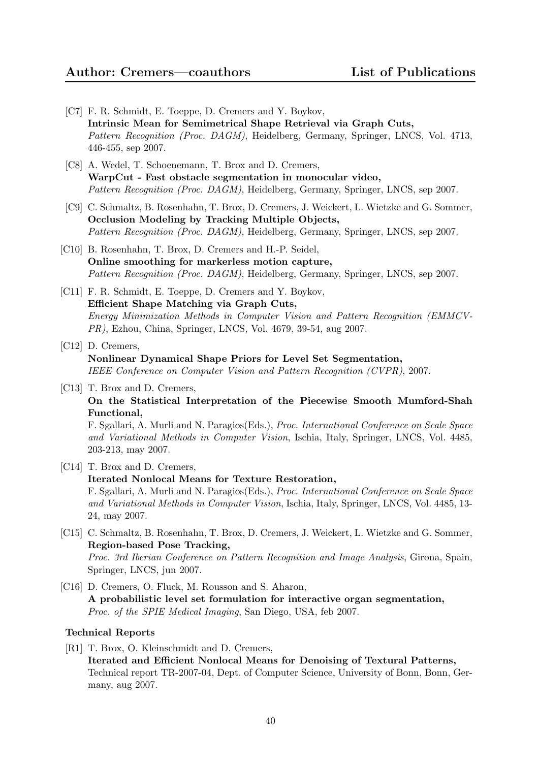[C7] F. R. Schmidt, E. Toeppe, D. Cremers and Y. Boykov,
**Intrinsic Mean for Semimetrical Shape Retrieval via Graph Cuts,**
*Pattern Recognition (Proc. DAGM)*, Heidelberg, Germany, Springer, LNCS, Vol. 4713, 446-455, sep 2007.

[C8] A. Wedel, T. Schoenemann, T. Brox and D. Cremers,
**WarpCut - Fast obstacle segmentation in monocular video,**
*Pattern Recognition (Proc. DAGM)*, Heidelberg, Germany, Springer, LNCS, sep 2007.

[C9] C. Schmaltz, B. Rosenhahn, T. Brox, D. Cremers, J. Weickert, L. Wietzke and G. Sommer,
**Occlusion Modeling by Tracking Multiple Objects,**
*Pattern Recognition (Proc. DAGM)*, Heidelberg, Germany, Springer, LNCS, sep 2007.

[C10] B. Rosenhahn, T. Brox, D. Cremers and H.-P. Seidel,
**Online smoothing for markerless motion capture,**
*Pattern Recognition (Proc. DAGM)*, Heidelberg, Germany, Springer, LNCS, sep 2007.

[C11] F. R. Schmidt, E. Toeppe, D. Cremers and Y. Boykov,
**Efficient Shape Matching via Graph Cuts,**
*Energy Minimization Methods in Computer Vision and Pattern Recognition (EMMCV-PR)*, Ezhou, China, Springer, LNCS, Vol. 4679, 39-54, aug 2007.

[C12] D. Cremers,
**Nonlinear Dynamical Shape Priors for Level Set Segmentation,**
*IEEE Conference on Computer Vision and Pattern Recognition (CVPR)*, 2007.

[C13] T. Brox and D. Cremers,
**On the Statistical Interpretation of the Piecewise Smooth Mumford-Shah Functional,**
F. Sgallari, A. Murli and N. Paragios(Eds.), *Proc. International Conference on Scale Space and Variational Methods in Computer Vision*, Ischia, Italy, Springer, LNCS, Vol. 4485, 203-213, may 2007.

[C14] T. Brox and D. Cremers,
**Iterated Nonlocal Means for Texture Restoration,**
F. Sgallari, A. Murli and N. Paragios(Eds.), *Proc. International Conference on Scale Space and Variational Methods in Computer Vision*, Ischia, Italy, Springer, LNCS, Vol. 4485, 13-24, may 2007.

[C15] C. Schmaltz, B. Rosenhahn, T. Brox, D. Cremers, J. Weickert, L. Wietzke and G. Sommer,
**Region-based Pose Tracking,**
*Proc. 3rd Iberian Conference on Pattern Recognition and Image Analysis*, Girona, Spain, Springer, LNCS, jun 2007.

[C16] D. Cremers, O. Fluck, M. Rousson and S. Aharon,
**A probabilistic level set formulation for interactive organ segmentation,**
*Proc. of the SPIE Medical Imaging*, San Diego, USA, feb 2007.

### Technical Reports

[R1] T. Brox, O. Kleinschmidt and D. Cremers,
**Iterated and Efficient Nonlocal Means for Denoising of Textural Patterns,**
Technical report TR-2007-04, Dept. of Computer Science, University of Bonn, Bonn, Germany, aug 2007.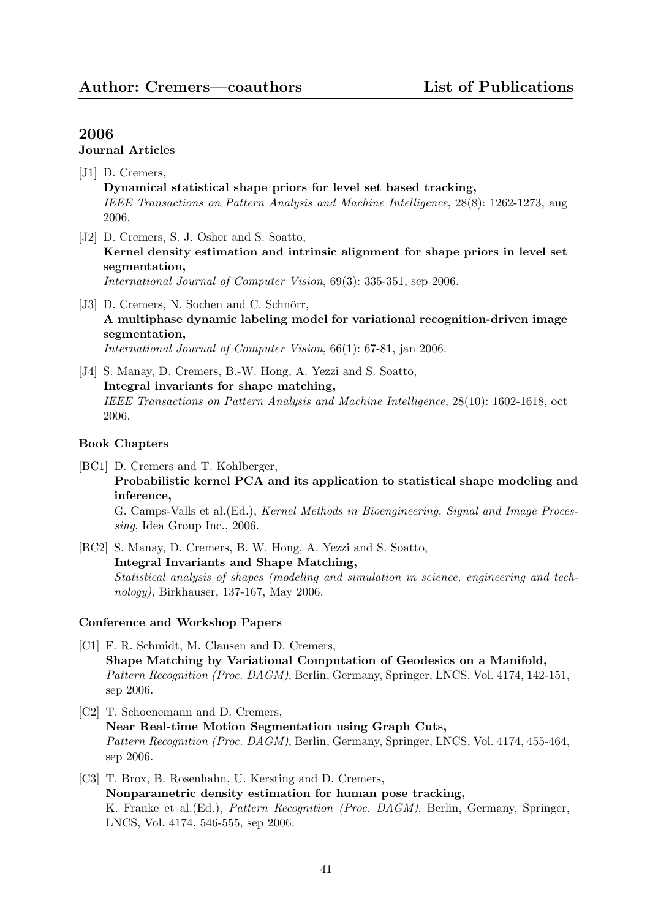## 2006

### Journal Articles

[J1] D. Cremers,
**Dynamical statistical shape priors for level set based tracking,**
*IEEE Transactions on Pattern Analysis and Machine Intelligence*, 28(8): 1262-1273, aug 2006.

[J2] D. Cremers, S. J. Osher and S. Soatto,
**Kernel density estimation and intrinsic alignment for shape priors in level set segmentation,**
*International Journal of Computer Vision*, 69(3): 335-351, sep 2006.

[J3] D. Cremers, N. Sochen and C. Schnörr,
**A multiphase dynamic labeling model for variational recognition-driven image segmentation,**
*International Journal of Computer Vision*, 66(1): 67-81, jan 2006.

[J4] S. Manay, D. Cremers, B.-W. Hong, A. Yezzi and S. Soatto,
**Integral invariants for shape matching,**
*IEEE Transactions on Pattern Analysis and Machine Intelligence*, 28(10): 1602-1618, oct 2006.

### Book Chapters

[BC1] D. Cremers and T. Kohlberger,
**Probabilistic kernel PCA and its application to statistical shape modeling and inference,**
G. Camps-Valls et al.(Ed.), *Kernel Methods in Bioengineering, Signal and Image Processing*, Idea Group Inc., 2006.

[BC2] S. Manay, D. Cremers, B. W. Hong, A. Yezzi and S. Soatto,
**Integral Invariants and Shape Matching,**
*Statistical analysis of shapes (modeling and simulation in science, engineering and technology)*, Birkhauser, 137-167, May 2006.

### Conference and Workshop Papers

[C1] F. R. Schmidt, M. Clausen and D. Cremers,
**Shape Matching by Variational Computation of Geodesics on a Manifold,**
*Pattern Recognition (Proc. DAGM)*, Berlin, Germany, Springer, LNCS, Vol. 4174, 142-151, sep 2006.

[C2] T. Schoenemann and D. Cremers,
**Near Real-time Motion Segmentation using Graph Cuts,**
*Pattern Recognition (Proc. DAGM)*, Berlin, Germany, Springer, LNCS, Vol. 4174, 455-464, sep 2006.

[C3] T. Brox, B. Rosenhahn, U. Kersting and D. Cremers,
**Nonparametric density estimation for human pose tracking,**
K. Franke et al.(Ed.), *Pattern Recognition (Proc. DAGM)*, Berlin, Germany, Springer, LNCS, Vol. 4174, 546-555, sep 2006.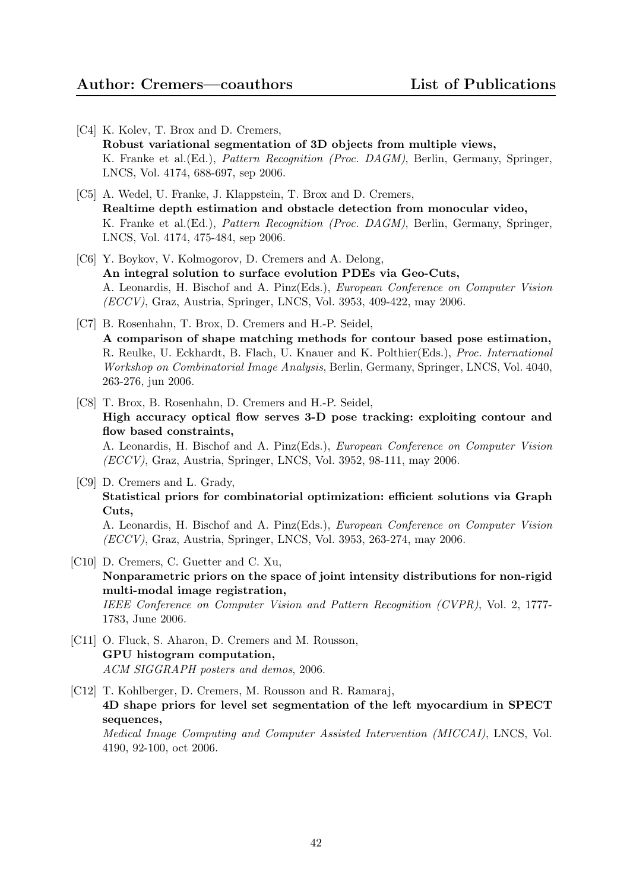[C4] K. Kolev, T. Brox and D. Cremers,
**Robust variational segmentation of 3D objects from multiple views,**
K. Franke et al.(Ed.), *Pattern Recognition (Proc. DAGM)*, Berlin, Germany, Springer, LNCS, Vol. 4174, 688-697, sep 2006.

[C5] A. Wedel, U. Franke, J. Klappstein, T. Brox and D. Cremers,
**Realtime depth estimation and obstacle detection from monocular video,**
K. Franke et al.(Ed.), *Pattern Recognition (Proc. DAGM)*, Berlin, Germany, Springer, LNCS, Vol. 4174, 475-484, sep 2006.

[C6] Y. Boykov, V. Kolmogorov, D. Cremers and A. Delong,
**An integral solution to surface evolution PDEs via Geo-Cuts,**
A. Leonardis, H. Bischof and A. Pinz(Eds.), *European Conference on Computer Vision (ECCV)*, Graz, Austria, Springer, LNCS, Vol. 3953, 409-422, may 2006.

[C7] B. Rosenhahn, T. Brox, D. Cremers and H.-P. Seidel,
**A comparison of shape matching methods for contour based pose estimation,**
R. Reulke, U. Eckhardt, B. Flach, U. Knauer and K. Polthier(Eds.), *Proc. International Workshop on Combinatorial Image Analysis*, Berlin, Germany, Springer, LNCS, Vol. 4040, 263-276, jun 2006.

[C8] T. Brox, B. Rosenhahn, D. Cremers and H.-P. Seidel,
**High accuracy optical flow serves 3-D pose tracking: exploiting contour and flow based constraints,**
A. Leonardis, H. Bischof and A. Pinz(Eds.), *European Conference on Computer Vision (ECCV)*, Graz, Austria, Springer, LNCS, Vol. 3952, 98-111, may 2006.

[C9] D. Cremers and L. Grady,
**Statistical priors for combinatorial optimization: efficient solutions via Graph Cuts,**
A. Leonardis, H. Bischof and A. Pinz(Eds.), *European Conference on Computer Vision (ECCV)*, Graz, Austria, Springer, LNCS, Vol. 3953, 263-274, may 2006.

[C10] D. Cremers, C. Guetter and C. Xu,
**Nonparametric priors on the space of joint intensity distributions for non-rigid multi-modal image registration,**
*IEEE Conference on Computer Vision and Pattern Recognition (CVPR)*, Vol. 2, 1777-1783, June 2006.

[C11] O. Fluck, S. Aharon, D. Cremers and M. Rousson,
**GPU histogram computation,**
*ACM SIGGRAPH posters and demos*, 2006.

[C12] T. Kohlberger, D. Cremers, M. Rousson and R. Ramaraj,
**4D shape priors for level set segmentation of the left myocardium in SPECT sequences,**
*Medical Image Computing and Computer Assisted Intervention (MICCAI)*, LNCS, Vol. 4190, 92-100, oct 2006.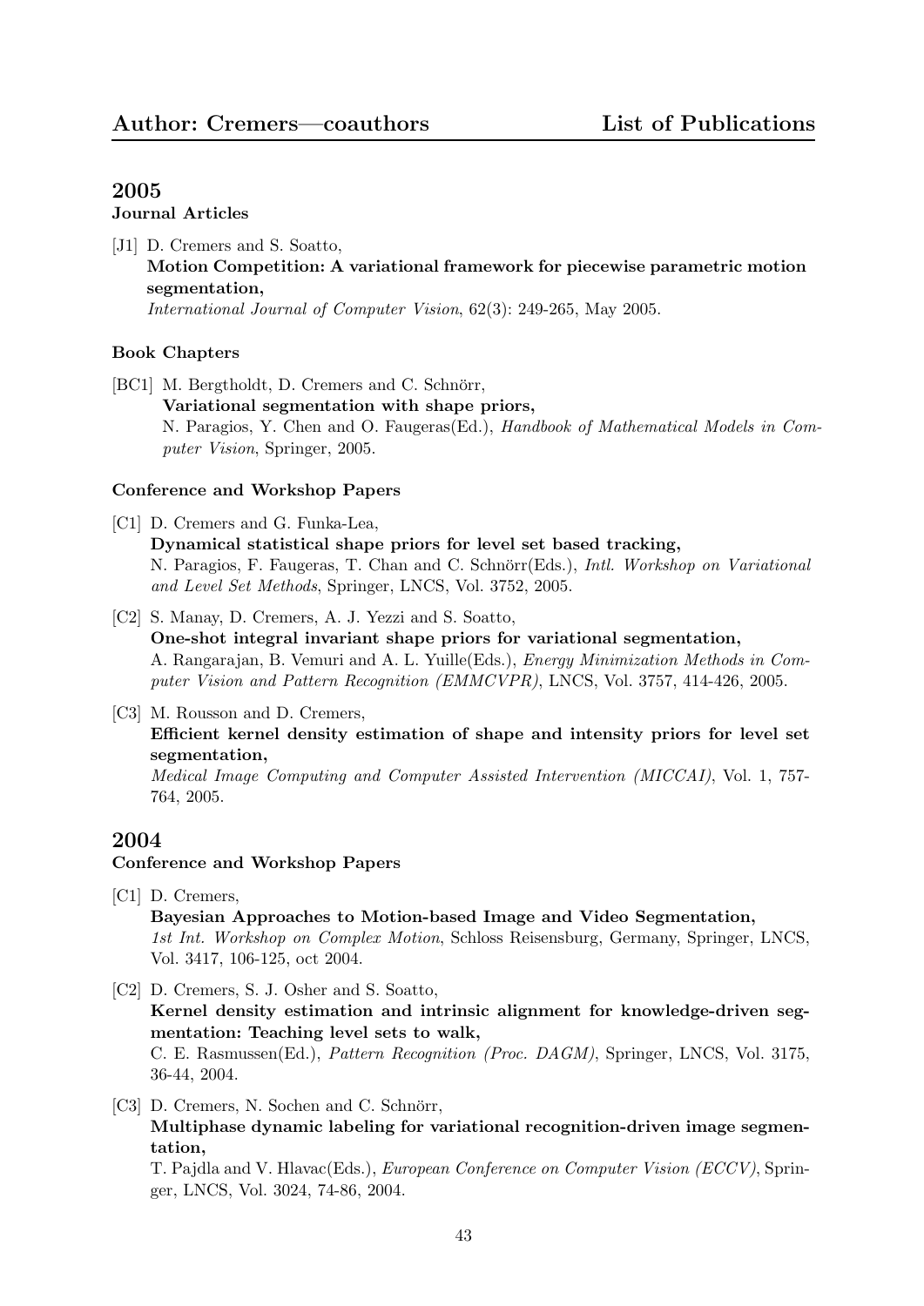## 2005

### Journal Articles

[J1] D. Cremers and S. Soatto,
**Motion Competition: A variational framework for piecewise parametric motion segmentation,**
*International Journal of Computer Vision*, 62(3): 249-265, May 2005.

### Book Chapters

[BC1] M. Bergtholdt, D. Cremers and C. Schnörr,
**Variational segmentation with shape priors,**
N. Paragios, Y. Chen and O. Faugeras(Ed.), *Handbook of Mathematical Models in Computer Vision*, Springer, 2005.

### Conference and Workshop Papers

[C1] D. Cremers and G. Funka-Lea,
**Dynamical statistical shape priors for level set based tracking,**
N. Paragios, F. Faugeras, T. Chan and C. Schnörr(Eds.), *Intl. Workshop on Variational and Level Set Methods*, Springer, LNCS, Vol. 3752, 2005.

[C2] S. Manay, D. Cremers, A. J. Yezzi and S. Soatto,
**One-shot integral invariant shape priors for variational segmentation,**
A. Rangarajan, B. Vemuri and A. L. Yuille(Eds.), *Energy Minimization Methods in Computer Vision and Pattern Recognition (EMMCVPR)*, LNCS, Vol. 3757, 414-426, 2005.

[C3] M. Rousson and D. Cremers,
**Efficient kernel density estimation of shape and intensity priors for level set segmentation,**
*Medical Image Computing and Computer Assisted Intervention (MICCAI)*, Vol. 1, 757-764, 2005.

## 2004

### Conference and Workshop Papers

[C1] D. Cremers,
**Bayesian Approaches to Motion-based Image and Video Segmentation,**
*1st Int. Workshop on Complex Motion*, Schloss Reisensburg, Germany, Springer, LNCS, Vol. 3417, 106-125, oct 2004.

[C2] D. Cremers, S. J. Osher and S. Soatto,
**Kernel density estimation and intrinsic alignment for knowledge-driven segmentation: Teaching level sets to walk,**
C. E. Rasmussen(Ed.), *Pattern Recognition (Proc. DAGM)*, Springer, LNCS, Vol. 3175, 36-44, 2004.

[C3] D. Cremers, N. Sochen and C. Schnörr,
**Multiphase dynamic labeling for variational recognition-driven image segmentation,**
T. Pajdla and V. Hlavac(Eds.), *European Conference on Computer Vision (ECCV)*, Springer, LNCS, Vol. 3024, 74-86, 2004.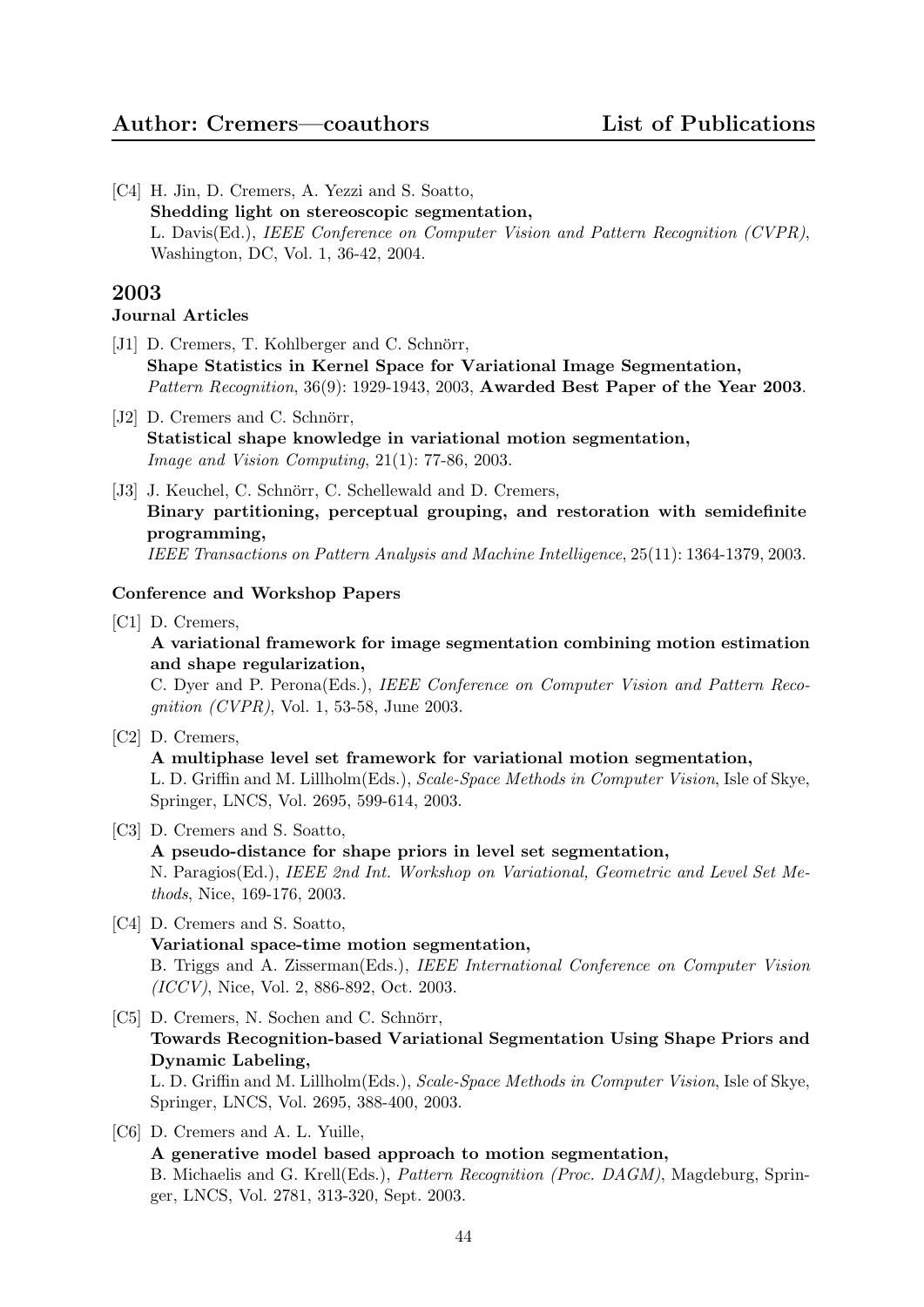[C4] H. Jin, D. Cremers, A. Yezzi and S. Soatto,
**Shedding light on stereoscopic segmentation,**
L. Davis(Ed.), *IEEE Conference on Computer Vision and Pattern Recognition (CVPR)*, Washington, DC, Vol. 1, 36-42, 2004.

## 2003

### Journal Articles

[J1] D. Cremers, T. Kohlberger and C. Schnörr,
**Shape Statistics in Kernel Space for Variational Image Segmentation,**
*Pattern Recognition*, 36(9): 1929-1943, 2003, **Awarded Best Paper of the Year 2003**.

[J2] D. Cremers and C. Schnörr,
**Statistical shape knowledge in variational motion segmentation,**
*Image and Vision Computing*, 21(1): 77-86, 2003.

[J3] J. Keuchel, C. Schnörr, C. Schellewald and D. Cremers,
**Binary partitioning, perceptual grouping, and restoration with semidefinite programming,**
*IEEE Transactions on Pattern Analysis and Machine Intelligence*, 25(11): 1364-1379, 2003.

### Conference and Workshop Papers

[C1] D. Cremers,
**A variational framework for image segmentation combining motion estimation and shape regularization,**
C. Dyer and P. Perona(Eds.), *IEEE Conference on Computer Vision and Pattern Recognition (CVPR)*, Vol. 1, 53-58, June 2003.

[C2] D. Cremers,
**A multiphase level set framework for variational motion segmentation,**
L. D. Griffin and M. Lillholm(Eds.), *Scale-Space Methods in Computer Vision*, Isle of Skye, Springer, LNCS, Vol. 2695, 599-614, 2003.

[C3] D. Cremers and S. Soatto,
**A pseudo-distance for shape priors in level set segmentation,**
N. Paragios(Ed.), *IEEE 2nd Int. Workshop on Variational, Geometric and Level Set Methods*, Nice, 169-176, 2003.

[C4] D. Cremers and S. Soatto,
**Variational space-time motion segmentation,**
B. Triggs and A. Zisserman(Eds.), *IEEE International Conference on Computer Vision (ICCV)*, Nice, Vol. 2, 886-892, Oct. 2003.

[C5] D. Cremers, N. Sochen and C. Schnörr,
**Towards Recognition-based Variational Segmentation Using Shape Priors and Dynamic Labeling,**
L. D. Griffin and M. Lillholm(Eds.), *Scale-Space Methods in Computer Vision*, Isle of Skye, Springer, LNCS, Vol. 2695, 388-400, 2003.

[C6] D. Cremers and A. L. Yuille,
**A generative model based approach to motion segmentation,**
B. Michaelis and G. Krell(Eds.), *Pattern Recognition (Proc. DAGM)*, Magdeburg, Springer, LNCS, Vol. 2781, 313-320, Sept. 2003.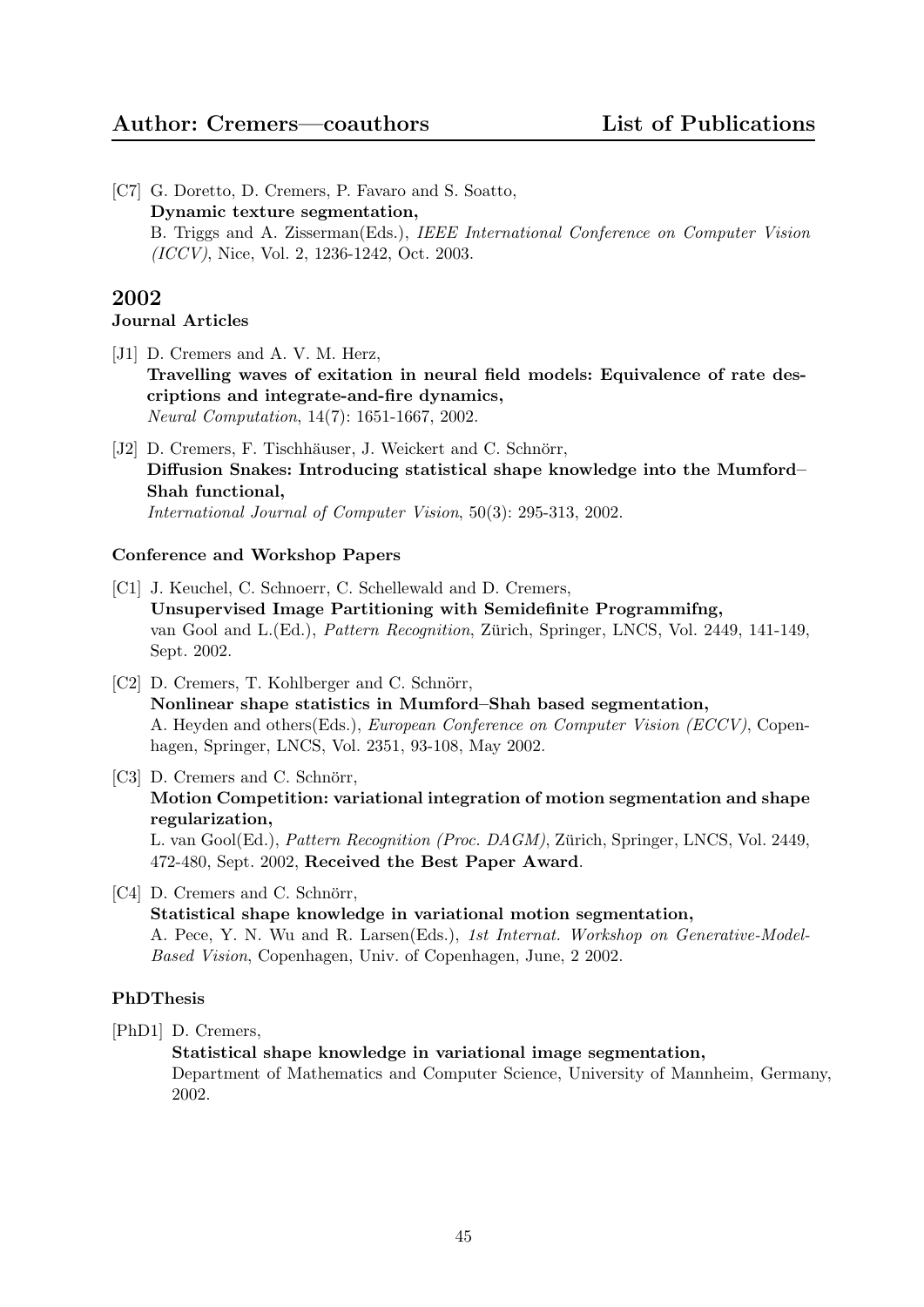[C7] G. Doretto, D. Cremers, P. Favaro and S. Soatto,
**Dynamic texture segmentation,**
B. Triggs and A. Zisserman(Eds.), *IEEE International Conference on Computer Vision (ICCV)*, Nice, Vol. 2, 1236-1242, Oct. 2003.

## 2002

### Journal Articles

[J1] D. Cremers and A. V. M. Herz,
**Travelling waves of exitation in neural field models: Equivalence of rate descriptions and integrate-and-fire dynamics,**
*Neural Computation*, 14(7): 1651-1667, 2002.

[J2] D. Cremers, F. Tischhäuser, J. Weickert and C. Schnörr,
**Diffusion Snakes: Introducing statistical shape knowledge into the Mumford–Shah functional,**
*International Journal of Computer Vision*, 50(3): 295-313, 2002.

### Conference and Workshop Papers

[C1] J. Keuchel, C. Schnoerr, C. Schellewald and D. Cremers,
**Unsupervised Image Partitioning with Semidefinite Programmifng,**
van Gool and L.(Ed.), *Pattern Recognition*, Zürich, Springer, LNCS, Vol. 2449, 141-149, Sept. 2002.

[C2] D. Cremers, T. Kohlberger and C. Schnörr,
**Nonlinear shape statistics in Mumford–Shah based segmentation,**
A. Heyden and others(Eds.), *European Conference on Computer Vision (ECCV)*, Copenhagen, Springer, LNCS, Vol. 2351, 93-108, May 2002.

[C3] D. Cremers and C. Schnörr,
**Motion Competition: variational integration of motion segmentation and shape regularization,**
L. van Gool(Ed.), *Pattern Recognition (Proc. DAGM)*, Zürich, Springer, LNCS, Vol. 2449, 472-480, Sept. 2002, **Received the Best Paper Award**.

[C4] D. Cremers and C. Schnörr,
**Statistical shape knowledge in variational motion segmentation,**
A. Pece, Y. N. Wu and R. Larsen(Eds.), *1st Internat. Workshop on Generative-Model-Based Vision*, Copenhagen, Univ. of Copenhagen, June, 2 2002.

### PhDThesis

[PhD1] D. Cremers,
**Statistical shape knowledge in variational image segmentation,**
Department of Mathematics and Computer Science, University of Mannheim, Germany, 2002.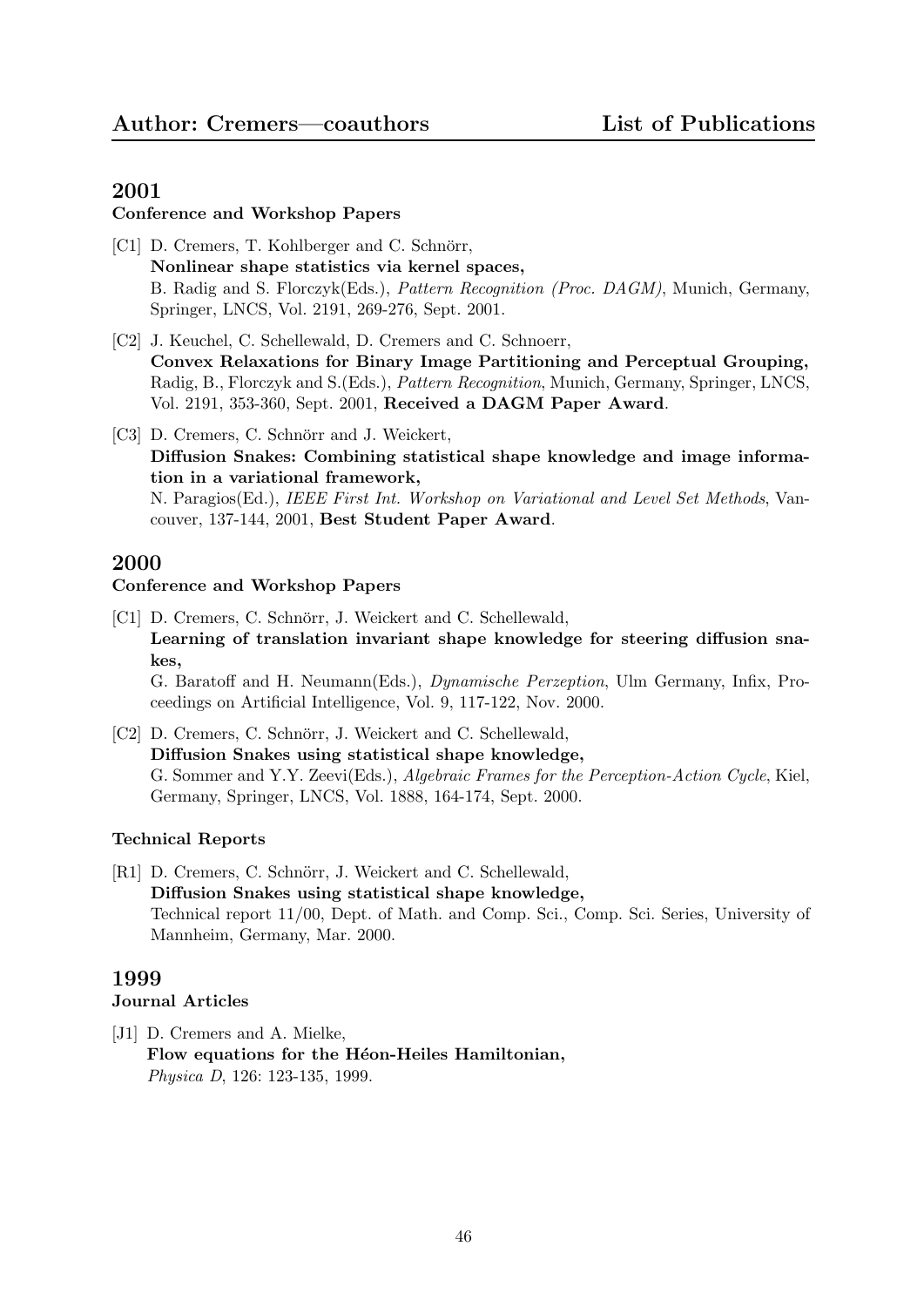## 2001

### Conference and Workshop Papers

[C1] D. Cremers, T. Kohlberger and C. Schnörr,
**Nonlinear shape statistics via kernel spaces,**
B. Radig and S. Florczyk(Eds.), *Pattern Recognition (Proc. DAGM)*, Munich, Germany, Springer, LNCS, Vol. 2191, 269-276, Sept. 2001.

[C2] J. Keuchel, C. Schellewald, D. Cremers and C. Schnoerr,
**Convex Relaxations for Binary Image Partitioning and Perceptual Grouping,**
Radig, B., Florczyk and S.(Eds.), *Pattern Recognition*, Munich, Germany, Springer, LNCS, Vol. 2191, 353-360, Sept. 2001, **Received a DAGM Paper Award**.

[C3] D. Cremers, C. Schnörr and J. Weickert,
**Diffusion Snakes: Combining statistical shape knowledge and image information in a variational framework,**
N. Paragios(Ed.), *IEEE First Int. Workshop on Variational and Level Set Methods*, Vancouver, 137-144, 2001, **Best Student Paper Award**.

## 2000

### Conference and Workshop Papers

[C1] D. Cremers, C. Schnörr, J. Weickert and C. Schellewald,
**Learning of translation invariant shape knowledge for steering diffusion snakes,**
G. Baratoff and H. Neumann(Eds.), *Dynamische Perzeption*, Ulm Germany, Infix, Proceedings on Artificial Intelligence, Vol. 9, 117-122, Nov. 2000.

[C2] D. Cremers, C. Schnörr, J. Weickert and C. Schellewald,
**Diffusion Snakes using statistical shape knowledge,**
G. Sommer and Y.Y. Zeevi(Eds.), *Algebraic Frames for the Perception-Action Cycle*, Kiel, Germany, Springer, LNCS, Vol. 1888, 164-174, Sept. 2000.

### Technical Reports

[R1] D. Cremers, C. Schnörr, J. Weickert and C. Schellewald,
**Diffusion Snakes using statistical shape knowledge,**
Technical report 11/00, Dept. of Math. and Comp. Sci., Comp. Sci. Series, University of Mannheim, Germany, Mar. 2000.

## 1999

### Journal Articles

[J1] D. Cremers and A. Mielke,
**Flow equations for the Héon-Heiles Hamiltonian,**
*Physica D*, 126: 123-135, 1999.